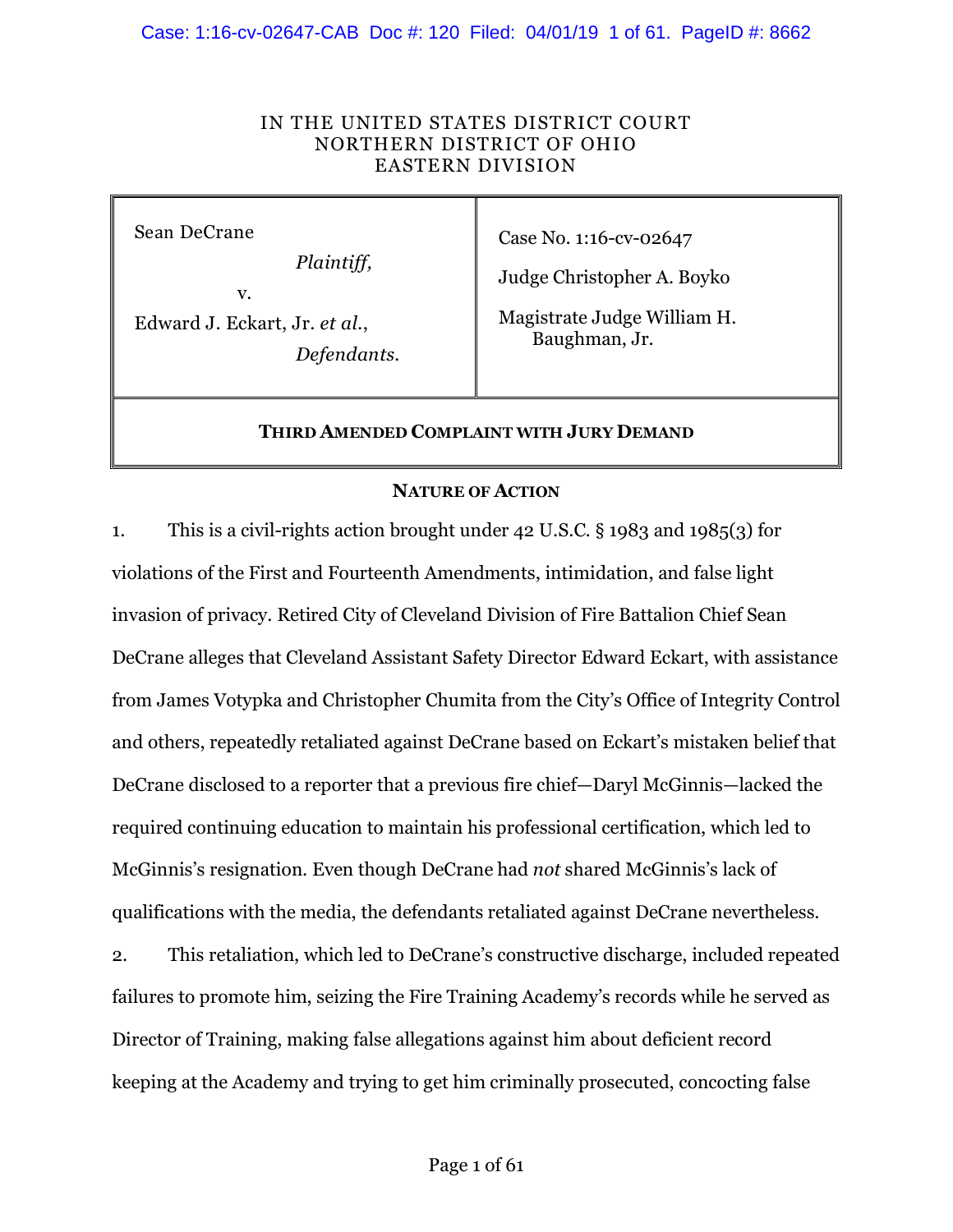IN THE UNITED STATES DISTRICT COURT
NORTHERN DISTRICT OF OHIO
EASTERN DIVISION

| | |
|---|---|
| Sean DeCrane<br>*Plaintiff,*<br>v.<br>Edward J. Eckart, Jr. *et al.*,<br>*Defendants.* | Case No. 1:16-cv-02647<br>Judge Christopher A. Boyko<br>Magistrate Judge William H. Baughman, Jr. |

**THIRD AMENDED COMPLAINT WITH JURY DEMAND**

## NATURE OF ACTION

1. This is a civil-rights action brought under 42 U.S.C. § 1983 and 1985(3) for violations of the First and Fourteenth Amendments, intimidation, and false light invasion of privacy. Retired City of Cleveland Division of Fire Battalion Chief Sean DeCrane alleges that Cleveland Assistant Safety Director Edward Eckart, with assistance from James Votypka and Christopher Chumita from the City's Office of Integrity Control and others, repeatedly retaliated against DeCrane based on Eckart's mistaken belief that DeCrane disclosed to a reporter that a previous fire chief—Daryl McGinnis—lacked the required continuing education to maintain his professional certification, which led to McGinnis's resignation. Even though DeCrane had *not* shared McGinnis's lack of qualifications with the media, the defendants retaliated against DeCrane nevertheless.

2. This retaliation, which led to DeCrane's constructive discharge, included repeated failures to promote him, seizing the Fire Training Academy's records while he served as Director of Training, making false allegations against him about deficient record keeping at the Academy and trying to get him criminally prosecuted, concocting false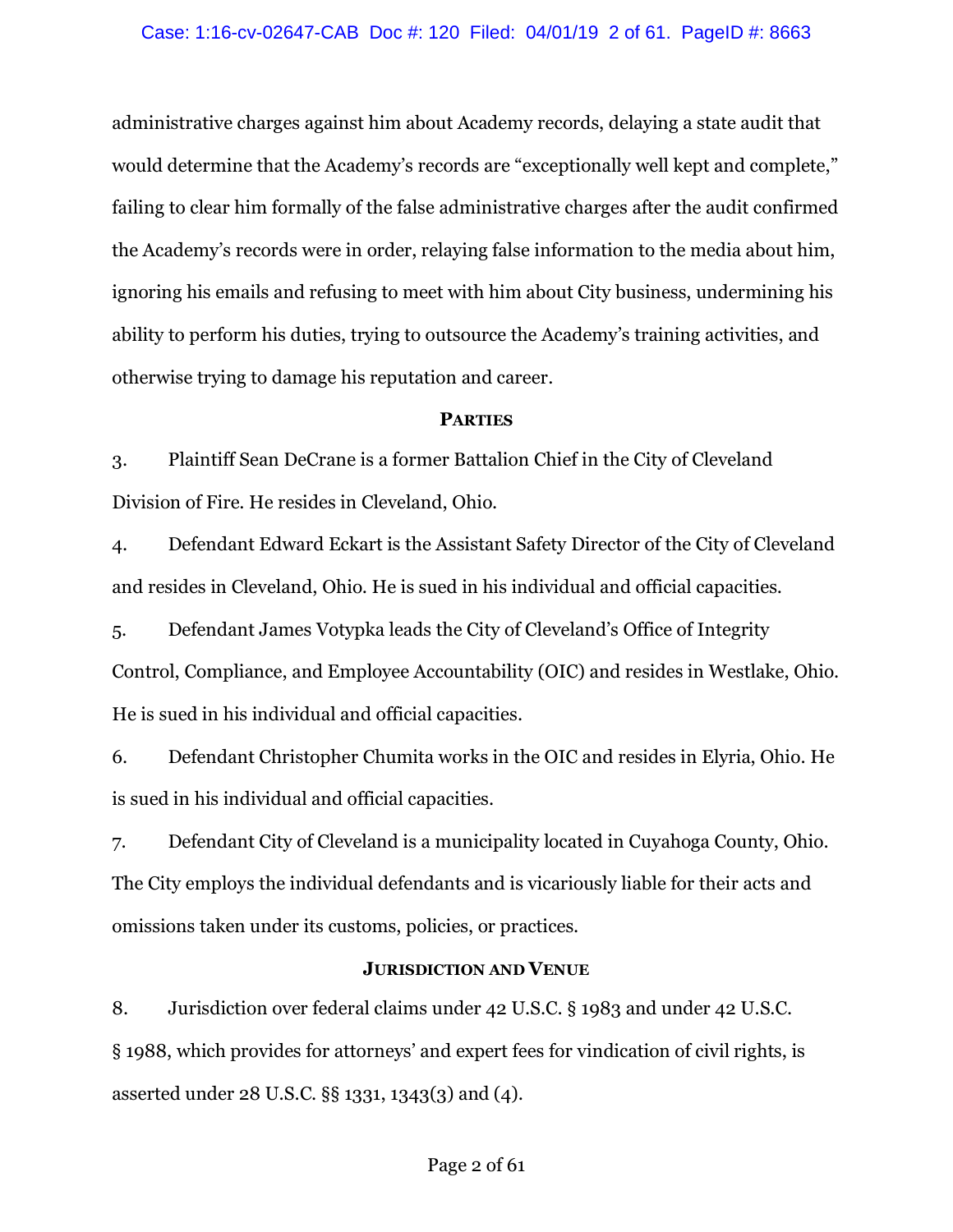administrative charges against him about Academy records, delaying a state audit that would determine that the Academy's records are "exceptionally well kept and complete," failing to clear him formally of the false administrative charges after the audit confirmed the Academy's records were in order, relaying false information to the media about him, ignoring his emails and refusing to meet with him about City business, undermining his ability to perform his duties, trying to outsource the Academy's training activities, and otherwise trying to damage his reputation and career.

## PARTIES

3. Plaintiff Sean DeCrane is a former Battalion Chief in the City of Cleveland Division of Fire. He resides in Cleveland, Ohio.

4. Defendant Edward Eckart is the Assistant Safety Director of the City of Cleveland and resides in Cleveland, Ohio. He is sued in his individual and official capacities.

5. Defendant James Votypka leads the City of Cleveland's Office of Integrity Control, Compliance, and Employee Accountability (OIC) and resides in Westlake, Ohio. He is sued in his individual and official capacities.

6. Defendant Christopher Chumita works in the OIC and resides in Elyria, Ohio. He is sued in his individual and official capacities.

7. Defendant City of Cleveland is a municipality located in Cuyahoga County, Ohio. The City employs the individual defendants and is vicariously liable for their acts and omissions taken under its customs, policies, or practices.

## JURISDICTION AND VENUE

8. Jurisdiction over federal claims under 42 U.S.C. § 1983 and under 42 U.S.C. § 1988, which provides for attorneys' and expert fees for vindication of civil rights, is asserted under 28 U.S.C. §§ 1331, 1343(3) and (4).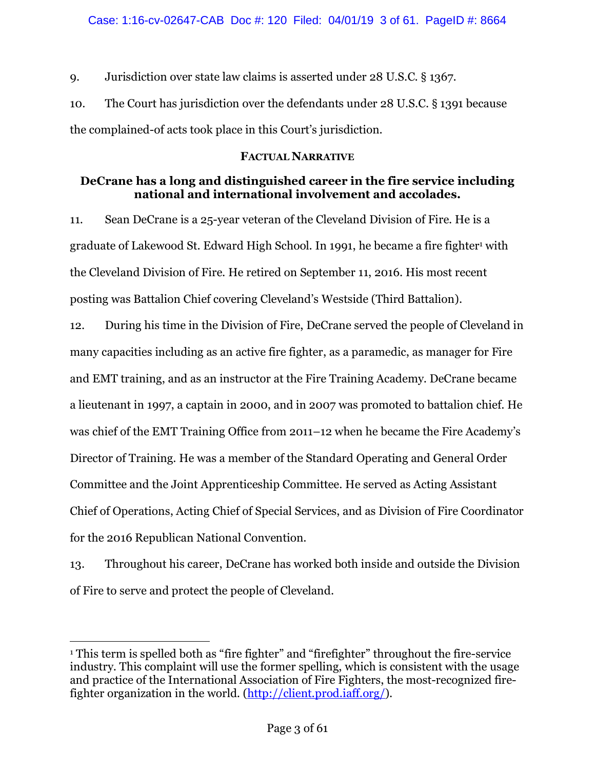9. Jurisdiction over state law claims is asserted under 28 U.S.C. § 1367.

10. The Court has jurisdiction over the defendants under 28 U.S.C. § 1391 because the complained-of acts took place in this Court's jurisdiction.

## FACTUAL NARRATIVE

### DeCrane has a long and distinguished career in the fire service including national and international involvement and accolades.

11. Sean DeCrane is a 25-year veteran of the Cleveland Division of Fire. He is a graduate of Lakewood St. Edward High School. In 1991, he became a fire fighter[1] with the Cleveland Division of Fire. He retired on September 11, 2016. His most recent posting was Battalion Chief covering Cleveland's Westside (Third Battalion).

12. During his time in the Division of Fire, DeCrane served the people of Cleveland in many capacities including as an active fire fighter, as a paramedic, as manager for Fire and EMT training, and as an instructor at the Fire Training Academy. DeCrane became a lieutenant in 1997, a captain in 2000, and in 2007 was promoted to battalion chief. He was chief of the EMT Training Office from 2011–12 when he became the Fire Academy's Director of Training. He was a member of the Standard Operating and General Order Committee and the Joint Apprenticeship Committee. He served as Acting Assistant Chief of Operations, Acting Chief of Special Services, and as Division of Fire Coordinator for the 2016 Republican National Convention.

13. Throughout his career, DeCrane has worked both inside and outside the Division of Fire to serve and protect the people of Cleveland.

---

[1] This term is spelled both as "fire fighter" and "firefighter" throughout the fire-service industry. This complaint will use the former spelling, which is consistent with the usage and practice of the International Association of Fire Fighters, the most-recognized fire-fighter organization in the world. (http://client.prod.iaff.org/).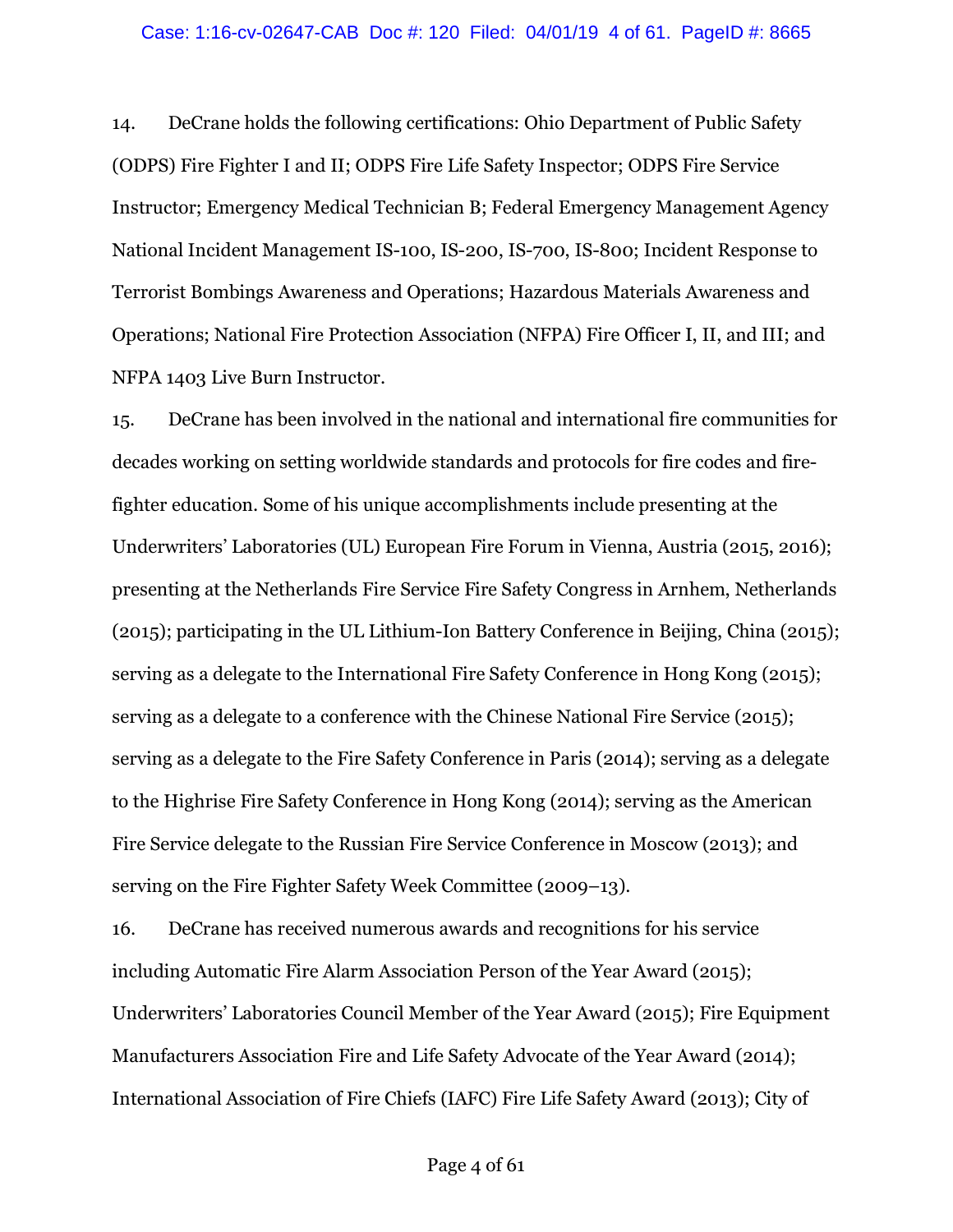14. DeCrane holds the following certifications: Ohio Department of Public Safety (ODPS) Fire Fighter I and II; ODPS Fire Life Safety Inspector; ODPS Fire Service Instructor; Emergency Medical Technician B; Federal Emergency Management Agency National Incident Management IS-100, IS-200, IS-700, IS-800; Incident Response to Terrorist Bombings Awareness and Operations; Hazardous Materials Awareness and Operations; National Fire Protection Association (NFPA) Fire Officer I, II, and III; and NFPA 1403 Live Burn Instructor.

15. DeCrane has been involved in the national and international fire communities for decades working on setting worldwide standards and protocols for fire codes and fire-fighter education. Some of his unique accomplishments include presenting at the Underwriters' Laboratories (UL) European Fire Forum in Vienna, Austria (2015, 2016); presenting at the Netherlands Fire Service Fire Safety Congress in Arnhem, Netherlands (2015); participating in the UL Lithium-Ion Battery Conference in Beijing, China (2015); serving as a delegate to the International Fire Safety Conference in Hong Kong (2015); serving as a delegate to a conference with the Chinese National Fire Service (2015); serving as a delegate to the Fire Safety Conference in Paris (2014); serving as a delegate to the Highrise Fire Safety Conference in Hong Kong (2014); serving as the American Fire Service delegate to the Russian Fire Service Conference in Moscow (2013); and serving on the Fire Fighter Safety Week Committee (2009–13).

16. DeCrane has received numerous awards and recognitions for his service including Automatic Fire Alarm Association Person of the Year Award (2015); Underwriters' Laboratories Council Member of the Year Award (2015); Fire Equipment Manufacturers Association Fire and Life Safety Advocate of the Year Award (2014); International Association of Fire Chiefs (IAFC) Fire Life Safety Award (2013); City of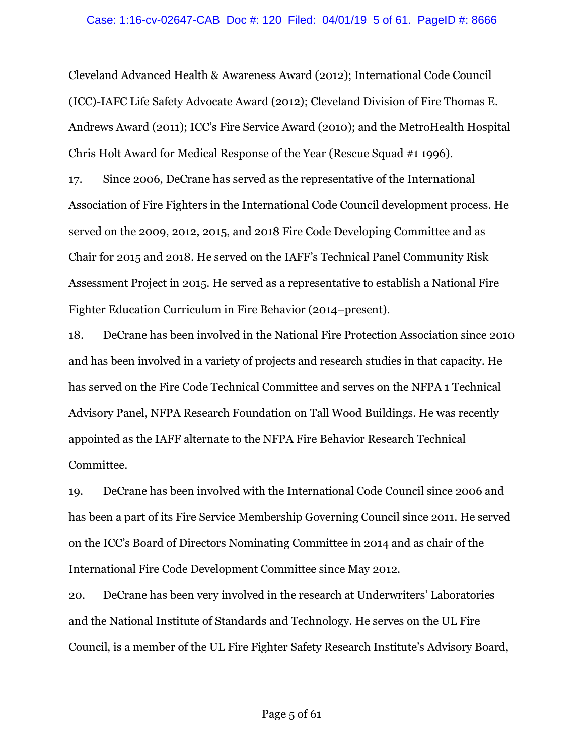Cleveland Advanced Health & Awareness Award (2012); International Code Council (ICC)-IAFC Life Safety Advocate Award (2012); Cleveland Division of Fire Thomas E. Andrews Award (2011); ICC's Fire Service Award (2010); and the MetroHealth Hospital Chris Holt Award for Medical Response of the Year (Rescue Squad #1 1996).

17. Since 2006, DeCrane has served as the representative of the International Association of Fire Fighters in the International Code Council development process. He served on the 2009, 2012, 2015, and 2018 Fire Code Developing Committee and as Chair for 2015 and 2018. He served on the IAFF's Technical Panel Community Risk Assessment Project in 2015. He served as a representative to establish a National Fire Fighter Education Curriculum in Fire Behavior (2014–present).

18. DeCrane has been involved in the National Fire Protection Association since 2010 and has been involved in a variety of projects and research studies in that capacity. He has served on the Fire Code Technical Committee and serves on the NFPA 1 Technical Advisory Panel, NFPA Research Foundation on Tall Wood Buildings. He was recently appointed as the IAFF alternate to the NFPA Fire Behavior Research Technical Committee.

19. DeCrane has been involved with the International Code Council since 2006 and has been a part of its Fire Service Membership Governing Council since 2011. He served on the ICC's Board of Directors Nominating Committee in 2014 and as chair of the International Fire Code Development Committee since May 2012.

20. DeCrane has been very involved in the research at Underwriters' Laboratories and the National Institute of Standards and Technology. He serves on the UL Fire Council, is a member of the UL Fire Fighter Safety Research Institute's Advisory Board,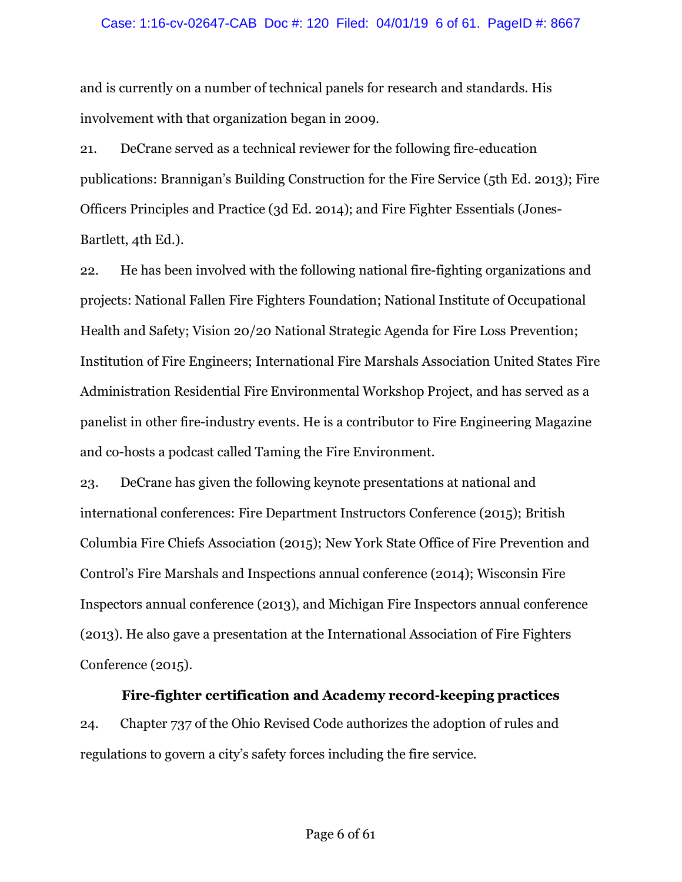and is currently on a number of technical panels for research and standards. His involvement with that organization began in 2009.

21. DeCrane served as a technical reviewer for the following fire-education publications: Brannigan's Building Construction for the Fire Service (5th Ed. 2013); Fire Officers Principles and Practice (3d Ed. 2014); and Fire Fighter Essentials (Jones-Bartlett, 4th Ed.).

22. He has been involved with the following national fire-fighting organizations and projects: National Fallen Fire Fighters Foundation; National Institute of Occupational Health and Safety; Vision 20/20 National Strategic Agenda for Fire Loss Prevention; Institution of Fire Engineers; International Fire Marshals Association United States Fire Administration Residential Fire Environmental Workshop Project, and has served as a panelist in other fire-industry events. He is a contributor to Fire Engineering Magazine and co-hosts a podcast called Taming the Fire Environment.

23. DeCrane has given the following keynote presentations at national and international conferences: Fire Department Instructors Conference (2015); British Columbia Fire Chiefs Association (2015); New York State Office of Fire Prevention and Control's Fire Marshals and Inspections annual conference (2014); Wisconsin Fire Inspectors annual conference (2013), and Michigan Fire Inspectors annual conference (2013). He also gave a presentation at the International Association of Fire Fighters Conference (2015).

**Fire-fighter certification and Academy record-keeping practices**

24. Chapter 737 of the Ohio Revised Code authorizes the adoption of rules and regulations to govern a city's safety forces including the fire service.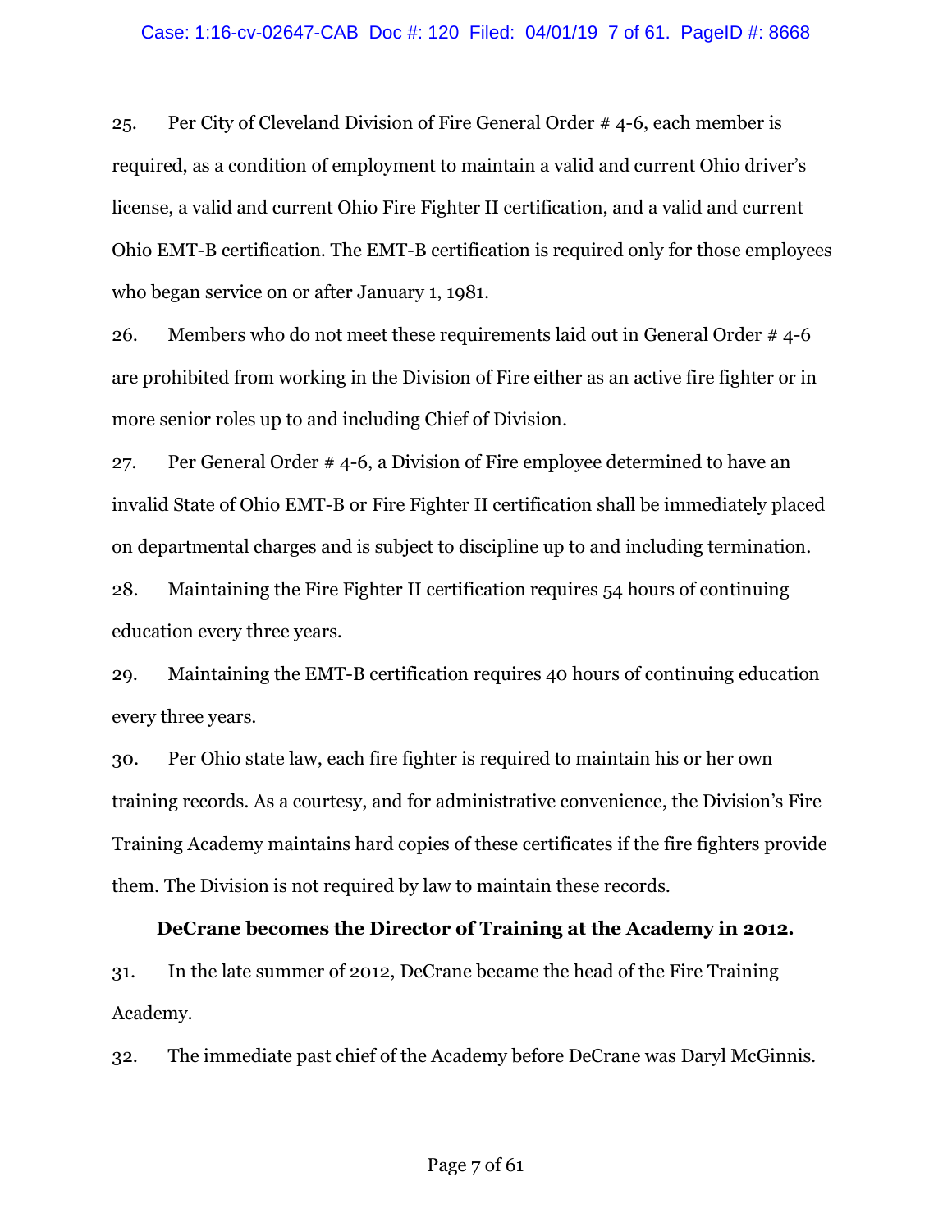25. Per City of Cleveland Division of Fire General Order # 4-6, each member is required, as a condition of employment to maintain a valid and current Ohio driver's license, a valid and current Ohio Fire Fighter II certification, and a valid and current Ohio EMT-B certification. The EMT-B certification is required only for those employees who began service on or after January 1, 1981.

26. Members who do not meet these requirements laid out in General Order # 4-6 are prohibited from working in the Division of Fire either as an active fire fighter or in more senior roles up to and including Chief of Division.

27. Per General Order # 4-6, a Division of Fire employee determined to have an invalid State of Ohio EMT-B or Fire Fighter II certification shall be immediately placed on departmental charges and is subject to discipline up to and including termination.

28. Maintaining the Fire Fighter II certification requires 54 hours of continuing education every three years.

29. Maintaining the EMT-B certification requires 40 hours of continuing education every three years.

30. Per Ohio state law, each fire fighter is required to maintain his or her own training records. As a courtesy, and for administrative convenience, the Division's Fire Training Academy maintains hard copies of these certificates if the fire fighters provide them. The Division is not required by law to maintain these records.

**DeCrane becomes the Director of Training at the Academy in 2012.**

31. In the late summer of 2012, DeCrane became the head of the Fire Training Academy.

32. The immediate past chief of the Academy before DeCrane was Daryl McGinnis.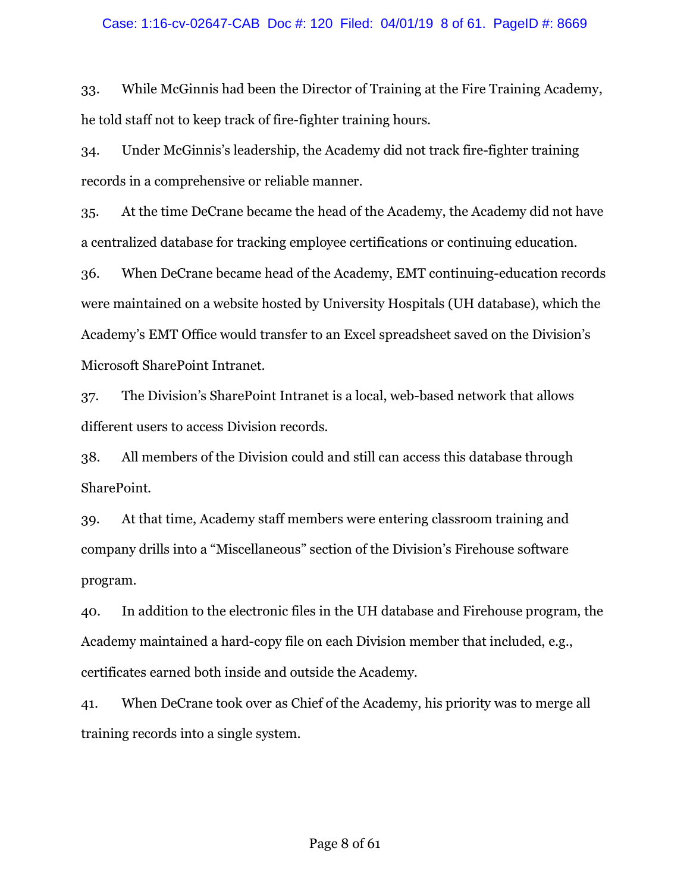33. While McGinnis had been the Director of Training at the Fire Training Academy, he told staff not to keep track of fire-fighter training hours.

34. Under McGinnis's leadership, the Academy did not track fire-fighter training records in a comprehensive or reliable manner.

35. At the time DeCrane became the head of the Academy, the Academy did not have a centralized database for tracking employee certifications or continuing education.

36. When DeCrane became head of the Academy, EMT continuing-education records were maintained on a website hosted by University Hospitals (UH database), which the Academy's EMT Office would transfer to an Excel spreadsheet saved on the Division's Microsoft SharePoint Intranet.

37. The Division's SharePoint Intranet is a local, web-based network that allows different users to access Division records.

38. All members of the Division could and still can access this database through SharePoint.

39. At that time, Academy staff members were entering classroom training and company drills into a "Miscellaneous" section of the Division's Firehouse software program.

40. In addition to the electronic files in the UH database and Firehouse program, the Academy maintained a hard-copy file on each Division member that included, e.g., certificates earned both inside and outside the Academy.

41. When DeCrane took over as Chief of the Academy, his priority was to merge all training records into a single system.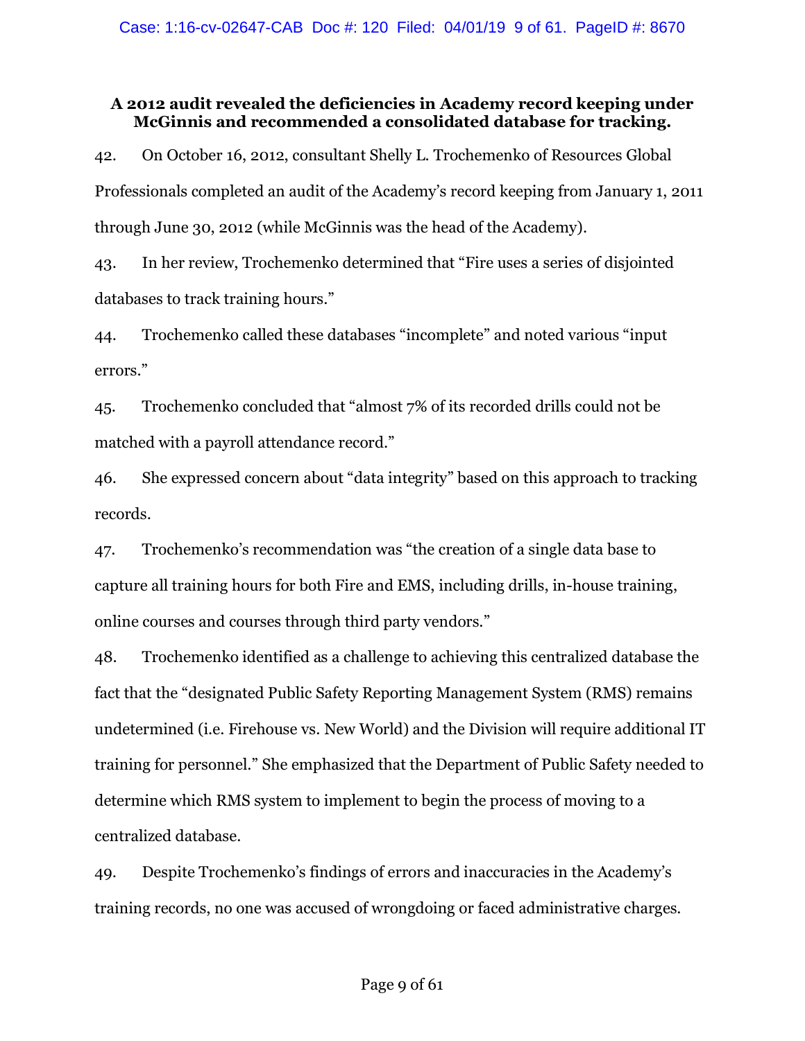**A 2012 audit revealed the deficiencies in Academy record keeping under McGinnis and recommended a consolidated database for tracking.**

42. On October 16, 2012, consultant Shelly L. Trochemenko of Resources Global Professionals completed an audit of the Academy's record keeping from January 1, 2011 through June 30, 2012 (while McGinnis was the head of the Academy).

43. In her review, Trochemenko determined that "Fire uses a series of disjointed databases to track training hours."

44. Trochemenko called these databases "incomplete" and noted various "input errors."

45. Trochemenko concluded that "almost 7% of its recorded drills could not be matched with a payroll attendance record."

46. She expressed concern about "data integrity" based on this approach to tracking records.

47. Trochemenko's recommendation was "the creation of a single data base to capture all training hours for both Fire and EMS, including drills, in-house training, online courses and courses through third party vendors."

48. Trochemenko identified as a challenge to achieving this centralized database the fact that the "designated Public Safety Reporting Management System (RMS) remains undetermined (i.e. Firehouse vs. New World) and the Division will require additional IT training for personnel." She emphasized that the Department of Public Safety needed to determine which RMS system to implement to begin the process of moving to a centralized database.

49. Despite Trochemenko's findings of errors and inaccuracies in the Academy's training records, no one was accused of wrongdoing or faced administrative charges.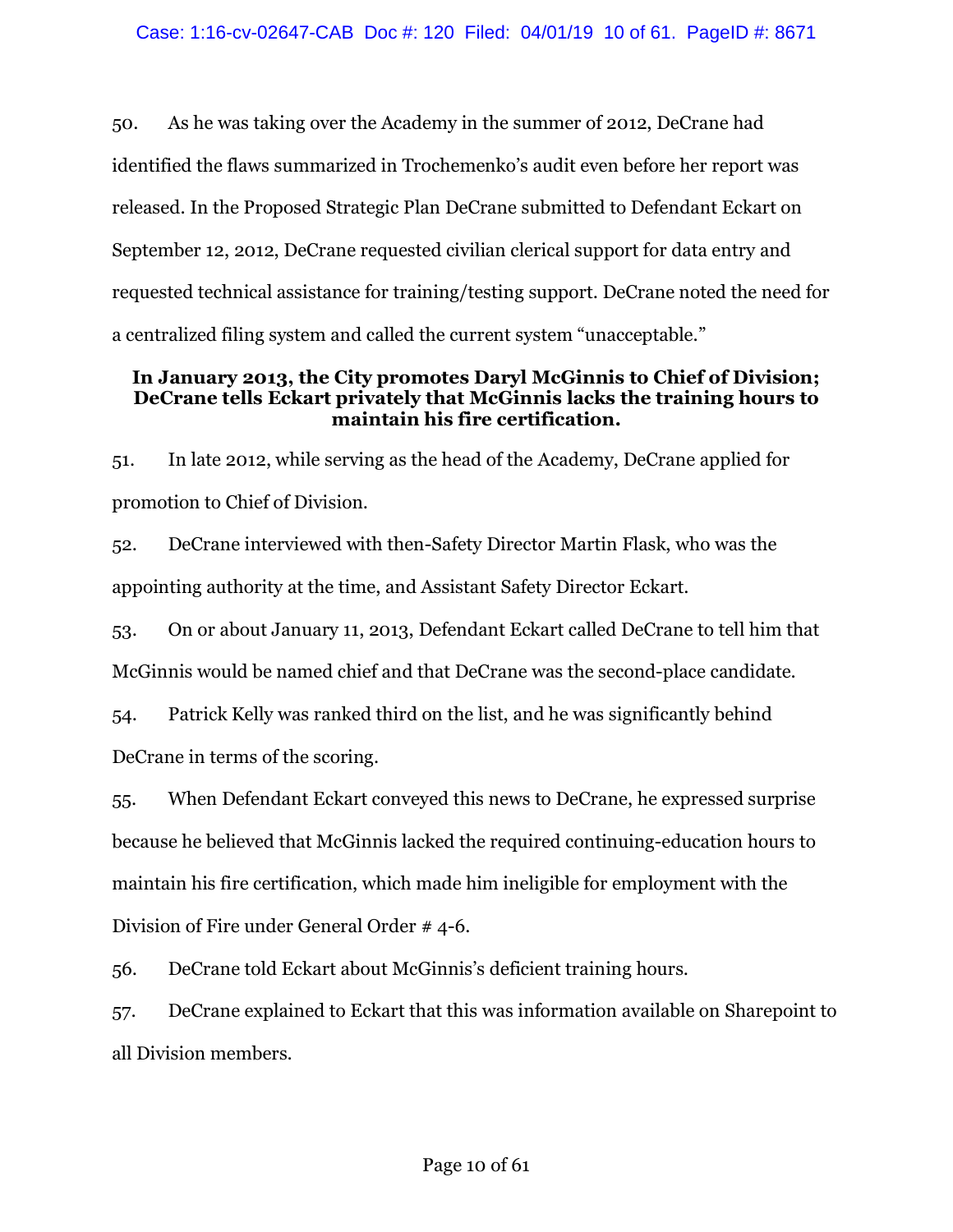50. As he was taking over the Academy in the summer of 2012, DeCrane had identified the flaws summarized in Trochemenko's audit even before her report was released. In the Proposed Strategic Plan DeCrane submitted to Defendant Eckart on September 12, 2012, DeCrane requested civilian clerical support for data entry and requested technical assistance for training/testing support. DeCrane noted the need for a centralized filing system and called the current system "unacceptable."

**In January 2013, the City promotes Daryl McGinnis to Chief of Division; DeCrane tells Eckart privately that McGinnis lacks the training hours to maintain his fire certification.**

51. In late 2012, while serving as the head of the Academy, DeCrane applied for promotion to Chief of Division.

52. DeCrane interviewed with then-Safety Director Martin Flask, who was the appointing authority at the time, and Assistant Safety Director Eckart.

53. On or about January 11, 2013, Defendant Eckart called DeCrane to tell him that McGinnis would be named chief and that DeCrane was the second-place candidate.

54. Patrick Kelly was ranked third on the list, and he was significantly behind DeCrane in terms of the scoring.

55. When Defendant Eckart conveyed this news to DeCrane, he expressed surprise because he believed that McGinnis lacked the required continuing-education hours to maintain his fire certification, which made him ineligible for employment with the Division of Fire under General Order # 4-6.

56. DeCrane told Eckart about McGinnis's deficient training hours.

57. DeCrane explained to Eckart that this was information available on Sharepoint to all Division members.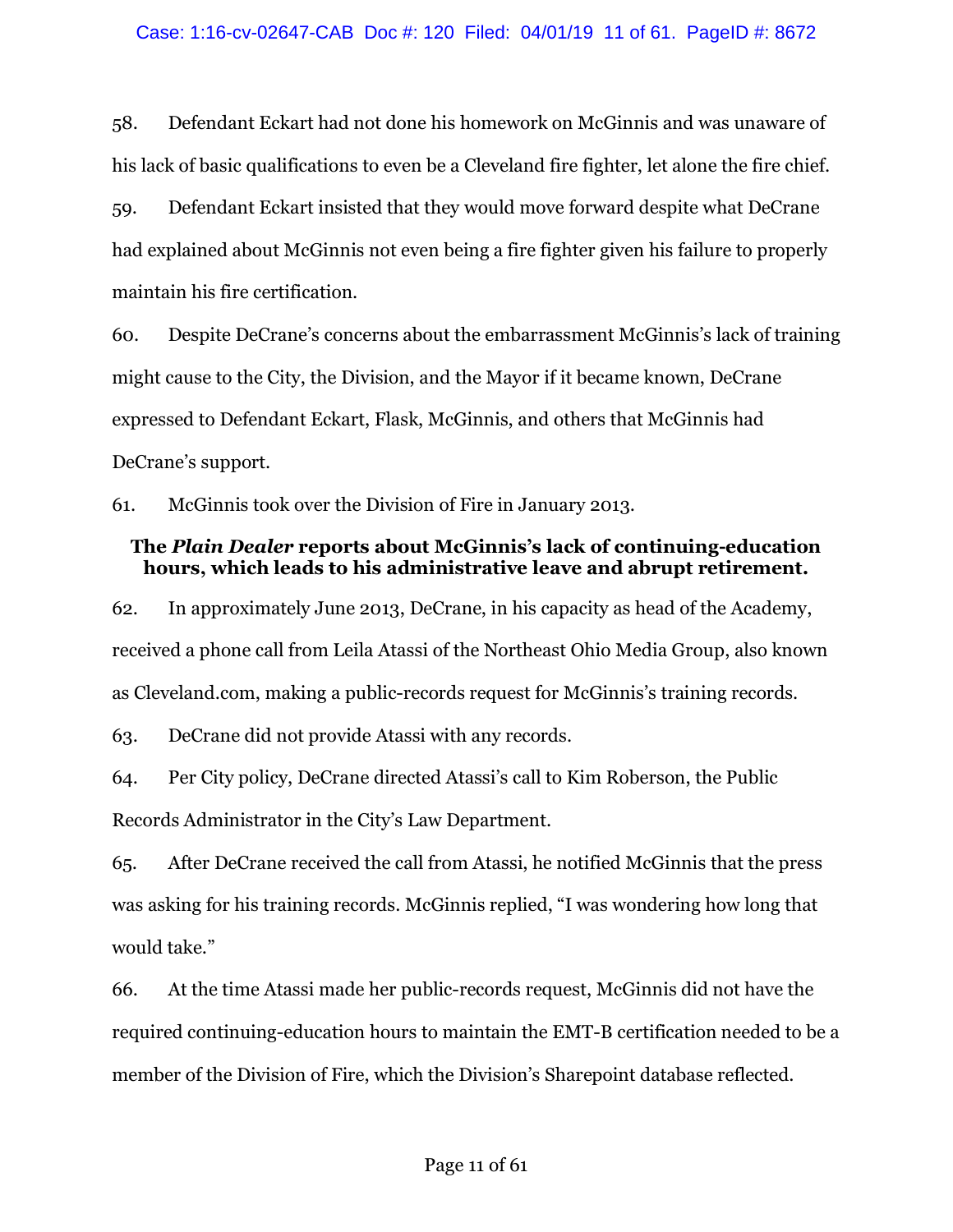58. Defendant Eckart had not done his homework on McGinnis and was unaware of his lack of basic qualifications to even be a Cleveland fire fighter, let alone the fire chief.

59. Defendant Eckart insisted that they would move forward despite what DeCrane had explained about McGinnis not even being a fire fighter given his failure to properly maintain his fire certification.

60. Despite DeCrane's concerns about the embarrassment McGinnis's lack of training might cause to the City, the Division, and the Mayor if it became known, DeCrane expressed to Defendant Eckart, Flask, McGinnis, and others that McGinnis had DeCrane's support.

61. McGinnis took over the Division of Fire in January 2013.

**The *Plain Dealer* reports about McGinnis's lack of continuing-education hours, which leads to his administrative leave and abrupt retirement.**

62. In approximately June 2013, DeCrane, in his capacity as head of the Academy, received a phone call from Leila Atassi of the Northeast Ohio Media Group, also known as Cleveland.com, making a public-records request for McGinnis's training records.

63. DeCrane did not provide Atassi with any records.

64. Per City policy, DeCrane directed Atassi's call to Kim Roberson, the Public Records Administrator in the City's Law Department.

65. After DeCrane received the call from Atassi, he notified McGinnis that the press was asking for his training records. McGinnis replied, "I was wondering how long that would take."

66. At the time Atassi made her public-records request, McGinnis did not have the required continuing-education hours to maintain the EMT-B certification needed to be a member of the Division of Fire, which the Division's Sharepoint database reflected.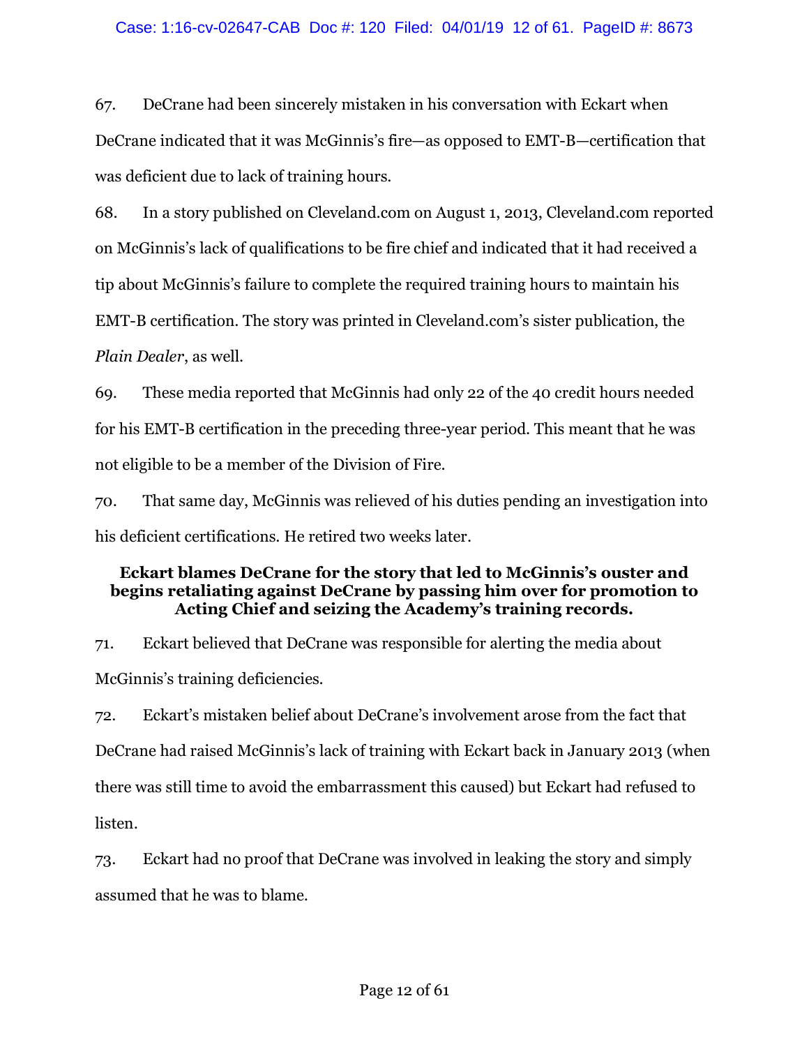67. DeCrane had been sincerely mistaken in his conversation with Eckart when DeCrane indicated that it was McGinnis's fire—as opposed to EMT-B—certification that was deficient due to lack of training hours.

68. In a story published on Cleveland.com on August 1, 2013, Cleveland.com reported on McGinnis's lack of qualifications to be fire chief and indicated that it had received a tip about McGinnis's failure to complete the required training hours to maintain his EMT-B certification. The story was printed in Cleveland.com's sister publication, the *Plain Dealer*, as well.

69. These media reported that McGinnis had only 22 of the 40 credit hours needed for his EMT-B certification in the preceding three-year period. This meant that he was not eligible to be a member of the Division of Fire.

70. That same day, McGinnis was relieved of his duties pending an investigation into his deficient certifications. He retired two weeks later.

**Eckart blames DeCrane for the story that led to McGinnis's ouster and begins retaliating against DeCrane by passing him over for promotion to Acting Chief and seizing the Academy's training records.**

71. Eckart believed that DeCrane was responsible for alerting the media about McGinnis's training deficiencies.

72. Eckart's mistaken belief about DeCrane's involvement arose from the fact that DeCrane had raised McGinnis's lack of training with Eckart back in January 2013 (when there was still time to avoid the embarrassment this caused) but Eckart had refused to listen.

73. Eckart had no proof that DeCrane was involved in leaking the story and simply assumed that he was to blame.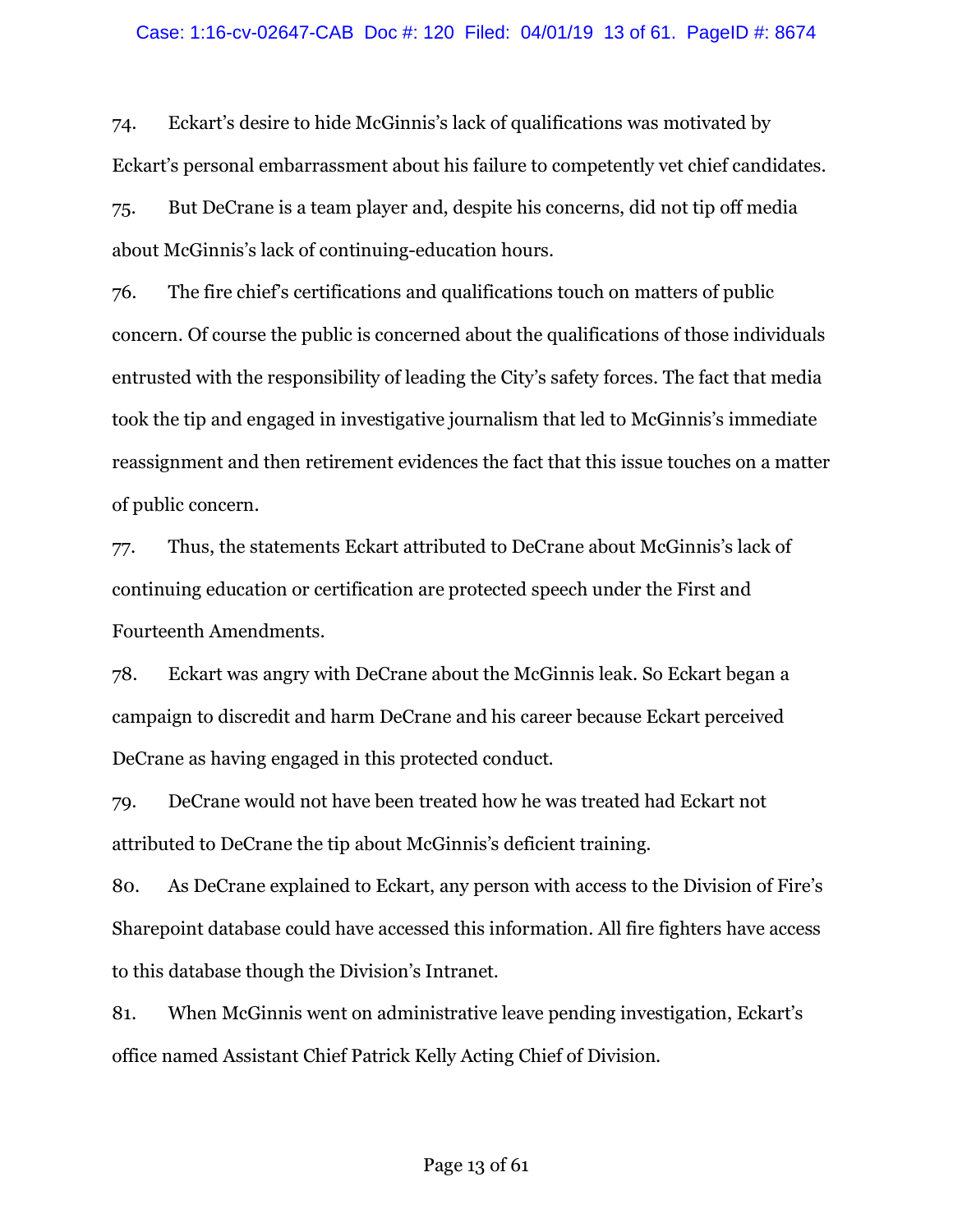74. Eckart's desire to hide McGinnis's lack of qualifications was motivated by Eckart's personal embarrassment about his failure to competently vet chief candidates.

75. But DeCrane is a team player and, despite his concerns, did not tip off media about McGinnis's lack of continuing-education hours.

76. The fire chief's certifications and qualifications touch on matters of public concern. Of course the public is concerned about the qualifications of those individuals entrusted with the responsibility of leading the City's safety forces. The fact that media took the tip and engaged in investigative journalism that led to McGinnis's immediate reassignment and then retirement evidences the fact that this issue touches on a matter of public concern.

77. Thus, the statements Eckart attributed to DeCrane about McGinnis's lack of continuing education or certification are protected speech under the First and Fourteenth Amendments.

78. Eckart was angry with DeCrane about the McGinnis leak. So Eckart began a campaign to discredit and harm DeCrane and his career because Eckart perceived DeCrane as having engaged in this protected conduct.

79. DeCrane would not have been treated how he was treated had Eckart not attributed to DeCrane the tip about McGinnis's deficient training.

80. As DeCrane explained to Eckart, any person with access to the Division of Fire's Sharepoint database could have accessed this information. All fire fighters have access to this database though the Division's Intranet.

81. When McGinnis went on administrative leave pending investigation, Eckart's office named Assistant Chief Patrick Kelly Acting Chief of Division.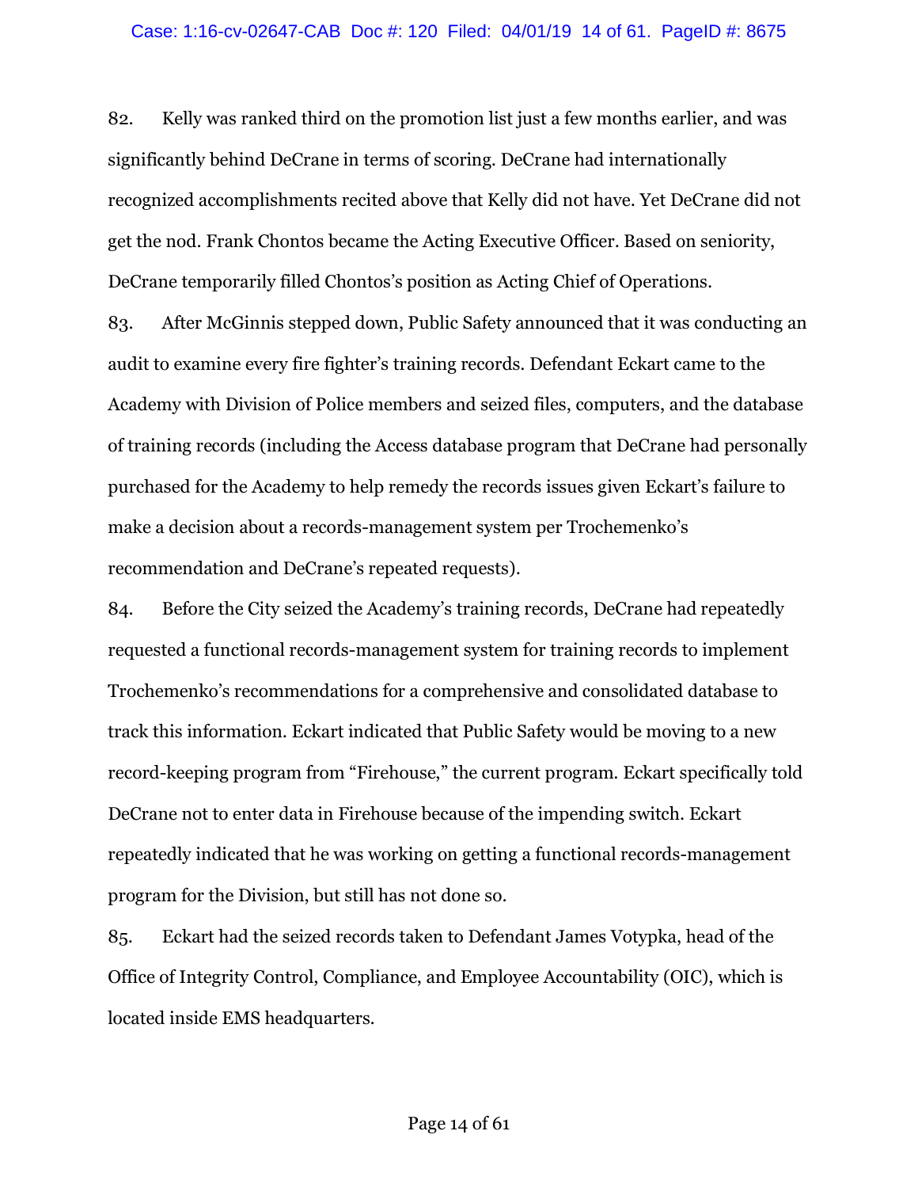82. Kelly was ranked third on the promotion list just a few months earlier, and was significantly behind DeCrane in terms of scoring. DeCrane had internationally recognized accomplishments recited above that Kelly did not have. Yet DeCrane did not get the nod. Frank Chontos became the Acting Executive Officer. Based on seniority, DeCrane temporarily filled Chontos's position as Acting Chief of Operations.

83. After McGinnis stepped down, Public Safety announced that it was conducting an audit to examine every fire fighter's training records. Defendant Eckart came to the Academy with Division of Police members and seized files, computers, and the database of training records (including the Access database program that DeCrane had personally purchased for the Academy to help remedy the records issues given Eckart's failure to make a decision about a records-management system per Trochemenko's recommendation and DeCrane's repeated requests).

84. Before the City seized the Academy's training records, DeCrane had repeatedly requested a functional records-management system for training records to implement Trochemenko's recommendations for a comprehensive and consolidated database to track this information. Eckart indicated that Public Safety would be moving to a new record-keeping program from "Firehouse," the current program. Eckart specifically told DeCrane not to enter data in Firehouse because of the impending switch. Eckart repeatedly indicated that he was working on getting a functional records-management program for the Division, but still has not done so.

85. Eckart had the seized records taken to Defendant James Votypka, head of the Office of Integrity Control, Compliance, and Employee Accountability (OIC), which is located inside EMS headquarters.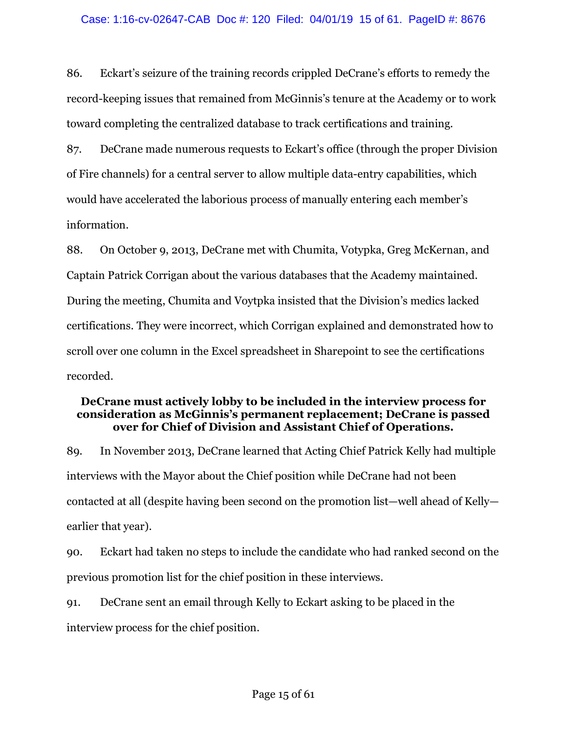86. Eckart's seizure of the training records crippled DeCrane's efforts to remedy the record-keeping issues that remained from McGinnis's tenure at the Academy or to work toward completing the centralized database to track certifications and training.

87. DeCrane made numerous requests to Eckart's office (through the proper Division of Fire channels) for a central server to allow multiple data-entry capabilities, which would have accelerated the laborious process of manually entering each member's information.

88. On October 9, 2013, DeCrane met with Chumita, Votypka, Greg McKernan, and Captain Patrick Corrigan about the various databases that the Academy maintained. During the meeting, Chumita and Voytpka insisted that the Division's medics lacked certifications. They were incorrect, which Corrigan explained and demonstrated how to scroll over one column in the Excel spreadsheet in Sharepoint to see the certifications recorded.

**DeCrane must actively lobby to be included in the interview process for consideration as McGinnis's permanent replacement; DeCrane is passed over for Chief of Division and Assistant Chief of Operations.**

89. In November 2013, DeCrane learned that Acting Chief Patrick Kelly had multiple interviews with the Mayor about the Chief position while DeCrane had not been contacted at all (despite having been second on the promotion list—well ahead of Kelly—earlier that year).

90. Eckart had taken no steps to include the candidate who had ranked second on the previous promotion list for the chief position in these interviews.

91. DeCrane sent an email through Kelly to Eckart asking to be placed in the interview process for the chief position.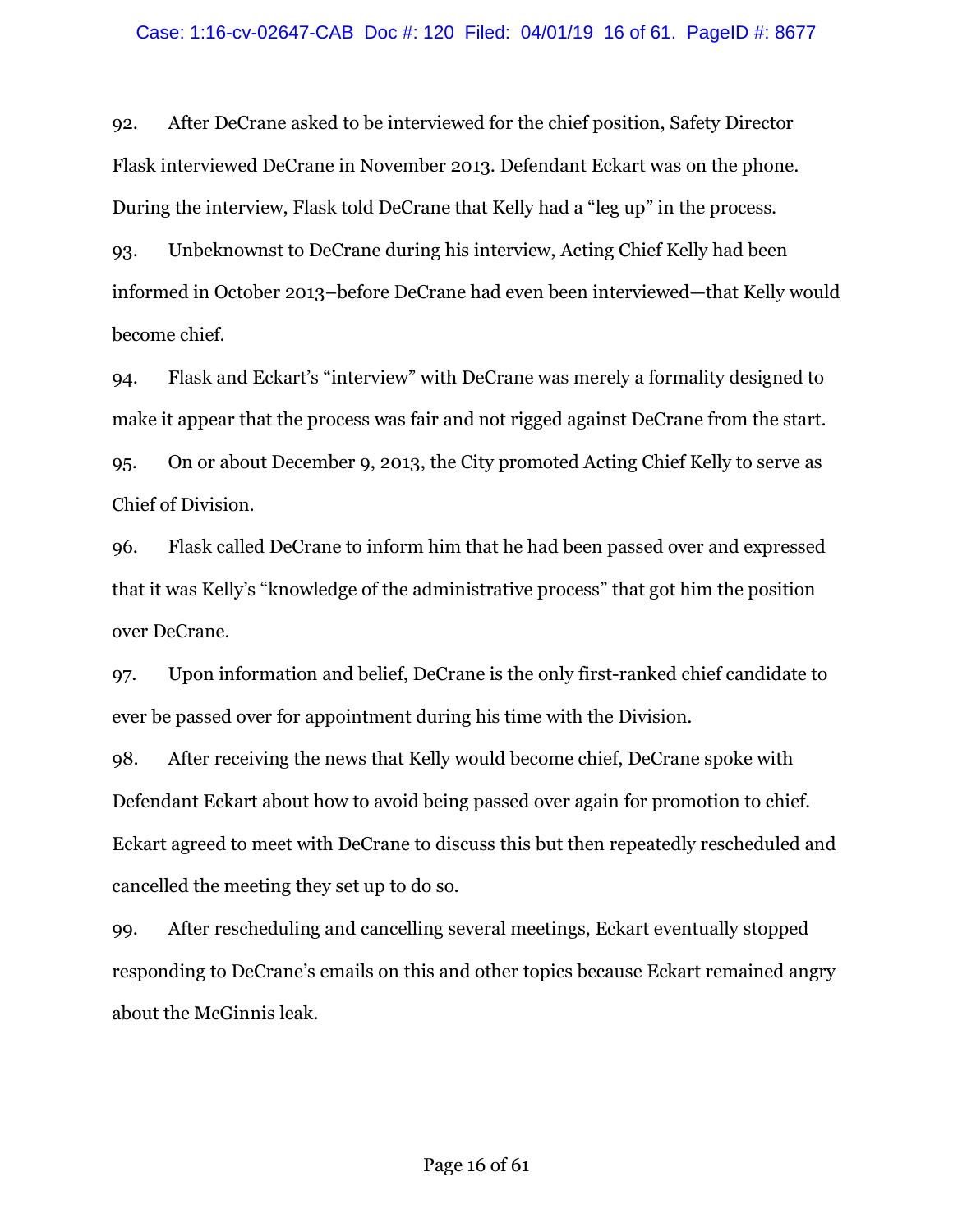92. After DeCrane asked to be interviewed for the chief position, Safety Director Flask interviewed DeCrane in November 2013. Defendant Eckart was on the phone. During the interview, Flask told DeCrane that Kelly had a "leg up" in the process.

93. Unbeknownst to DeCrane during his interview, Acting Chief Kelly had been informed in October 2013–before DeCrane had even been interviewed—that Kelly would become chief.

94. Flask and Eckart's "interview" with DeCrane was merely a formality designed to make it appear that the process was fair and not rigged against DeCrane from the start.

95. On or about December 9, 2013, the City promoted Acting Chief Kelly to serve as Chief of Division.

96. Flask called DeCrane to inform him that he had been passed over and expressed that it was Kelly's "knowledge of the administrative process" that got him the position over DeCrane.

97. Upon information and belief, DeCrane is the only first-ranked chief candidate to ever be passed over for appointment during his time with the Division.

98. After receiving the news that Kelly would become chief, DeCrane spoke with Defendant Eckart about how to avoid being passed over again for promotion to chief. Eckart agreed to meet with DeCrane to discuss this but then repeatedly rescheduled and cancelled the meeting they set up to do so.

99. After rescheduling and cancelling several meetings, Eckart eventually stopped responding to DeCrane's emails on this and other topics because Eckart remained angry about the McGinnis leak.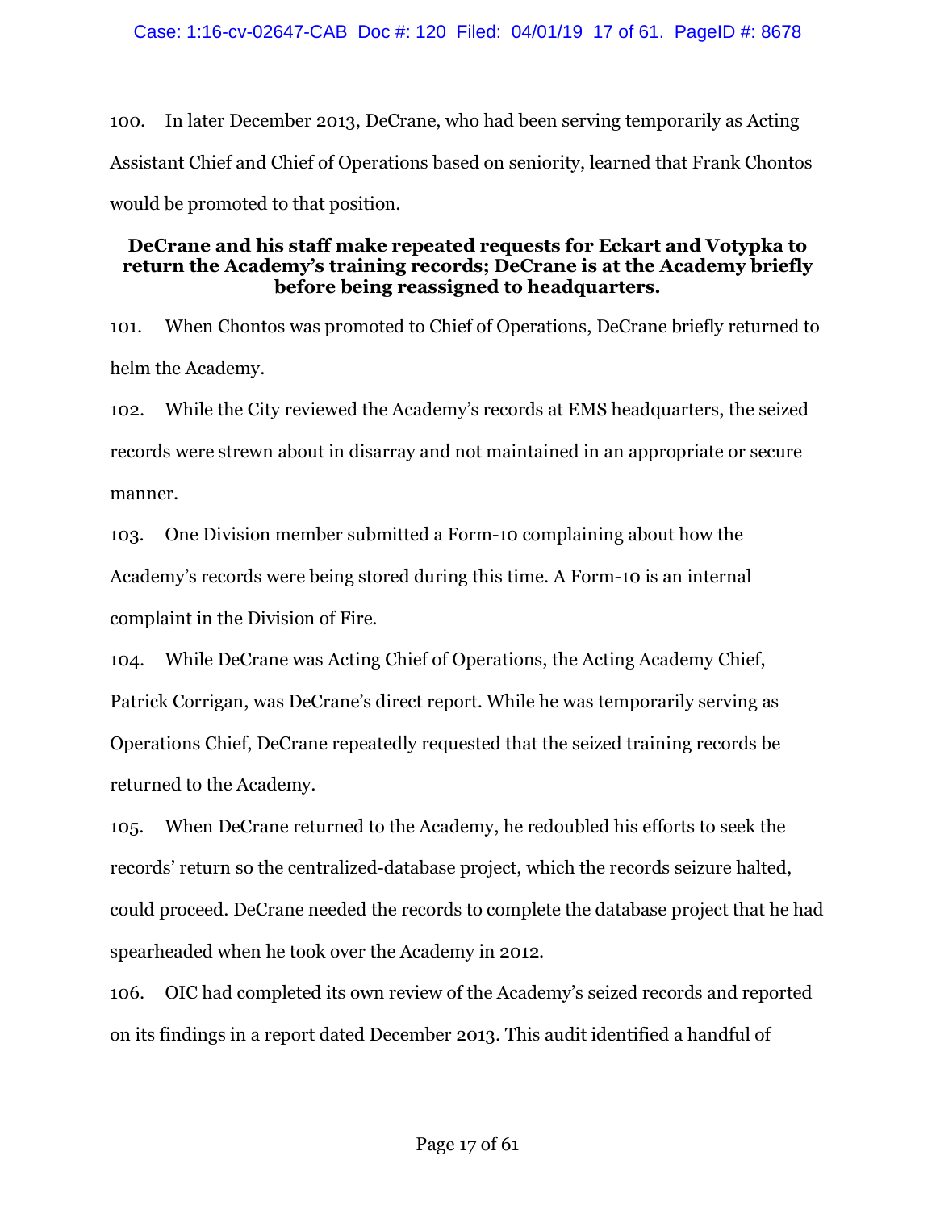100. In later December 2013, DeCrane, who had been serving temporarily as Acting Assistant Chief and Chief of Operations based on seniority, learned that Frank Chontos would be promoted to that position.

**DeCrane and his staff make repeated requests for Eckart and Votypka to return the Academy's training records; DeCrane is at the Academy briefly before being reassigned to headquarters.**

101. When Chontos was promoted to Chief of Operations, DeCrane briefly returned to helm the Academy.

102. While the City reviewed the Academy's records at EMS headquarters, the seized records were strewn about in disarray and not maintained in an appropriate or secure manner.

103. One Division member submitted a Form-10 complaining about how the Academy's records were being stored during this time. A Form-10 is an internal complaint in the Division of Fire.

104. While DeCrane was Acting Chief of Operations, the Acting Academy Chief, Patrick Corrigan, was DeCrane's direct report. While he was temporarily serving as Operations Chief, DeCrane repeatedly requested that the seized training records be returned to the Academy.

105. When DeCrane returned to the Academy, he redoubled his efforts to seek the records' return so the centralized-database project, which the records seizure halted, could proceed. DeCrane needed the records to complete the database project that he had spearheaded when he took over the Academy in 2012.

106. OIC had completed its own review of the Academy's seized records and reported on its findings in a report dated December 2013. This audit identified a handful of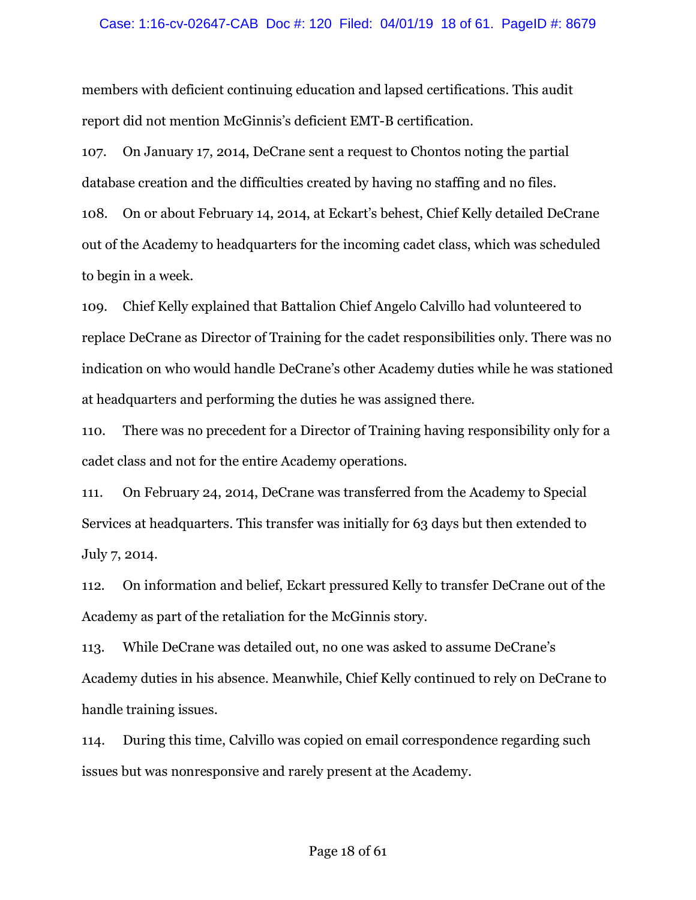members with deficient continuing education and lapsed certifications. This audit report did not mention McGinnis's deficient EMT-B certification.

107. On January 17, 2014, DeCrane sent a request to Chontos noting the partial database creation and the difficulties created by having no staffing and no files.

108. On or about February 14, 2014, at Eckart's behest, Chief Kelly detailed DeCrane out of the Academy to headquarters for the incoming cadet class, which was scheduled to begin in a week.

109. Chief Kelly explained that Battalion Chief Angelo Calvillo had volunteered to replace DeCrane as Director of Training for the cadet responsibilities only. There was no indication on who would handle DeCrane's other Academy duties while he was stationed at headquarters and performing the duties he was assigned there.

110. There was no precedent for a Director of Training having responsibility only for a cadet class and not for the entire Academy operations.

111. On February 24, 2014, DeCrane was transferred from the Academy to Special Services at headquarters. This transfer was initially for 63 days but then extended to July 7, 2014.

112. On information and belief, Eckart pressured Kelly to transfer DeCrane out of the Academy as part of the retaliation for the McGinnis story.

113. While DeCrane was detailed out, no one was asked to assume DeCrane's Academy duties in his absence. Meanwhile, Chief Kelly continued to rely on DeCrane to handle training issues.

114. During this time, Calvillo was copied on email correspondence regarding such issues but was nonresponsive and rarely present at the Academy.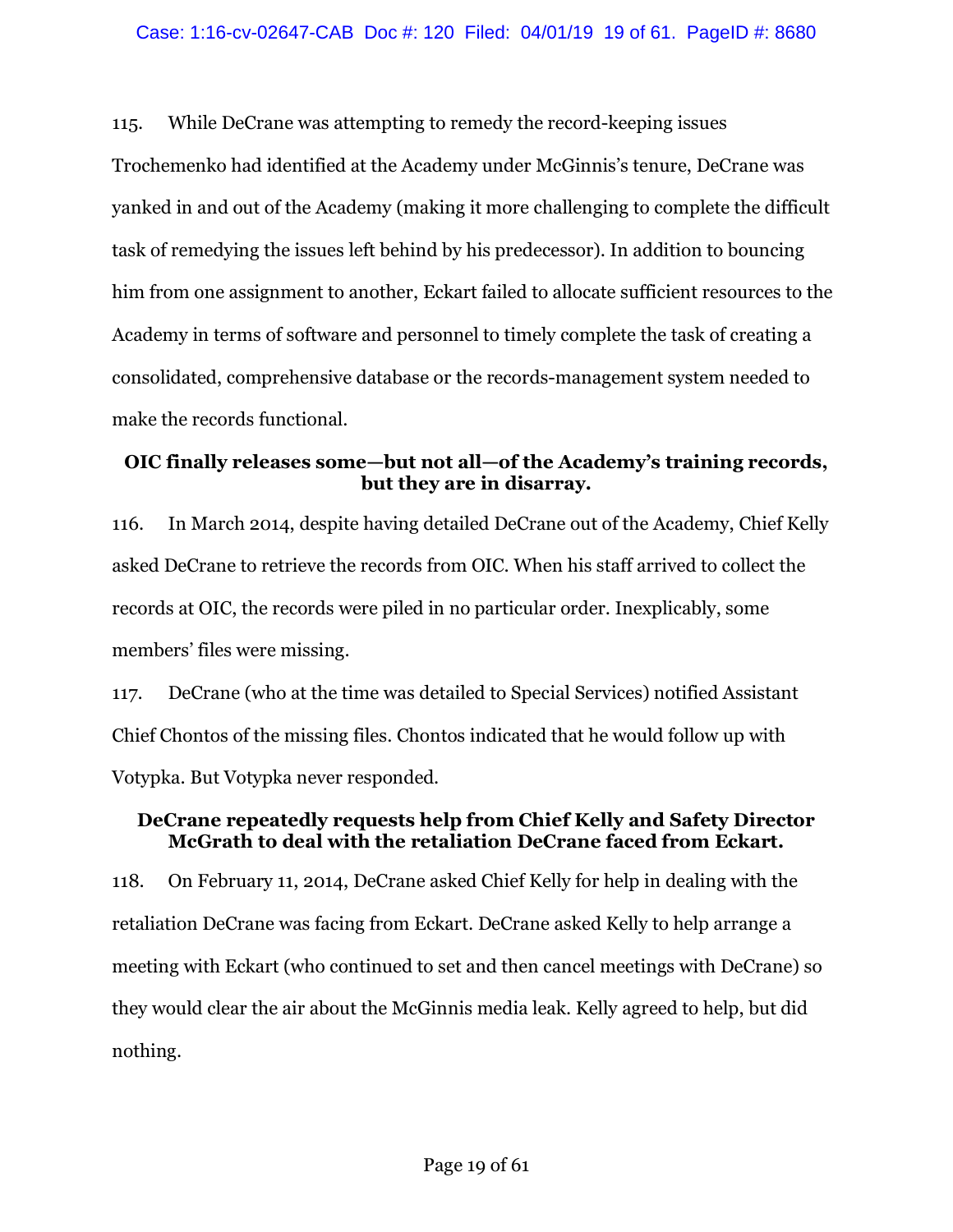115. While DeCrane was attempting to remedy the record-keeping issues Trochemenko had identified at the Academy under McGinnis's tenure, DeCrane was yanked in and out of the Academy (making it more challenging to complete the difficult task of remedying the issues left behind by his predecessor). In addition to bouncing him from one assignment to another, Eckart failed to allocate sufficient resources to the Academy in terms of software and personnel to timely complete the task of creating a consolidated, comprehensive database or the records-management system needed to make the records functional.

**OIC finally releases some—but not all—of the Academy's training records, but they are in disarray.**

116. In March 2014, despite having detailed DeCrane out of the Academy, Chief Kelly asked DeCrane to retrieve the records from OIC. When his staff arrived to collect the records at OIC, the records were piled in no particular order. Inexplicably, some members' files were missing.

117. DeCrane (who at the time was detailed to Special Services) notified Assistant Chief Chontos of the missing files. Chontos indicated that he would follow up with Votypka. But Votypka never responded.

**DeCrane repeatedly requests help from Chief Kelly and Safety Director McGrath to deal with the retaliation DeCrane faced from Eckart.**

118. On February 11, 2014, DeCrane asked Chief Kelly for help in dealing with the retaliation DeCrane was facing from Eckart. DeCrane asked Kelly to help arrange a meeting with Eckart (who continued to set and then cancel meetings with DeCrane) so they would clear the air about the McGinnis media leak. Kelly agreed to help, but did nothing.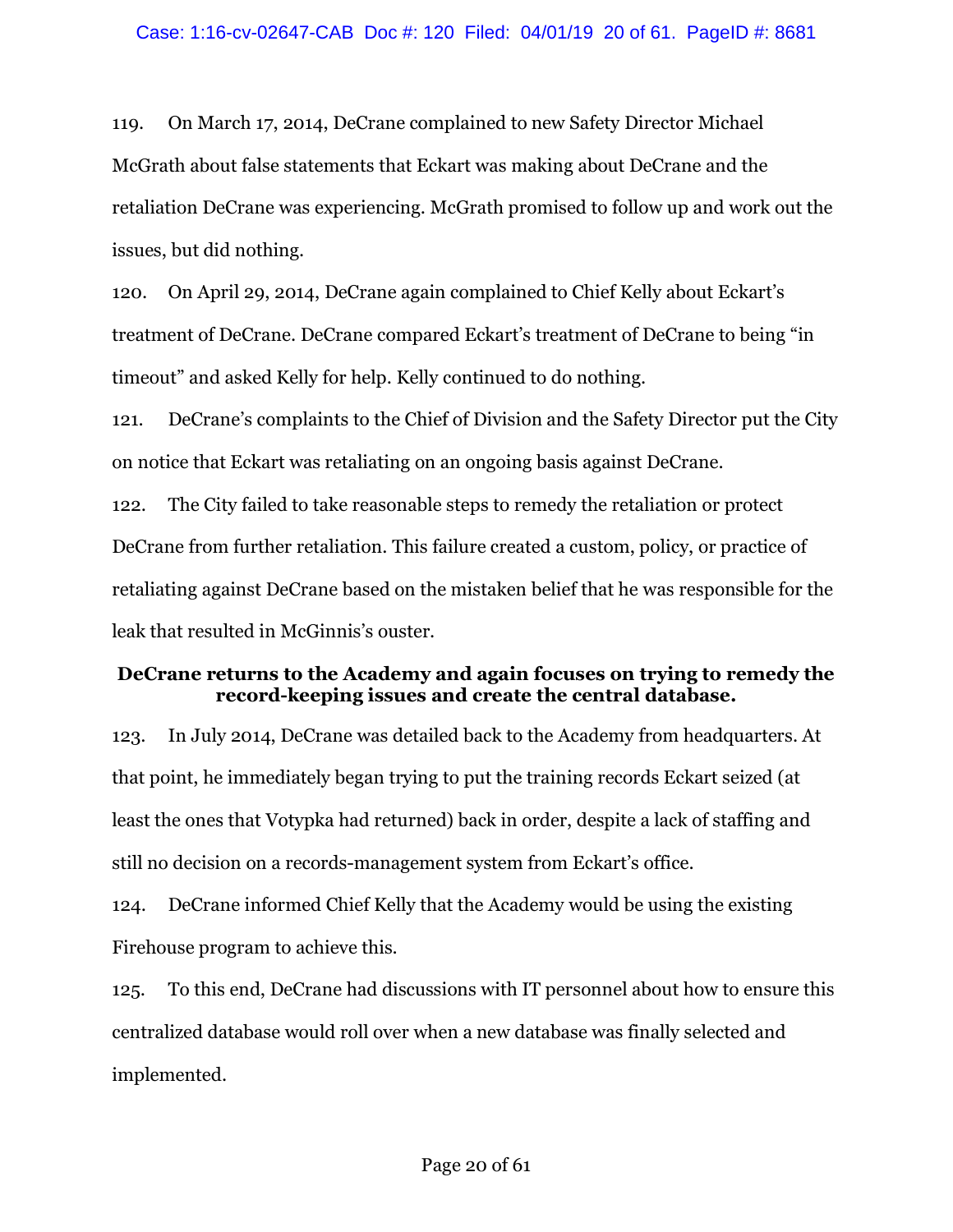119. On March 17, 2014, DeCrane complained to new Safety Director Michael McGrath about false statements that Eckart was making about DeCrane and the retaliation DeCrane was experiencing. McGrath promised to follow up and work out the issues, but did nothing.

120. On April 29, 2014, DeCrane again complained to Chief Kelly about Eckart's treatment of DeCrane. DeCrane compared Eckart's treatment of DeCrane to being "in timeout" and asked Kelly for help. Kelly continued to do nothing.

121. DeCrane's complaints to the Chief of Division and the Safety Director put the City on notice that Eckart was retaliating on an ongoing basis against DeCrane.

122. The City failed to take reasonable steps to remedy the retaliation or protect DeCrane from further retaliation. This failure created a custom, policy, or practice of retaliating against DeCrane based on the mistaken belief that he was responsible for the leak that resulted in McGinnis's ouster.

**DeCrane returns to the Academy and again focuses on trying to remedy the record-keeping issues and create the central database.**

123. In July 2014, DeCrane was detailed back to the Academy from headquarters. At that point, he immediately began trying to put the training records Eckart seized (at least the ones that Votypka had returned) back in order, despite a lack of staffing and still no decision on a records-management system from Eckart's office.

124. DeCrane informed Chief Kelly that the Academy would be using the existing Firehouse program to achieve this.

125. To this end, DeCrane had discussions with IT personnel about how to ensure this centralized database would roll over when a new database was finally selected and implemented.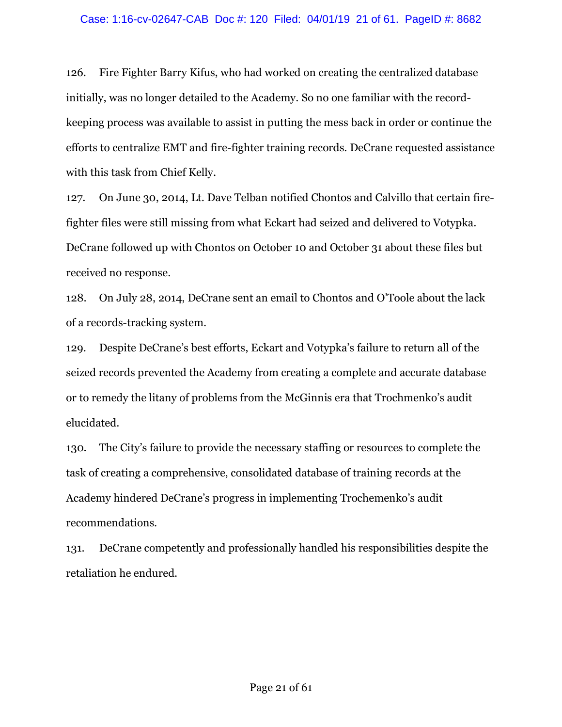126. Fire Fighter Barry Kifus, who had worked on creating the centralized database initially, was no longer detailed to the Academy. So no one familiar with the record-keeping process was available to assist in putting the mess back in order or continue the efforts to centralize EMT and fire-fighter training records. DeCrane requested assistance with this task from Chief Kelly.

127. On June 30, 2014, Lt. Dave Telban notified Chontos and Calvillo that certain fire-fighter files were still missing from what Eckart had seized and delivered to Votypka. DeCrane followed up with Chontos on October 10 and October 31 about these files but received no response.

128. On July 28, 2014, DeCrane sent an email to Chontos and O'Toole about the lack of a records-tracking system.

129. Despite DeCrane's best efforts, Eckart and Votypka's failure to return all of the seized records prevented the Academy from creating a complete and accurate database or to remedy the litany of problems from the McGinnis era that Trochmenko's audit elucidated.

130. The City's failure to provide the necessary staffing or resources to complete the task of creating a comprehensive, consolidated database of training records at the Academy hindered DeCrane's progress in implementing Trochemenko's audit recommendations.

131. DeCrane competently and professionally handled his responsibilities despite the retaliation he endured.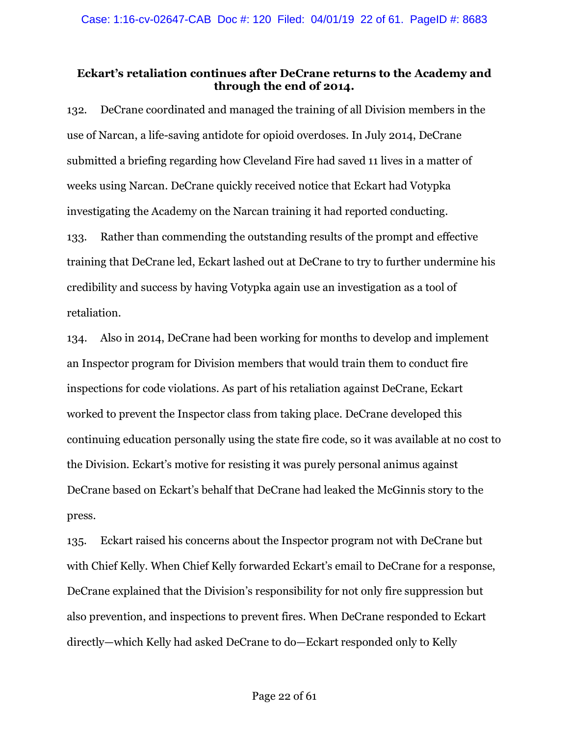**Eckart's retaliation continues after DeCrane returns to the Academy and through the end of 2014.**

132. DeCrane coordinated and managed the training of all Division members in the use of Narcan, a life-saving antidote for opioid overdoses. In July 2014, DeCrane submitted a briefing regarding how Cleveland Fire had saved 11 lives in a matter of weeks using Narcan. DeCrane quickly received notice that Eckart had Votypka investigating the Academy on the Narcan training it had reported conducting.

133. Rather than commending the outstanding results of the prompt and effective training that DeCrane led, Eckart lashed out at DeCrane to try to further undermine his credibility and success by having Votypka again use an investigation as a tool of retaliation.

134. Also in 2014, DeCrane had been working for months to develop and implement an Inspector program for Division members that would train them to conduct fire inspections for code violations. As part of his retaliation against DeCrane, Eckart worked to prevent the Inspector class from taking place. DeCrane developed this continuing education personally using the state fire code, so it was available at no cost to the Division. Eckart's motive for resisting it was purely personal animus against DeCrane based on Eckart's behalf that DeCrane had leaked the McGinnis story to the press.

135. Eckart raised his concerns about the Inspector program not with DeCrane but with Chief Kelly. When Chief Kelly forwarded Eckart's email to DeCrane for a response, DeCrane explained that the Division's responsibility for not only fire suppression but also prevention, and inspections to prevent fires. When DeCrane responded to Eckart directly—which Kelly had asked DeCrane to do—Eckart responded only to Kelly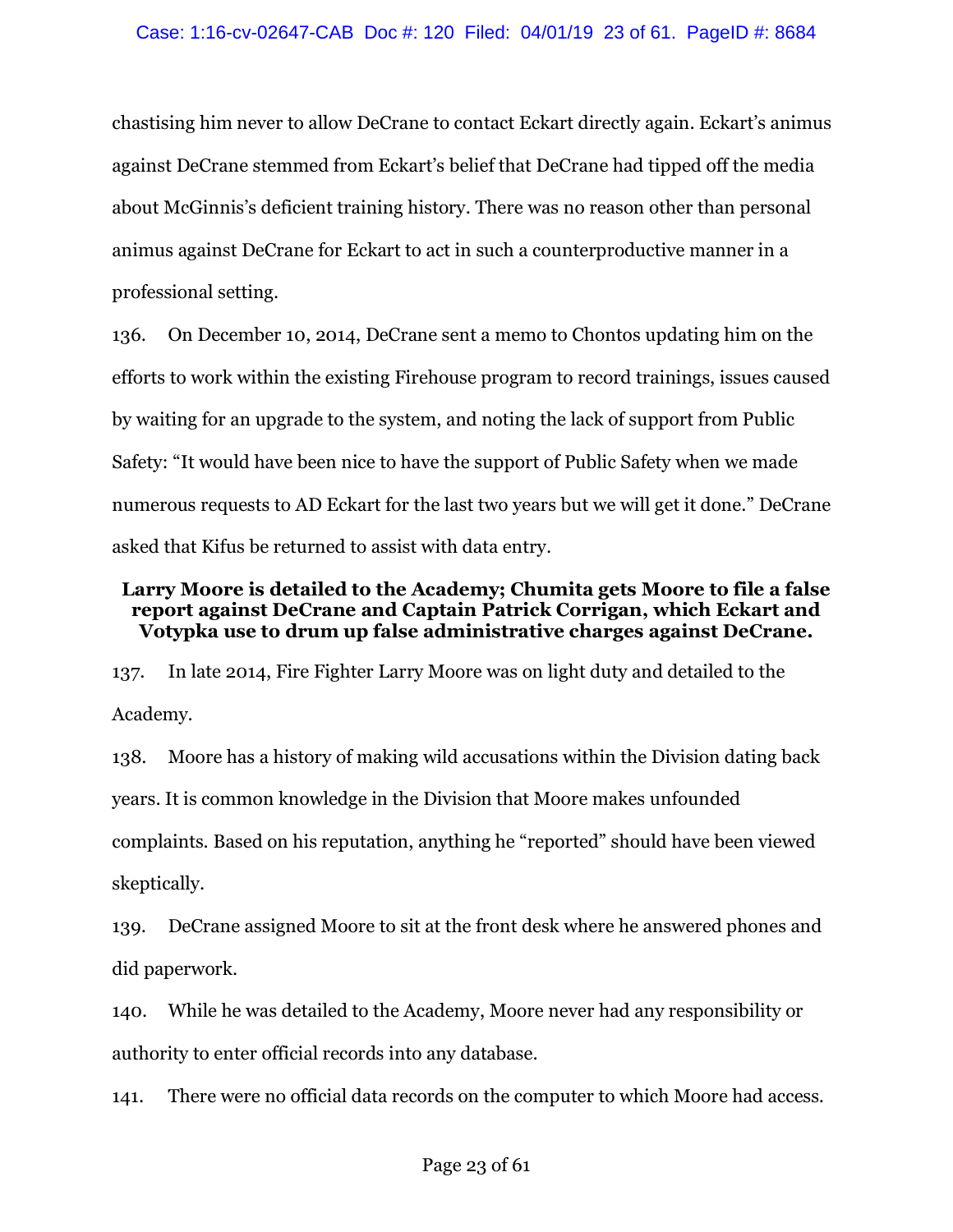chastising him never to allow DeCrane to contact Eckart directly again. Eckart's animus against DeCrane stemmed from Eckart's belief that DeCrane had tipped off the media about McGinnis's deficient training history. There was no reason other than personal animus against DeCrane for Eckart to act in such a counterproductive manner in a professional setting.

136. On December 10, 2014, DeCrane sent a memo to Chontos updating him on the efforts to work within the existing Firehouse program to record trainings, issues caused by waiting for an upgrade to the system, and noting the lack of support from Public Safety: "It would have been nice to have the support of Public Safety when we made numerous requests to AD Eckart for the last two years but we will get it done." DeCrane asked that Kifus be returned to assist with data entry.

**Larry Moore is detailed to the Academy; Chumita gets Moore to file a false report against DeCrane and Captain Patrick Corrigan, which Eckart and Votypka use to drum up false administrative charges against DeCrane.**

137. In late 2014, Fire Fighter Larry Moore was on light duty and detailed to the Academy.

138. Moore has a history of making wild accusations within the Division dating back years. It is common knowledge in the Division that Moore makes unfounded complaints. Based on his reputation, anything he "reported" should have been viewed skeptically.

139. DeCrane assigned Moore to sit at the front desk where he answered phones and did paperwork.

140. While he was detailed to the Academy, Moore never had any responsibility or authority to enter official records into any database.

141. There were no official data records on the computer to which Moore had access.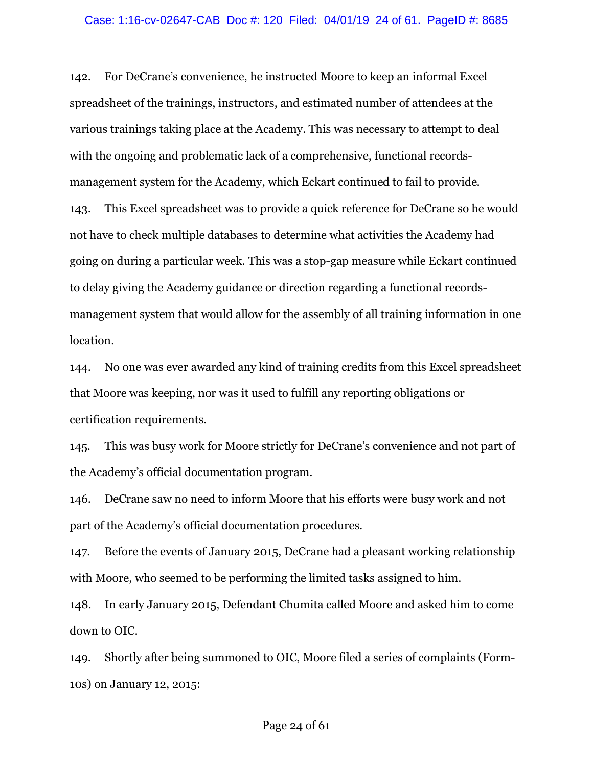142. For DeCrane's convenience, he instructed Moore to keep an informal Excel spreadsheet of the trainings, instructors, and estimated number of attendees at the various trainings taking place at the Academy. This was necessary to attempt to deal with the ongoing and problematic lack of a comprehensive, functional records-management system for the Academy, which Eckart continued to fail to provide.

143. This Excel spreadsheet was to provide a quick reference for DeCrane so he would not have to check multiple databases to determine what activities the Academy had going on during a particular week. This was a stop-gap measure while Eckart continued to delay giving the Academy guidance or direction regarding a functional records-management system that would allow for the assembly of all training information in one location.

144. No one was ever awarded any kind of training credits from this Excel spreadsheet that Moore was keeping, nor was it used to fulfill any reporting obligations or certification requirements.

145. This was busy work for Moore strictly for DeCrane's convenience and not part of the Academy's official documentation program.

146. DeCrane saw no need to inform Moore that his efforts were busy work and not part of the Academy's official documentation procedures.

147. Before the events of January 2015, DeCrane had a pleasant working relationship with Moore, who seemed to be performing the limited tasks assigned to him.

148. In early January 2015, Defendant Chumita called Moore and asked him to come down to OIC.

149. Shortly after being summoned to OIC, Moore filed a series of complaints (Form-10s) on January 12, 2015: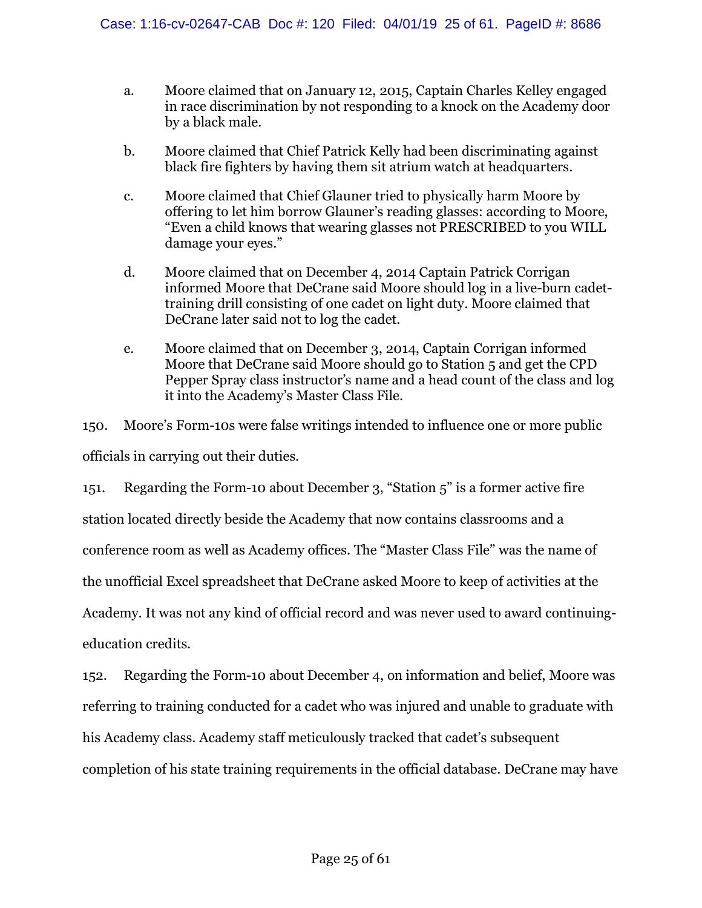a. Moore claimed that on January 12, 2015, Captain Charles Kelley engaged in race discrimination by not responding to a knock on the Academy door by a black male.

b. Moore claimed that Chief Patrick Kelly had been discriminating against black fire fighters by having them sit atrium watch at headquarters.

c. Moore claimed that Chief Glauner tried to physically harm Moore by offering to let him borrow Glauner's reading glasses: according to Moore, "Even a child knows that wearing glasses not PRESCRIBED to you WILL damage your eyes."

d. Moore claimed that on December 4, 2014 Captain Patrick Corrigan informed Moore that DeCrane said Moore should log in a live-burn cadet-training drill consisting of one cadet on light duty. Moore claimed that DeCrane later said not to log the cadet.

e. Moore claimed that on December 3, 2014, Captain Corrigan informed Moore that DeCrane said Moore should go to Station 5 and get the CPD Pepper Spray class instructor's name and a head count of the class and log it into the Academy's Master Class File.

150. Moore's Form-10s were false writings intended to influence one or more public officials in carrying out their duties.

151. Regarding the Form-10 about December 3, "Station 5" is a former active fire station located directly beside the Academy that now contains classrooms and a conference room as well as Academy offices. The "Master Class File" was the name of the unofficial Excel spreadsheet that DeCrane asked Moore to keep of activities at the Academy. It was not any kind of official record and was never used to award continuing-education credits.

152. Regarding the Form-10 about December 4, on information and belief, Moore was referring to training conducted for a cadet who was injured and unable to graduate with his Academy class. Academy staff meticulously tracked that cadet's subsequent completion of his state training requirements in the official database. DeCrane may have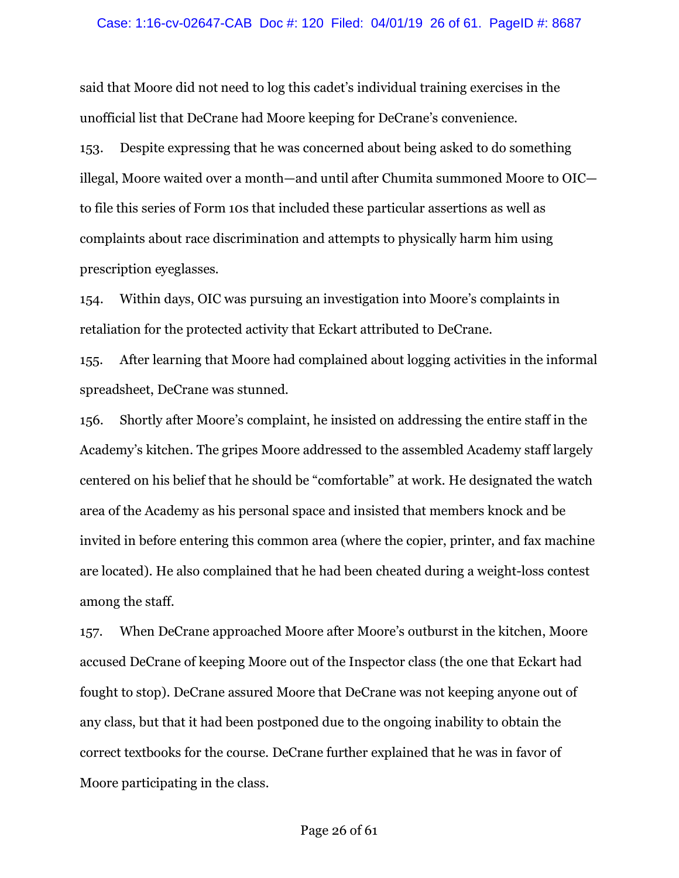said that Moore did not need to log this cadet's individual training exercises in the unofficial list that DeCrane had Moore keeping for DeCrane's convenience.

153. Despite expressing that he was concerned about being asked to do something illegal, Moore waited over a month—and until after Chumita summoned Moore to OIC—to file this series of Form 10s that included these particular assertions as well as complaints about race discrimination and attempts to physically harm him using prescription eyeglasses.

154. Within days, OIC was pursuing an investigation into Moore's complaints in retaliation for the protected activity that Eckart attributed to DeCrane.

155. After learning that Moore had complained about logging activities in the informal spreadsheet, DeCrane was stunned.

156. Shortly after Moore's complaint, he insisted on addressing the entire staff in the Academy's kitchen. The gripes Moore addressed to the assembled Academy staff largely centered on his belief that he should be "comfortable" at work. He designated the watch area of the Academy as his personal space and insisted that members knock and be invited in before entering this common area (where the copier, printer, and fax machine are located). He also complained that he had been cheated during a weight-loss contest among the staff.

157. When DeCrane approached Moore after Moore's outburst in the kitchen, Moore accused DeCrane of keeping Moore out of the Inspector class (the one that Eckart had fought to stop). DeCrane assured Moore that DeCrane was not keeping anyone out of any class, but that it had been postponed due to the ongoing inability to obtain the correct textbooks for the course. DeCrane further explained that he was in favor of Moore participating in the class.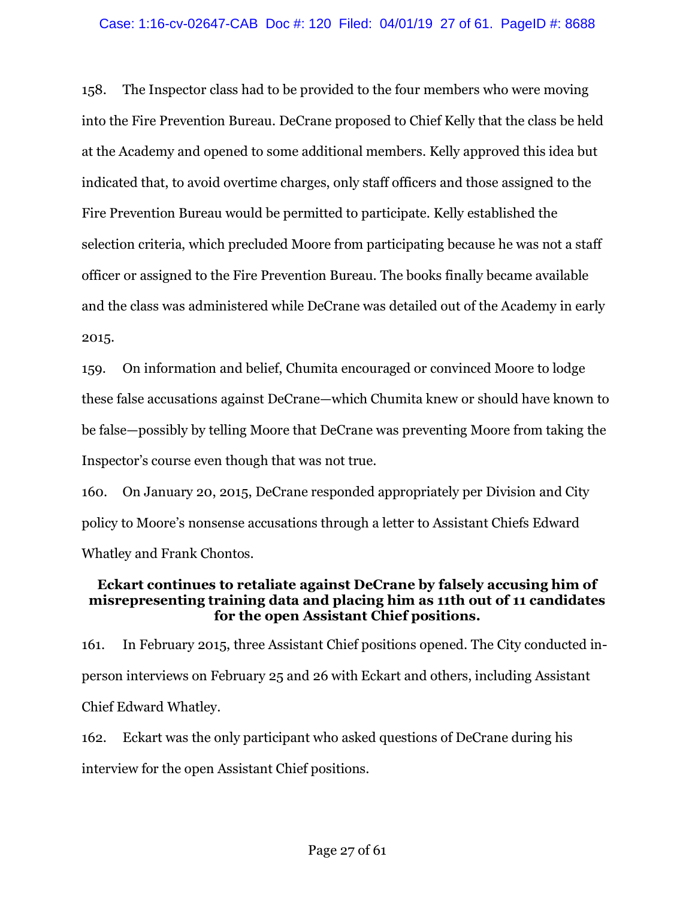158. The Inspector class had to be provided to the four members who were moving into the Fire Prevention Bureau. DeCrane proposed to Chief Kelly that the class be held at the Academy and opened to some additional members. Kelly approved this idea but indicated that, to avoid overtime charges, only staff officers and those assigned to the Fire Prevention Bureau would be permitted to participate. Kelly established the selection criteria, which precluded Moore from participating because he was not a staff officer or assigned to the Fire Prevention Bureau. The books finally became available and the class was administered while DeCrane was detailed out of the Academy in early 2015.

159. On information and belief, Chumita encouraged or convinced Moore to lodge these false accusations against DeCrane—which Chumita knew or should have known to be false—possibly by telling Moore that DeCrane was preventing Moore from taking the Inspector's course even though that was not true.

160. On January 20, 2015, DeCrane responded appropriately per Division and City policy to Moore's nonsense accusations through a letter to Assistant Chiefs Edward Whatley and Frank Chontos.

### Eckart continues to retaliate against DeCrane by falsely accusing him of misrepresenting training data and placing him as 11th out of 11 candidates for the open Assistant Chief positions.

161. In February 2015, three Assistant Chief positions opened. The City conducted in-person interviews on February 25 and 26 with Eckart and others, including Assistant Chief Edward Whatley.

162. Eckart was the only participant who asked questions of DeCrane during his interview for the open Assistant Chief positions.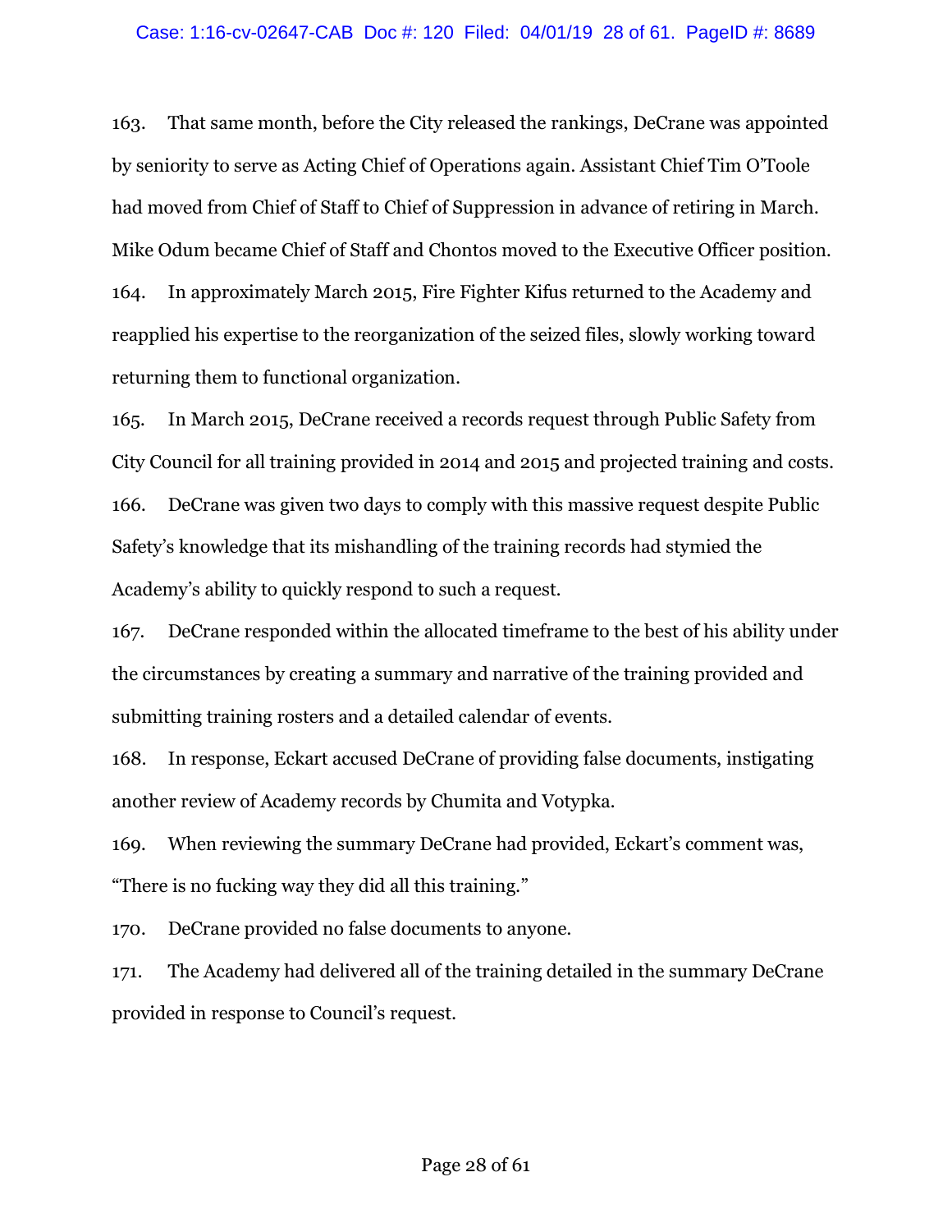163. That same month, before the City released the rankings, DeCrane was appointed by seniority to serve as Acting Chief of Operations again. Assistant Chief Tim O'Toole had moved from Chief of Staff to Chief of Suppression in advance of retiring in March. Mike Odum became Chief of Staff and Chontos moved to the Executive Officer position.

164. In approximately March 2015, Fire Fighter Kifus returned to the Academy and reapplied his expertise to the reorganization of the seized files, slowly working toward returning them to functional organization.

165. In March 2015, DeCrane received a records request through Public Safety from City Council for all training provided in 2014 and 2015 and projected training and costs.

166. DeCrane was given two days to comply with this massive request despite Public Safety's knowledge that its mishandling of the training records had stymied the Academy's ability to quickly respond to such a request.

167. DeCrane responded within the allocated timeframe to the best of his ability under the circumstances by creating a summary and narrative of the training provided and submitting training rosters and a detailed calendar of events.

168. In response, Eckart accused DeCrane of providing false documents, instigating another review of Academy records by Chumita and Votypka.

169. When reviewing the summary DeCrane had provided, Eckart's comment was, "There is no fucking way they did all this training."

170. DeCrane provided no false documents to anyone.

171. The Academy had delivered all of the training detailed in the summary DeCrane provided in response to Council's request.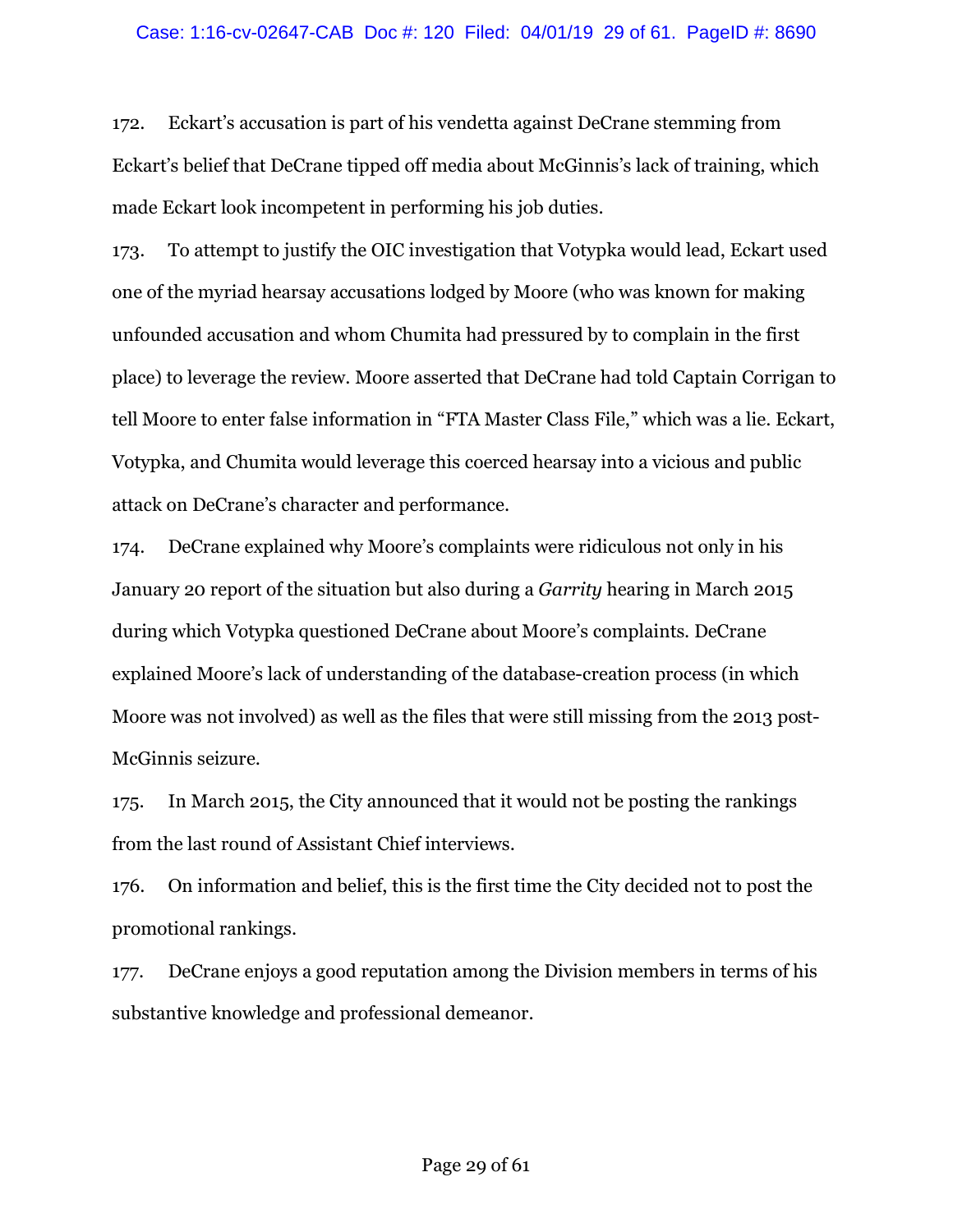172. Eckart's accusation is part of his vendetta against DeCrane stemming from Eckart's belief that DeCrane tipped off media about McGinnis's lack of training, which made Eckart look incompetent in performing his job duties.

173. To attempt to justify the OIC investigation that Votypka would lead, Eckart used one of the myriad hearsay accusations lodged by Moore (who was known for making unfounded accusation and whom Chumita had pressured by to complain in the first place) to leverage the review. Moore asserted that DeCrane had told Captain Corrigan to tell Moore to enter false information in "FTA Master Class File," which was a lie. Eckart, Votypka, and Chumita would leverage this coerced hearsay into a vicious and public attack on DeCrane's character and performance.

174. DeCrane explained why Moore's complaints were ridiculous not only in his January 20 report of the situation but also during a *Garrity* hearing in March 2015 during which Votypka questioned DeCrane about Moore's complaints. DeCrane explained Moore's lack of understanding of the database-creation process (in which Moore was not involved) as well as the files that were still missing from the 2013 post-McGinnis seizure.

175. In March 2015, the City announced that it would not be posting the rankings from the last round of Assistant Chief interviews.

176. On information and belief, this is the first time the City decided not to post the promotional rankings.

177. DeCrane enjoys a good reputation among the Division members in terms of his substantive knowledge and professional demeanor.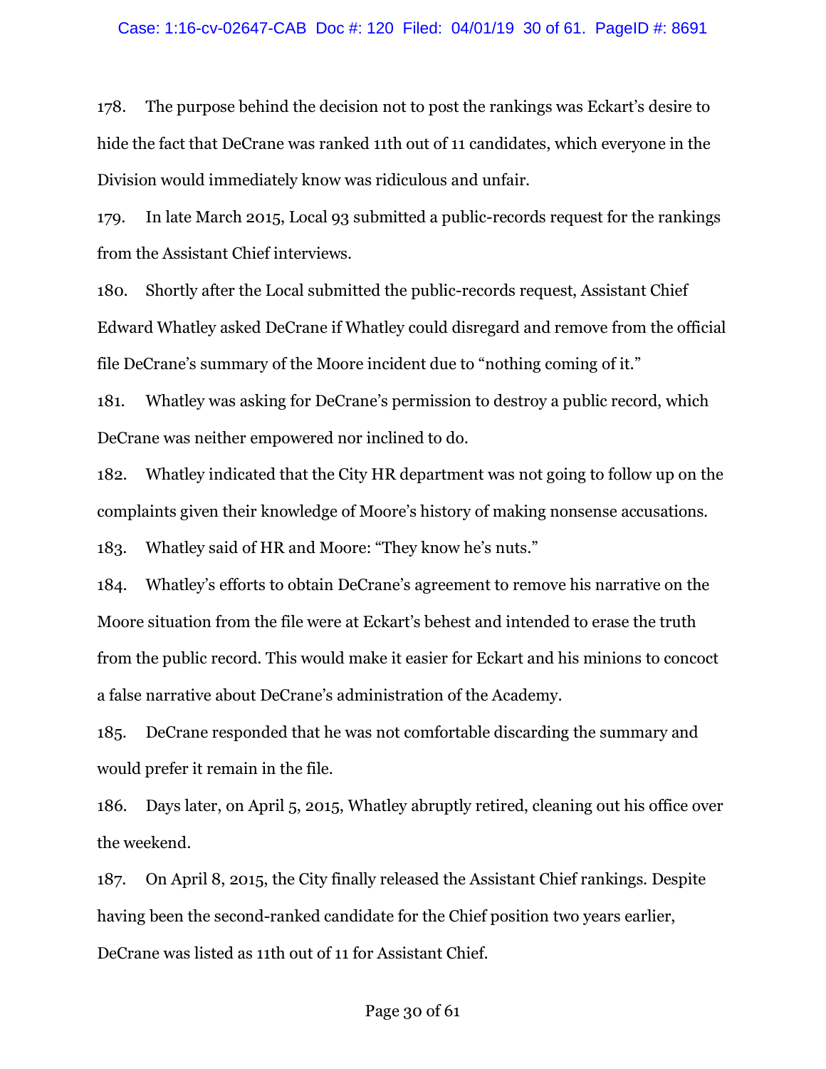178. The purpose behind the decision not to post the rankings was Eckart's desire to hide the fact that DeCrane was ranked 11th out of 11 candidates, which everyone in the Division would immediately know was ridiculous and unfair.

179. In late March 2015, Local 93 submitted a public-records request for the rankings from the Assistant Chief interviews.

180. Shortly after the Local submitted the public-records request, Assistant Chief Edward Whatley asked DeCrane if Whatley could disregard and remove from the official file DeCrane's summary of the Moore incident due to "nothing coming of it."

181. Whatley was asking for DeCrane's permission to destroy a public record, which DeCrane was neither empowered nor inclined to do.

182. Whatley indicated that the City HR department was not going to follow up on the complaints given their knowledge of Moore's history of making nonsense accusations.

183. Whatley said of HR and Moore: "They know he's nuts."

184. Whatley's efforts to obtain DeCrane's agreement to remove his narrative on the Moore situation from the file were at Eckart's behest and intended to erase the truth from the public record. This would make it easier for Eckart and his minions to concoct a false narrative about DeCrane's administration of the Academy.

185. DeCrane responded that he was not comfortable discarding the summary and would prefer it remain in the file.

186. Days later, on April 5, 2015, Whatley abruptly retired, cleaning out his office over the weekend.

187. On April 8, 2015, the City finally released the Assistant Chief rankings. Despite having been the second-ranked candidate for the Chief position two years earlier, DeCrane was listed as 11th out of 11 for Assistant Chief.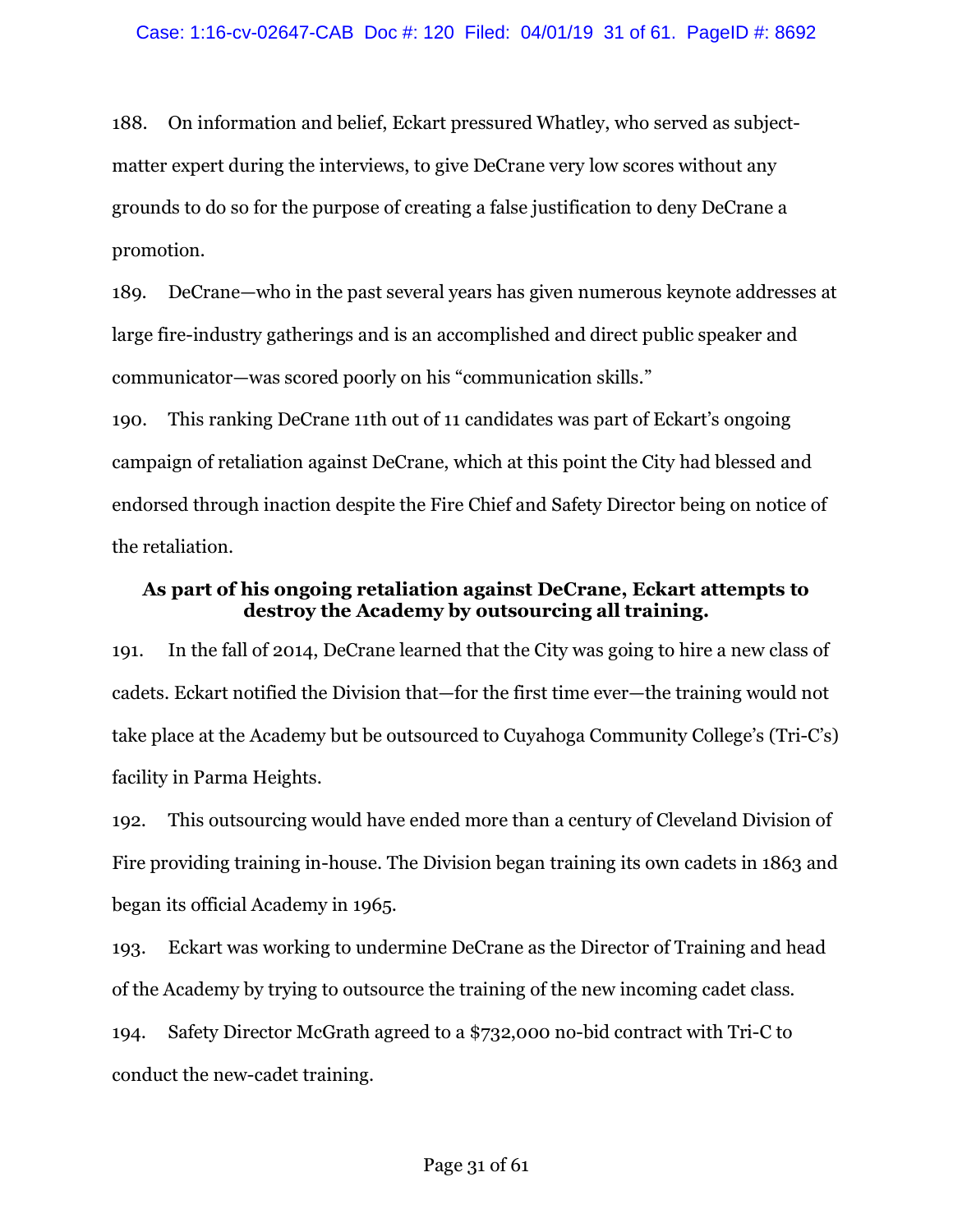188. On information and belief, Eckart pressured Whatley, who served as subject-matter expert during the interviews, to give DeCrane very low scores without any grounds to do so for the purpose of creating a false justification to deny DeCrane a promotion.

189. DeCrane—who in the past several years has given numerous keynote addresses at large fire-industry gatherings and is an accomplished and direct public speaker and communicator—was scored poorly on his "communication skills."

190. This ranking DeCrane 11th out of 11 candidates was part of Eckart's ongoing campaign of retaliation against DeCrane, which at this point the City had blessed and endorsed through inaction despite the Fire Chief and Safety Director being on notice of the retaliation.

**As part of his ongoing retaliation against DeCrane, Eckart attempts to destroy the Academy by outsourcing all training.**

191. In the fall of 2014, DeCrane learned that the City was going to hire a new class of cadets. Eckart notified the Division that—for the first time ever—the training would not take place at the Academy but be outsourced to Cuyahoga Community College's (Tri-C's) facility in Parma Heights.

192. This outsourcing would have ended more than a century of Cleveland Division of Fire providing training in-house. The Division began training its own cadets in 1863 and began its official Academy in 1965.

193. Eckart was working to undermine DeCrane as the Director of Training and head of the Academy by trying to outsource the training of the new incoming cadet class.

194. Safety Director McGrath agreed to a $732,000 no-bid contract with Tri-C to conduct the new-cadet training.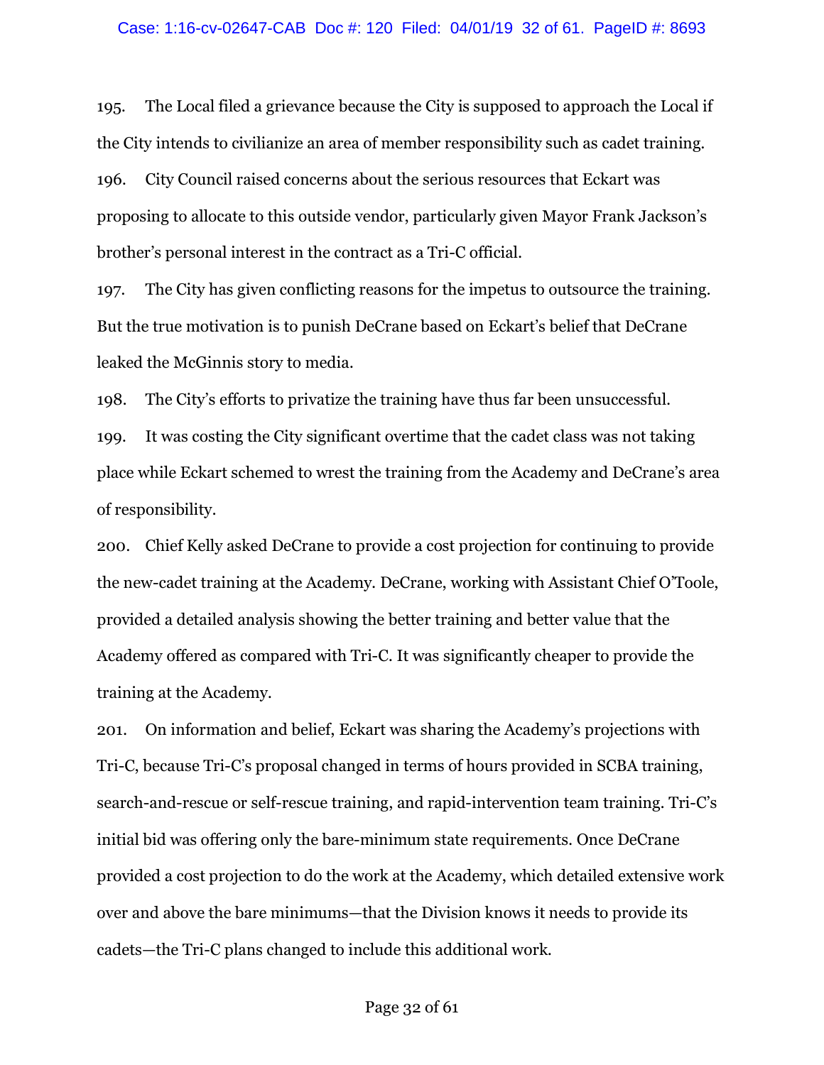195. The Local filed a grievance because the City is supposed to approach the Local if the City intends to civilianize an area of member responsibility such as cadet training.

196. City Council raised concerns about the serious resources that Eckart was proposing to allocate to this outside vendor, particularly given Mayor Frank Jackson's brother's personal interest in the contract as a Tri-C official.

197. The City has given conflicting reasons for the impetus to outsource the training. But the true motivation is to punish DeCrane based on Eckart's belief that DeCrane leaked the McGinnis story to media.

198. The City's efforts to privatize the training have thus far been unsuccessful.

199. It was costing the City significant overtime that the cadet class was not taking place while Eckart schemed to wrest the training from the Academy and DeCrane's area of responsibility.

200. Chief Kelly asked DeCrane to provide a cost projection for continuing to provide the new-cadet training at the Academy. DeCrane, working with Assistant Chief O'Toole, provided a detailed analysis showing the better training and better value that the Academy offered as compared with Tri-C. It was significantly cheaper to provide the training at the Academy.

201. On information and belief, Eckart was sharing the Academy's projections with Tri-C, because Tri-C's proposal changed in terms of hours provided in SCBA training, search-and-rescue or self-rescue training, and rapid-intervention team training. Tri-C's initial bid was offering only the bare-minimum state requirements. Once DeCrane provided a cost projection to do the work at the Academy, which detailed extensive work over and above the bare minimums—that the Division knows it needs to provide its cadets—the Tri-C plans changed to include this additional work.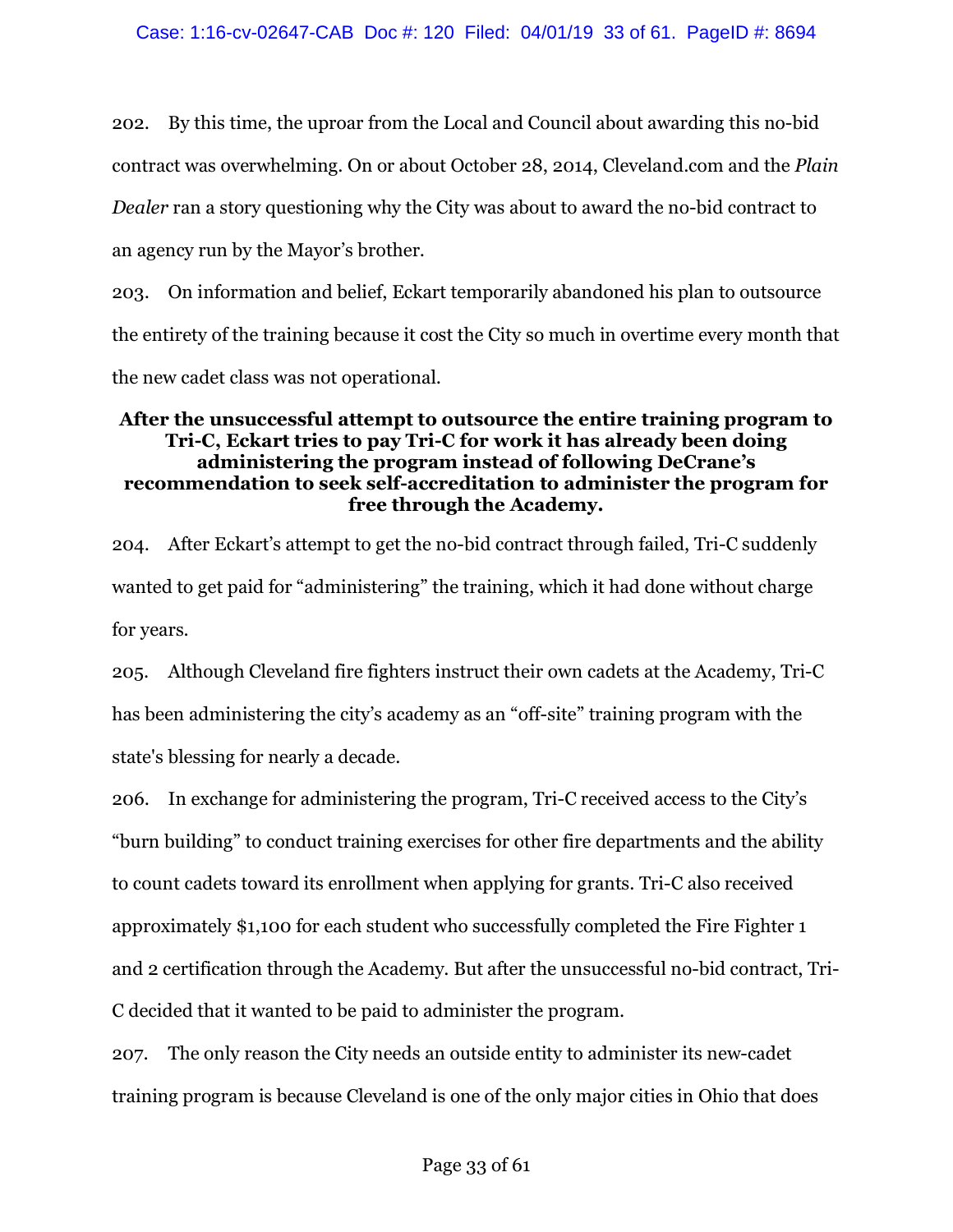202. By this time, the uproar from the Local and Council about awarding this no-bid contract was overwhelming. On or about October 28, 2014, Cleveland.com and the *Plain Dealer* ran a story questioning why the City was about to award the no-bid contract to an agency run by the Mayor's brother.

203. On information and belief, Eckart temporarily abandoned his plan to outsource the entirety of the training because it cost the City so much in overtime every month that the new cadet class was not operational.

**After the unsuccessful attempt to outsource the entire training program to Tri-C, Eckart tries to pay Tri-C for work it has already been doing administering the program instead of following DeCrane's recommendation to seek self-accreditation to administer the program for free through the Academy.**

204. After Eckart's attempt to get the no-bid contract through failed, Tri-C suddenly wanted to get paid for "administering" the training, which it had done without charge for years.

205. Although Cleveland fire fighters instruct their own cadets at the Academy, Tri-C has been administering the city's academy as an "off-site" training program with the state's blessing for nearly a decade.

206. In exchange for administering the program, Tri-C received access to the City's "burn building" to conduct training exercises for other fire departments and the ability to count cadets toward its enrollment when applying for grants. Tri-C also received approximately $1,100 for each student who successfully completed the Fire Fighter 1 and 2 certification through the Academy. But after the unsuccessful no-bid contract, Tri-C decided that it wanted to be paid to administer the program.

207. The only reason the City needs an outside entity to administer its new-cadet training program is because Cleveland is one of the only major cities in Ohio that does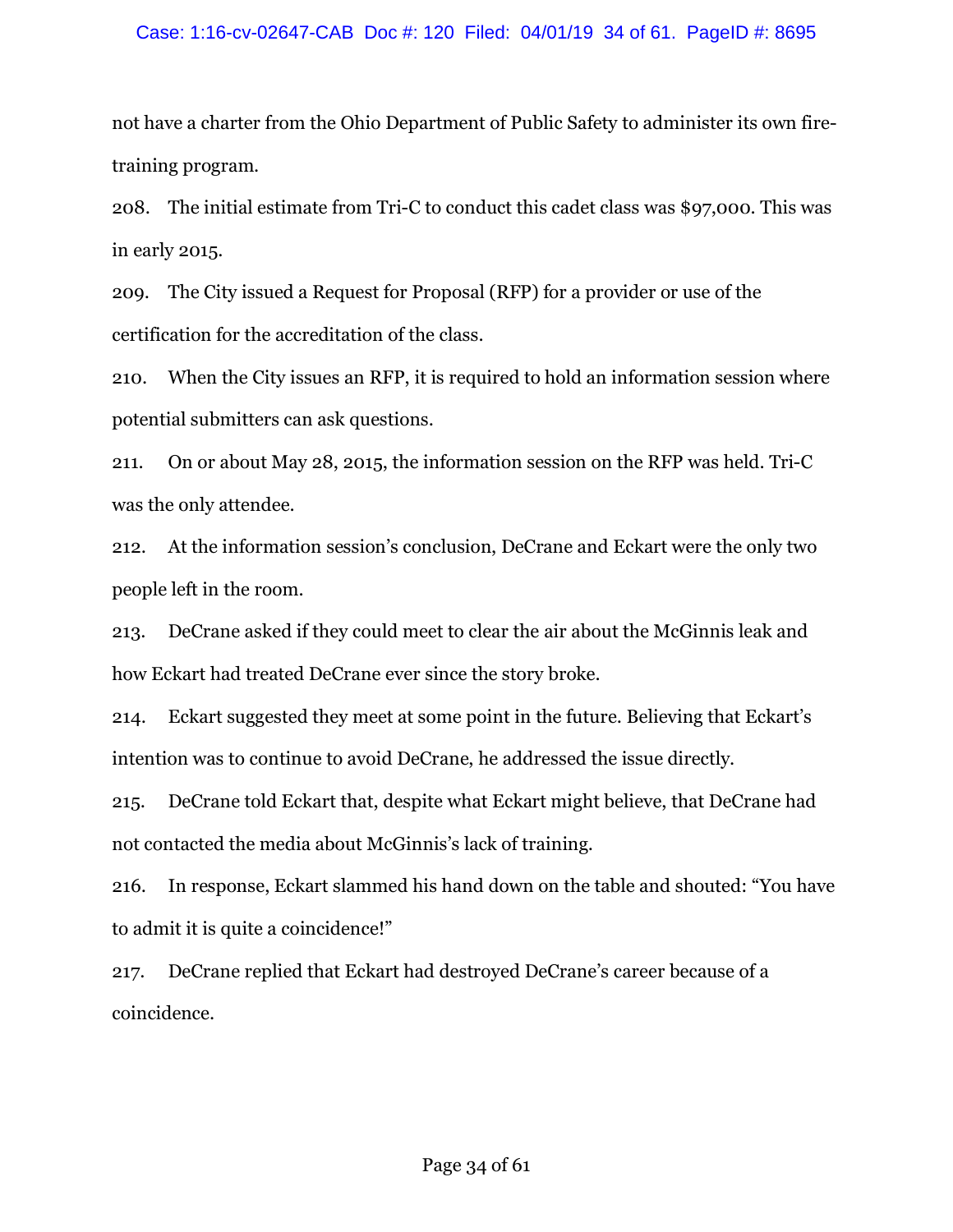not have a charter from the Ohio Department of Public Safety to administer its own fire-training program.

208. The initial estimate from Tri-C to conduct this cadet class was $97,000. This was in early 2015.

209. The City issued a Request for Proposal (RFP) for a provider or use of the certification for the accreditation of the class.

210. When the City issues an RFP, it is required to hold an information session where potential submitters can ask questions.

211. On or about May 28, 2015, the information session on the RFP was held. Tri-C was the only attendee.

212. At the information session's conclusion, DeCrane and Eckart were the only two people left in the room.

213. DeCrane asked if they could meet to clear the air about the McGinnis leak and how Eckart had treated DeCrane ever since the story broke.

214. Eckart suggested they meet at some point in the future. Believing that Eckart's intention was to continue to avoid DeCrane, he addressed the issue directly.

215. DeCrane told Eckart that, despite what Eckart might believe, that DeCrane had not contacted the media about McGinnis's lack of training.

216. In response, Eckart slammed his hand down on the table and shouted: "You have to admit it is quite a coincidence!"

217. DeCrane replied that Eckart had destroyed DeCrane's career because of a coincidence.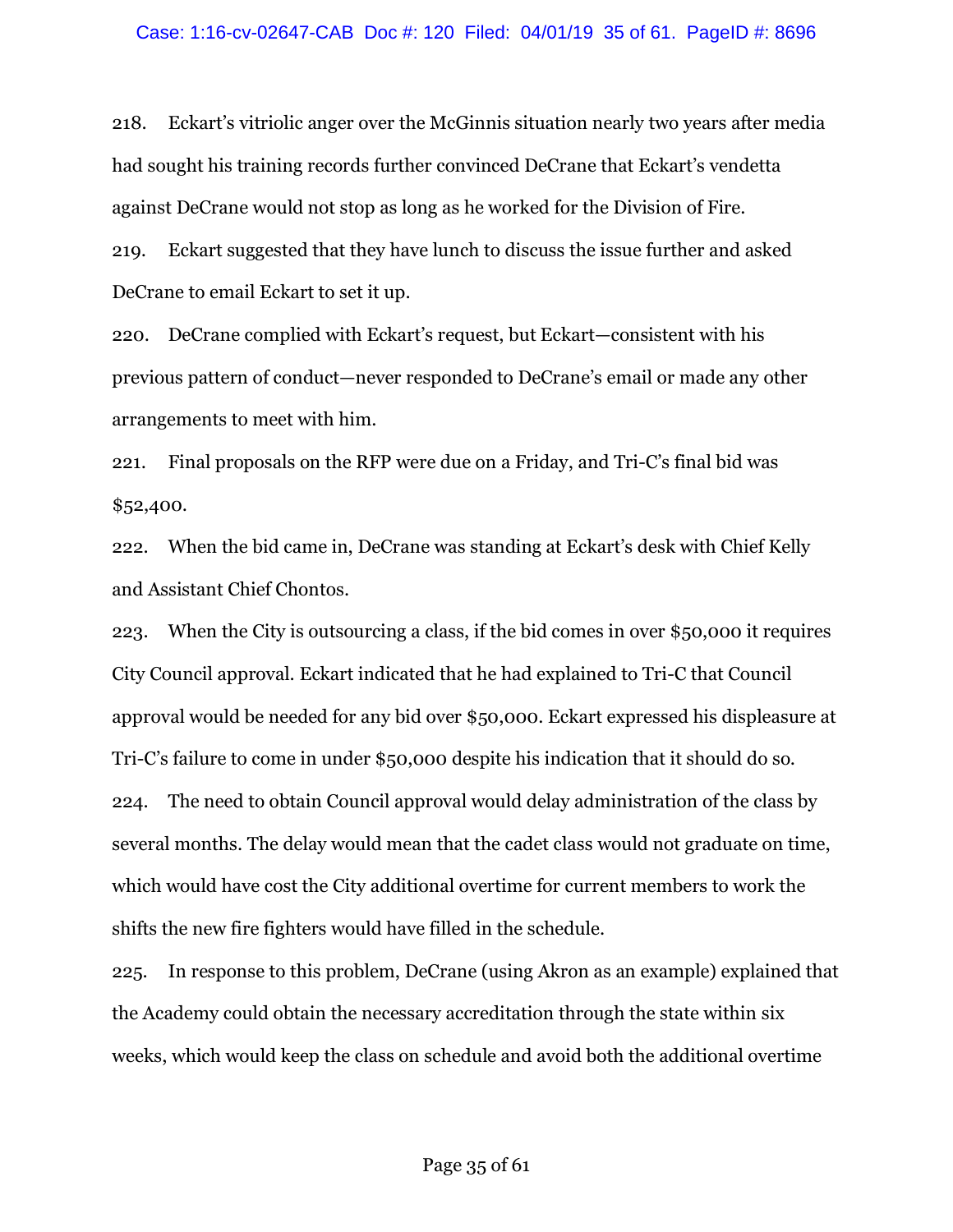218. Eckart's vitriolic anger over the McGinnis situation nearly two years after media had sought his training records further convinced DeCrane that Eckart's vendetta against DeCrane would not stop as long as he worked for the Division of Fire.

219. Eckart suggested that they have lunch to discuss the issue further and asked DeCrane to email Eckart to set it up.

220. DeCrane complied with Eckart's request, but Eckart—consistent with his previous pattern of conduct—never responded to DeCrane's email or made any other arrangements to meet with him.

221. Final proposals on the RFP were due on a Friday, and Tri-C's final bid was $52,400.

222. When the bid came in, DeCrane was standing at Eckart's desk with Chief Kelly and Assistant Chief Chontos.

223. When the City is outsourcing a class, if the bid comes in over $50,000 it requires City Council approval. Eckart indicated that he had explained to Tri-C that Council approval would be needed for any bid over $50,000. Eckart expressed his displeasure at Tri-C's failure to come in under $50,000 despite his indication that it should do so.

224. The need to obtain Council approval would delay administration of the class by several months. The delay would mean that the cadet class would not graduate on time, which would have cost the City additional overtime for current members to work the shifts the new fire fighters would have filled in the schedule.

225. In response to this problem, DeCrane (using Akron as an example) explained that the Academy could obtain the necessary accreditation through the state within six weeks, which would keep the class on schedule and avoid both the additional overtime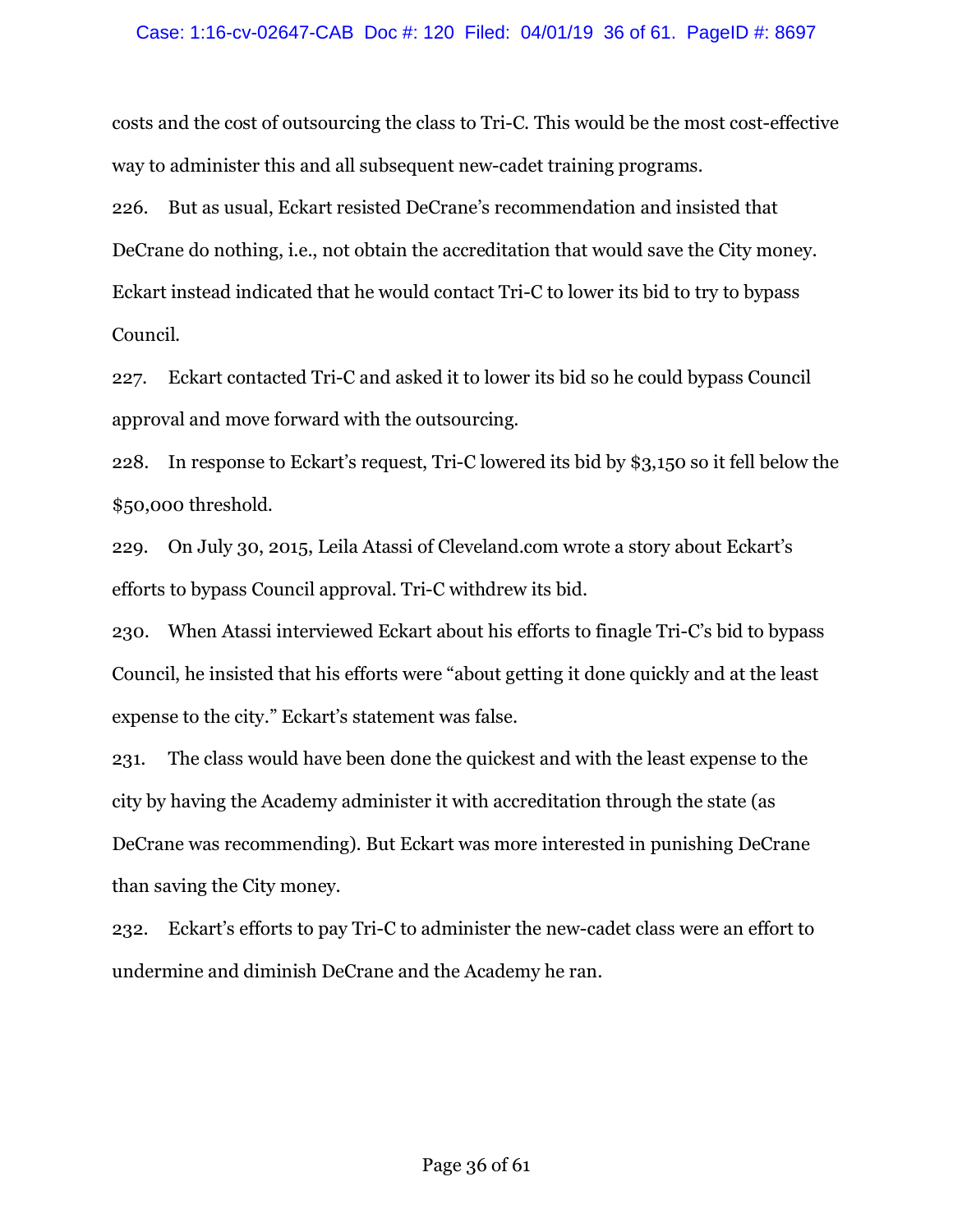costs and the cost of outsourcing the class to Tri-C. This would be the most cost-effective way to administer this and all subsequent new-cadet training programs.

226. But as usual, Eckart resisted DeCrane's recommendation and insisted that DeCrane do nothing, i.e., not obtain the accreditation that would save the City money. Eckart instead indicated that he would contact Tri-C to lower its bid to try to bypass Council.

227. Eckart contacted Tri-C and asked it to lower its bid so he could bypass Council approval and move forward with the outsourcing.

228. In response to Eckart's request, Tri-C lowered its bid by $3,150 so it fell below the $50,000 threshold.

229. On July 30, 2015, Leila Atassi of Cleveland.com wrote a story about Eckart's efforts to bypass Council approval. Tri-C withdrew its bid.

230. When Atassi interviewed Eckart about his efforts to finagle Tri-C's bid to bypass Council, he insisted that his efforts were "about getting it done quickly and at the least expense to the city." Eckart's statement was false.

231. The class would have been done the quickest and with the least expense to the city by having the Academy administer it with accreditation through the state (as DeCrane was recommending). But Eckart was more interested in punishing DeCrane than saving the City money.

232. Eckart's efforts to pay Tri-C to administer the new-cadet class were an effort to undermine and diminish DeCrane and the Academy he ran.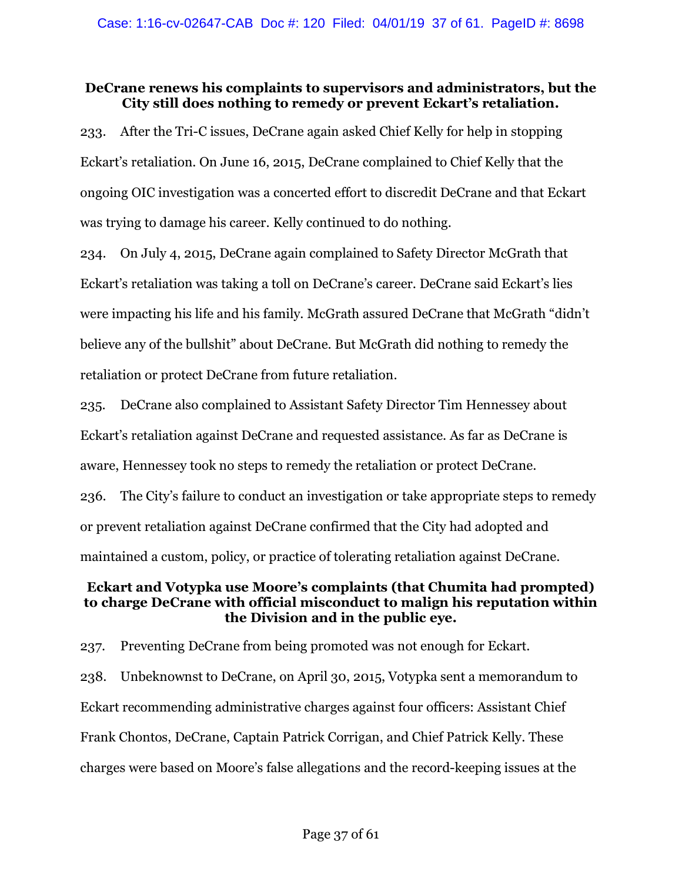### DeCrane renews his complaints to supervisors and administrators, but the City still does nothing to remedy or prevent Eckart's retaliation.

233. After the Tri-C issues, DeCrane again asked Chief Kelly for help in stopping Eckart's retaliation. On June 16, 2015, DeCrane complained to Chief Kelly that the ongoing OIC investigation was a concerted effort to discredit DeCrane and that Eckart was trying to damage his career. Kelly continued to do nothing.

234. On July 4, 2015, DeCrane again complained to Safety Director McGrath that Eckart's retaliation was taking a toll on DeCrane's career. DeCrane said Eckart's lies were impacting his life and his family. McGrath assured DeCrane that McGrath "didn't believe any of the bullshit" about DeCrane. But McGrath did nothing to remedy the retaliation or protect DeCrane from future retaliation.

235. DeCrane also complained to Assistant Safety Director Tim Hennessey about Eckart's retaliation against DeCrane and requested assistance. As far as DeCrane is aware, Hennessey took no steps to remedy the retaliation or protect DeCrane.

236. The City's failure to conduct an investigation or take appropriate steps to remedy or prevent retaliation against DeCrane confirmed that the City had adopted and maintained a custom, policy, or practice of tolerating retaliation against DeCrane.

### Eckart and Votypka use Moore's complaints (that Chumita had prompted) to charge DeCrane with official misconduct to malign his reputation within the Division and in the public eye.

237. Preventing DeCrane from being promoted was not enough for Eckart.

238. Unbeknownst to DeCrane, on April 30, 2015, Votypka sent a memorandum to Eckart recommending administrative charges against four officers: Assistant Chief Frank Chontos, DeCrane, Captain Patrick Corrigan, and Chief Patrick Kelly. These charges were based on Moore's false allegations and the record-keeping issues at the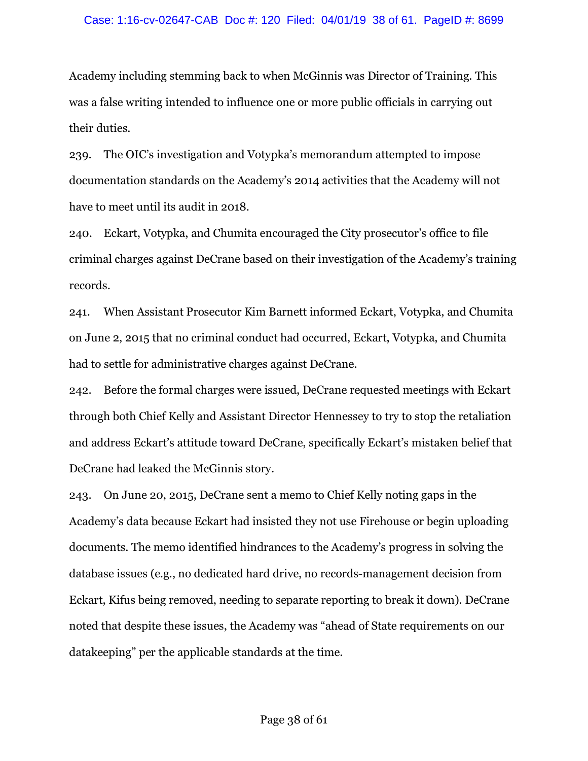Academy including stemming back to when McGinnis was Director of Training. This was a false writing intended to influence one or more public officials in carrying out their duties.

239. The OIC's investigation and Votypka's memorandum attempted to impose documentation standards on the Academy's 2014 activities that the Academy will not have to meet until its audit in 2018.

240. Eckart, Votypka, and Chumita encouraged the City prosecutor's office to file criminal charges against DeCrane based on their investigation of the Academy's training records.

241. When Assistant Prosecutor Kim Barnett informed Eckart, Votypka, and Chumita on June 2, 2015 that no criminal conduct had occurred, Eckart, Votypka, and Chumita had to settle for administrative charges against DeCrane.

242. Before the formal charges were issued, DeCrane requested meetings with Eckart through both Chief Kelly and Assistant Director Hennessey to try to stop the retaliation and address Eckart's attitude toward DeCrane, specifically Eckart's mistaken belief that DeCrane had leaked the McGinnis story.

243. On June 20, 2015, DeCrane sent a memo to Chief Kelly noting gaps in the Academy's data because Eckart had insisted they not use Firehouse or begin uploading documents. The memo identified hindrances to the Academy's progress in solving the database issues (e.g., no dedicated hard drive, no records-management decision from Eckart, Kifus being removed, needing to separate reporting to break it down). DeCrane noted that despite these issues, the Academy was "ahead of State requirements on our datakeeping" per the applicable standards at the time.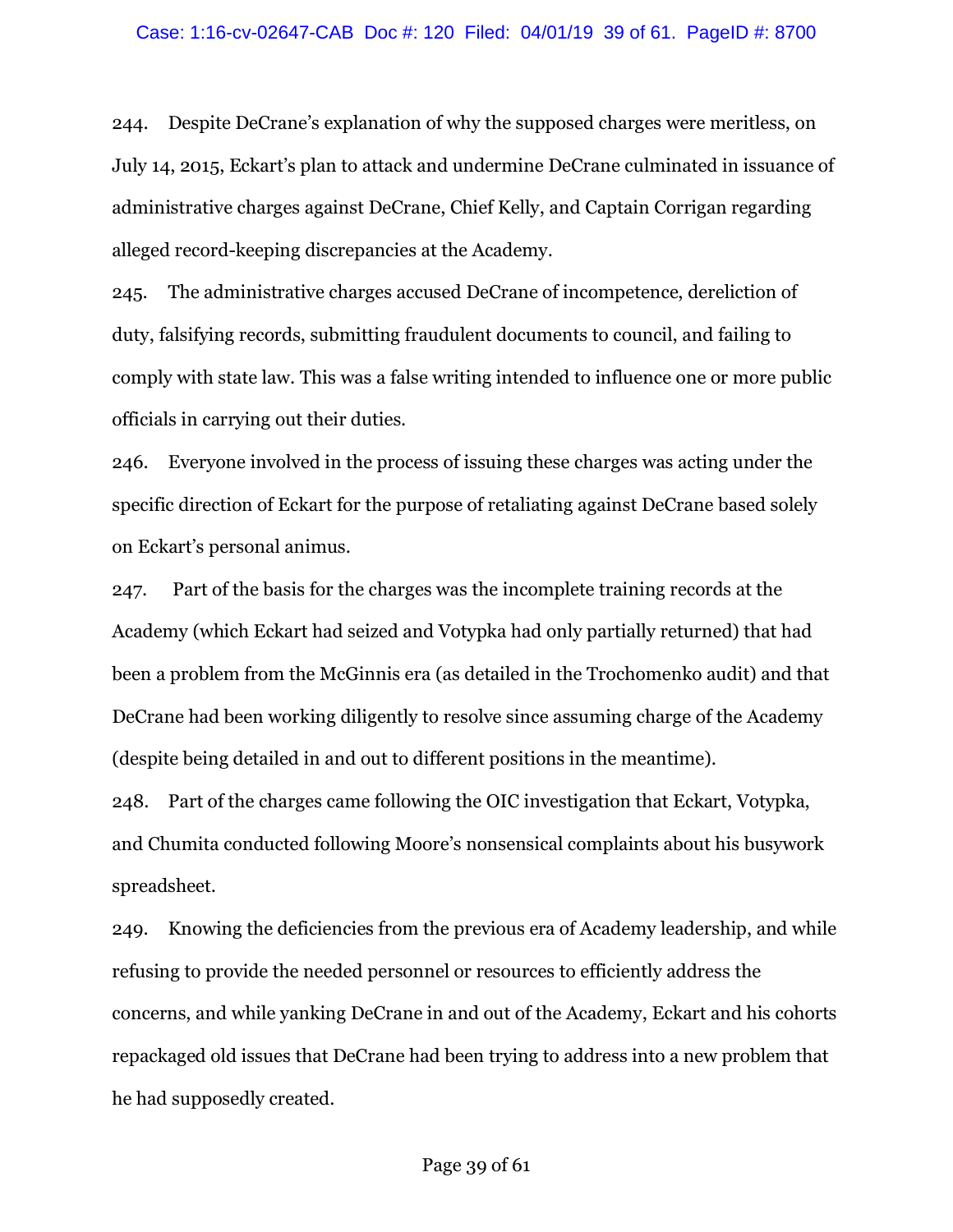244. Despite DeCrane's explanation of why the supposed charges were meritless, on July 14, 2015, Eckart's plan to attack and undermine DeCrane culminated in issuance of administrative charges against DeCrane, Chief Kelly, and Captain Corrigan regarding alleged record-keeping discrepancies at the Academy.

245. The administrative charges accused DeCrane of incompetence, dereliction of duty, falsifying records, submitting fraudulent documents to council, and failing to comply with state law. This was a false writing intended to influence one or more public officials in carrying out their duties.

246. Everyone involved in the process of issuing these charges was acting under the specific direction of Eckart for the purpose of retaliating against DeCrane based solely on Eckart's personal animus.

247. Part of the basis for the charges was the incomplete training records at the Academy (which Eckart had seized and Votypka had only partially returned) that had been a problem from the McGinnis era (as detailed in the Trochomenko audit) and that DeCrane had been working diligently to resolve since assuming charge of the Academy (despite being detailed in and out to different positions in the meantime).

248. Part of the charges came following the OIC investigation that Eckart, Votypka, and Chumita conducted following Moore's nonsensical complaints about his busywork spreadsheet.

249. Knowing the deficiencies from the previous era of Academy leadership, and while refusing to provide the needed personnel or resources to efficiently address the concerns, and while yanking DeCrane in and out of the Academy, Eckart and his cohorts repackaged old issues that DeCrane had been trying to address into a new problem that he had supposedly created.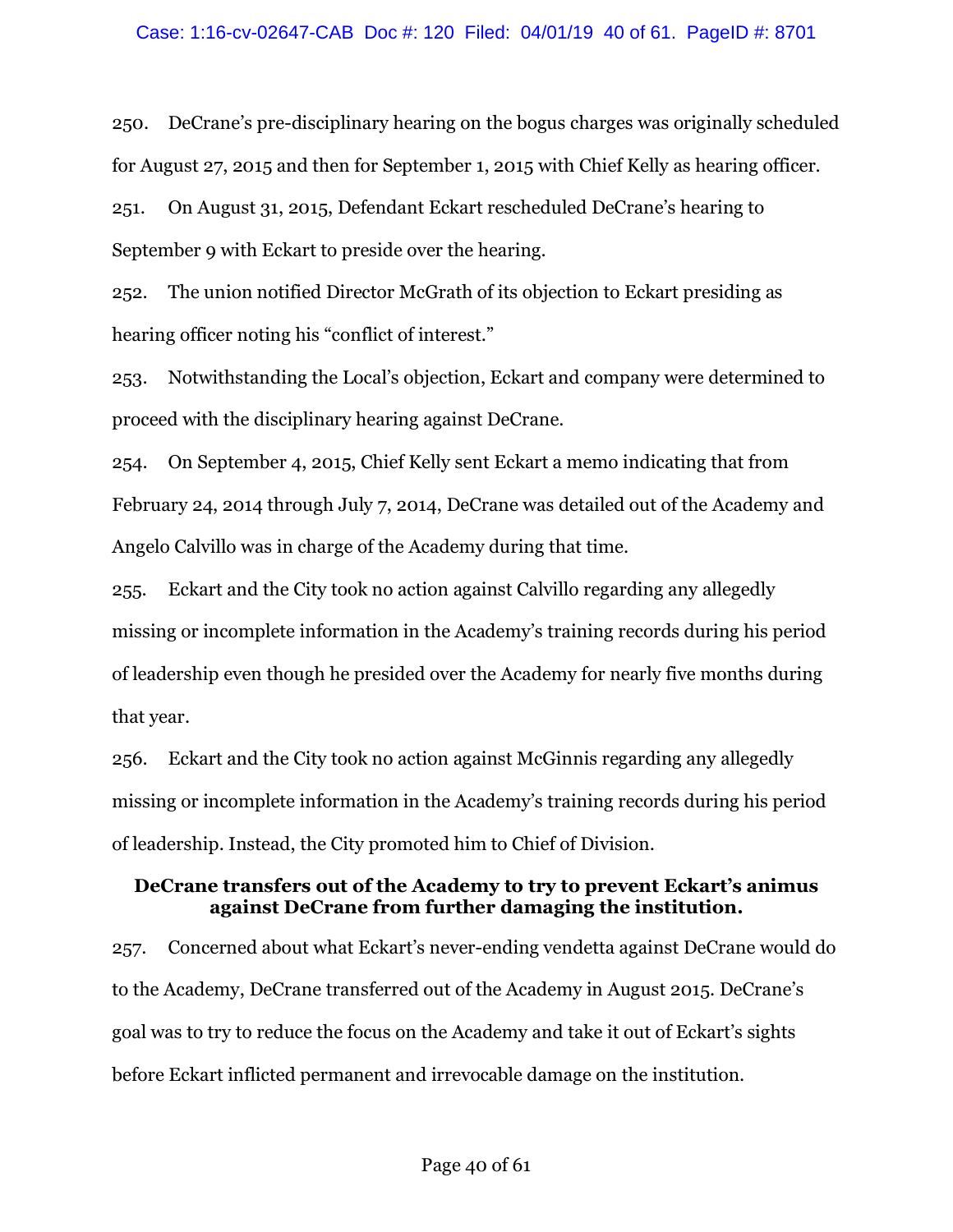250. DeCrane's pre-disciplinary hearing on the bogus charges was originally scheduled for August 27, 2015 and then for September 1, 2015 with Chief Kelly as hearing officer.

251. On August 31, 2015, Defendant Eckart rescheduled DeCrane's hearing to September 9 with Eckart to preside over the hearing.

252. The union notified Director McGrath of its objection to Eckart presiding as hearing officer noting his "conflict of interest."

253. Notwithstanding the Local's objection, Eckart and company were determined to proceed with the disciplinary hearing against DeCrane.

254. On September 4, 2015, Chief Kelly sent Eckart a memo indicating that from February 24, 2014 through July 7, 2014, DeCrane was detailed out of the Academy and Angelo Calvillo was in charge of the Academy during that time.

255. Eckart and the City took no action against Calvillo regarding any allegedly missing or incomplete information in the Academy's training records during his period of leadership even though he presided over the Academy for nearly five months during that year.

256. Eckart and the City took no action against McGinnis regarding any allegedly missing or incomplete information in the Academy's training records during his period of leadership. Instead, the City promoted him to Chief of Division.

**DeCrane transfers out of the Academy to try to prevent Eckart's animus against DeCrane from further damaging the institution.**

257. Concerned about what Eckart's never-ending vendetta against DeCrane would do to the Academy, DeCrane transferred out of the Academy in August 2015. DeCrane's goal was to try to reduce the focus on the Academy and take it out of Eckart's sights before Eckart inflicted permanent and irrevocable damage on the institution.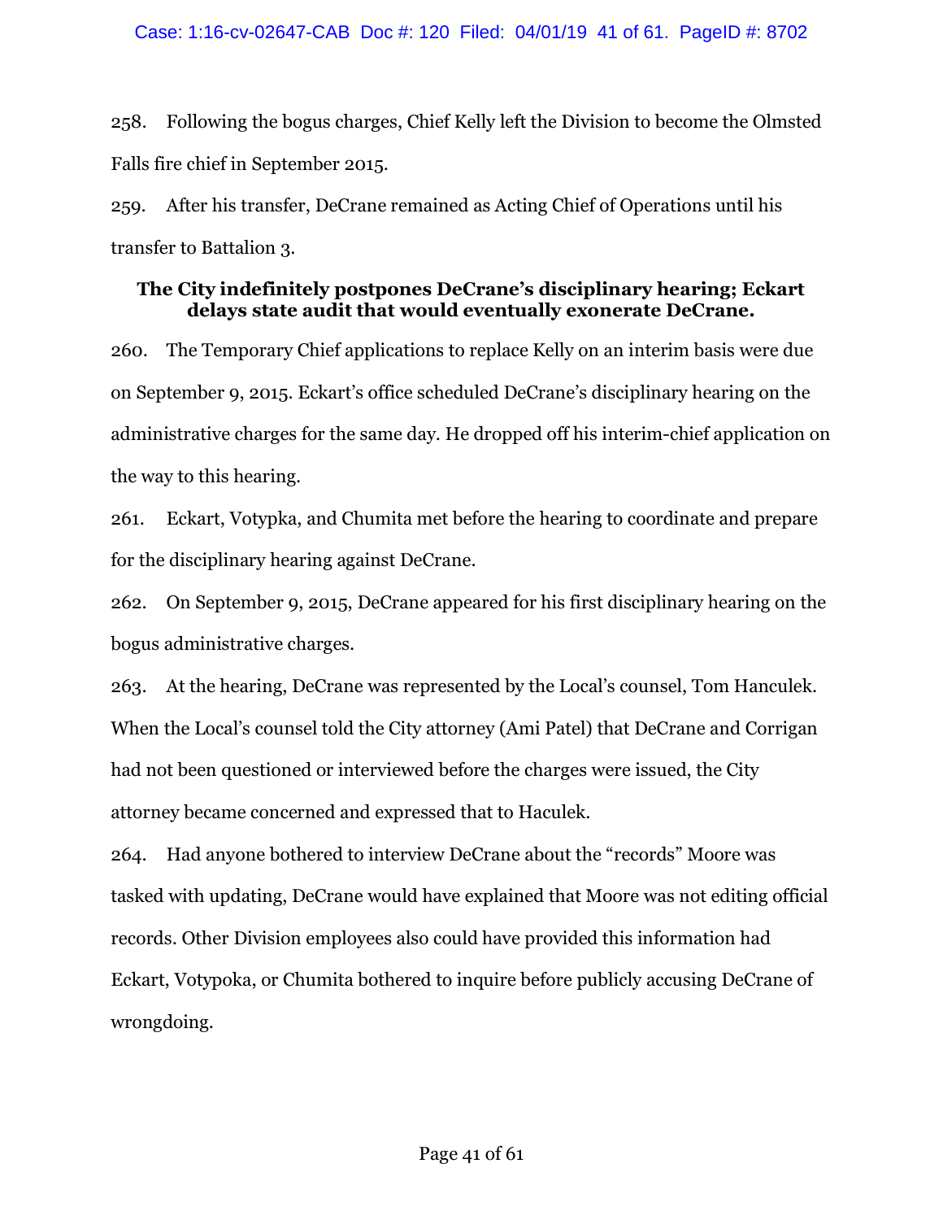258. Following the bogus charges, Chief Kelly left the Division to become the Olmsted Falls fire chief in September 2015.

259. After his transfer, DeCrane remained as Acting Chief of Operations until his transfer to Battalion 3.

### The City indefinitely postpones DeCrane's disciplinary hearing; Eckart delays state audit that would eventually exonerate DeCrane.

260. The Temporary Chief applications to replace Kelly on an interim basis were due on September 9, 2015. Eckart's office scheduled DeCrane's disciplinary hearing on the administrative charges for the same day. He dropped off his interim-chief application on the way to this hearing.

261. Eckart, Votypka, and Chumita met before the hearing to coordinate and prepare for the disciplinary hearing against DeCrane.

262. On September 9, 2015, DeCrane appeared for his first disciplinary hearing on the bogus administrative charges.

263. At the hearing, DeCrane was represented by the Local's counsel, Tom Hanculek. When the Local's counsel told the City attorney (Ami Patel) that DeCrane and Corrigan had not been questioned or interviewed before the charges were issued, the City attorney became concerned and expressed that to Haculek.

264. Had anyone bothered to interview DeCrane about the "records" Moore was tasked with updating, DeCrane would have explained that Moore was not editing official records. Other Division employees also could have provided this information had Eckart, Votypoka, or Chumita bothered to inquire before publicly accusing DeCrane of wrongdoing.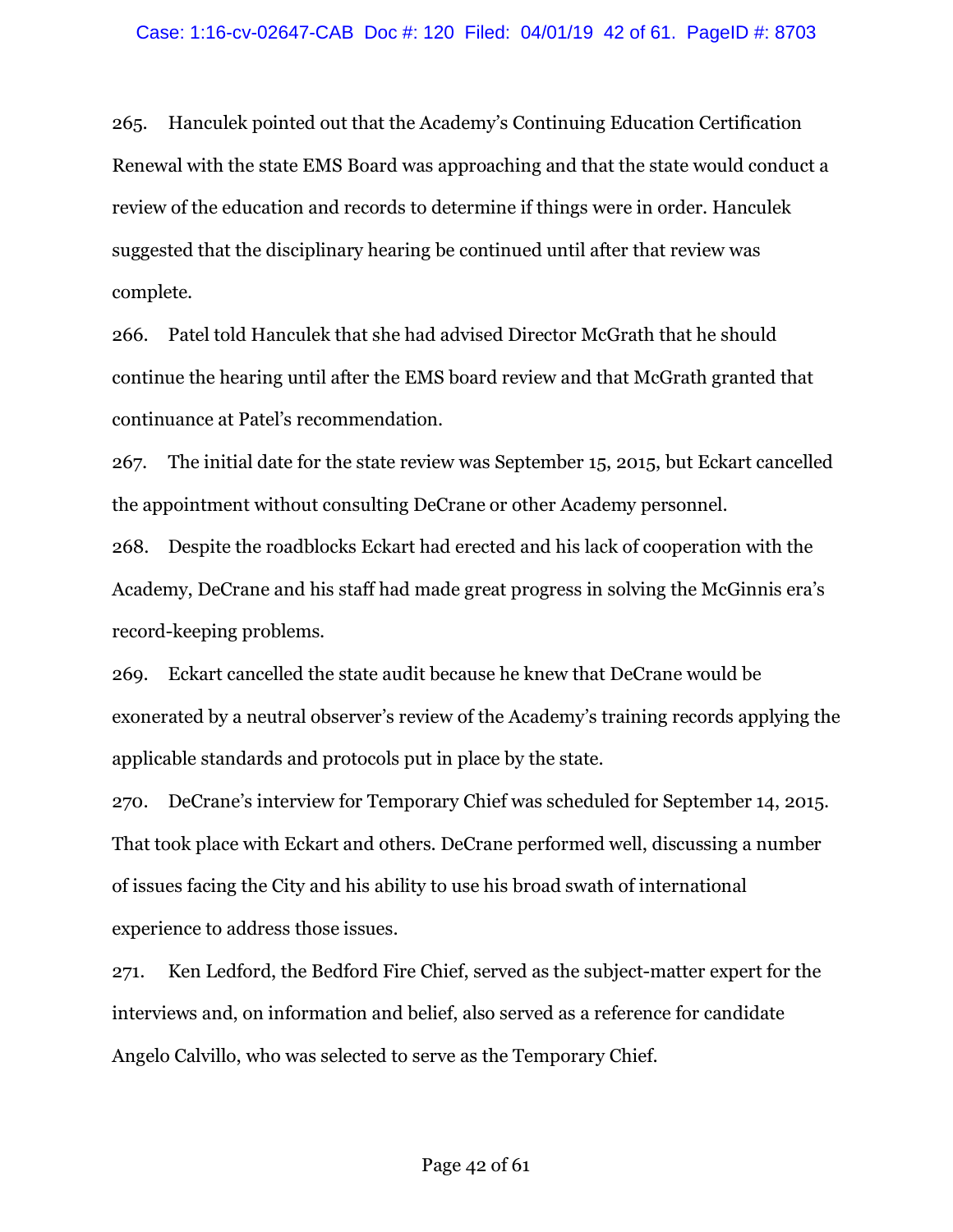265. Hanculek pointed out that the Academy's Continuing Education Certification Renewal with the state EMS Board was approaching and that the state would conduct a review of the education and records to determine if things were in order. Hanculek suggested that the disciplinary hearing be continued until after that review was complete.

266. Patel told Hanculek that she had advised Director McGrath that he should continue the hearing until after the EMS board review and that McGrath granted that continuance at Patel's recommendation.

267. The initial date for the state review was September 15, 2015, but Eckart cancelled the appointment without consulting DeCrane or other Academy personnel.

268. Despite the roadblocks Eckart had erected and his lack of cooperation with the Academy, DeCrane and his staff had made great progress in solving the McGinnis era's record-keeping problems.

269. Eckart cancelled the state audit because he knew that DeCrane would be exonerated by a neutral observer's review of the Academy's training records applying the applicable standards and protocols put in place by the state.

270. DeCrane's interview for Temporary Chief was scheduled for September 14, 2015. That took place with Eckart and others. DeCrane performed well, discussing a number of issues facing the City and his ability to use his broad swath of international experience to address those issues.

271. Ken Ledford, the Bedford Fire Chief, served as the subject-matter expert for the interviews and, on information and belief, also served as a reference for candidate Angelo Calvillo, who was selected to serve as the Temporary Chief.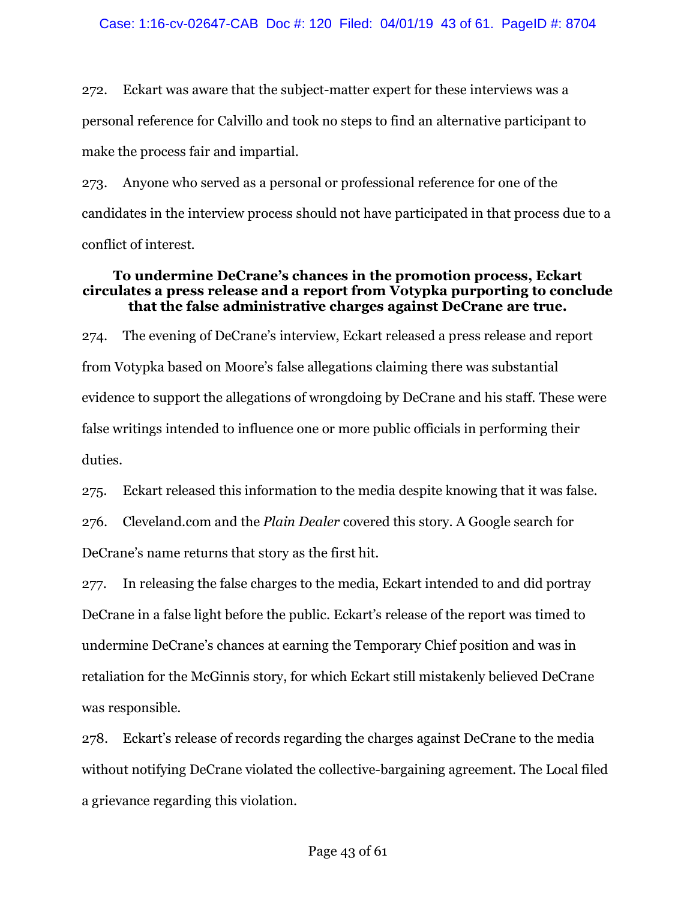272. Eckart was aware that the subject-matter expert for these interviews was a personal reference for Calvillo and took no steps to find an alternative participant to make the process fair and impartial.

273. Anyone who served as a personal or professional reference for one of the candidates in the interview process should not have participated in that process due to a conflict of interest.

### To undermine DeCrane's chances in the promotion process, Eckart circulates a press release and a report from Votypka purporting to conclude that the false administrative charges against DeCrane are true.

274. The evening of DeCrane's interview, Eckart released a press release and report from Votypka based on Moore's false allegations claiming there was substantial evidence to support the allegations of wrongdoing by DeCrane and his staff. These were false writings intended to influence one or more public officials in performing their duties.

275. Eckart released this information to the media despite knowing that it was false.

276. Cleveland.com and the *Plain Dealer* covered this story. A Google search for DeCrane's name returns that story as the first hit.

277. In releasing the false charges to the media, Eckart intended to and did portray DeCrane in a false light before the public. Eckart's release of the report was timed to undermine DeCrane's chances at earning the Temporary Chief position and was in retaliation for the McGinnis story, for which Eckart still mistakenly believed DeCrane was responsible.

278. Eckart's release of records regarding the charges against DeCrane to the media without notifying DeCrane violated the collective-bargaining agreement. The Local filed a grievance regarding this violation.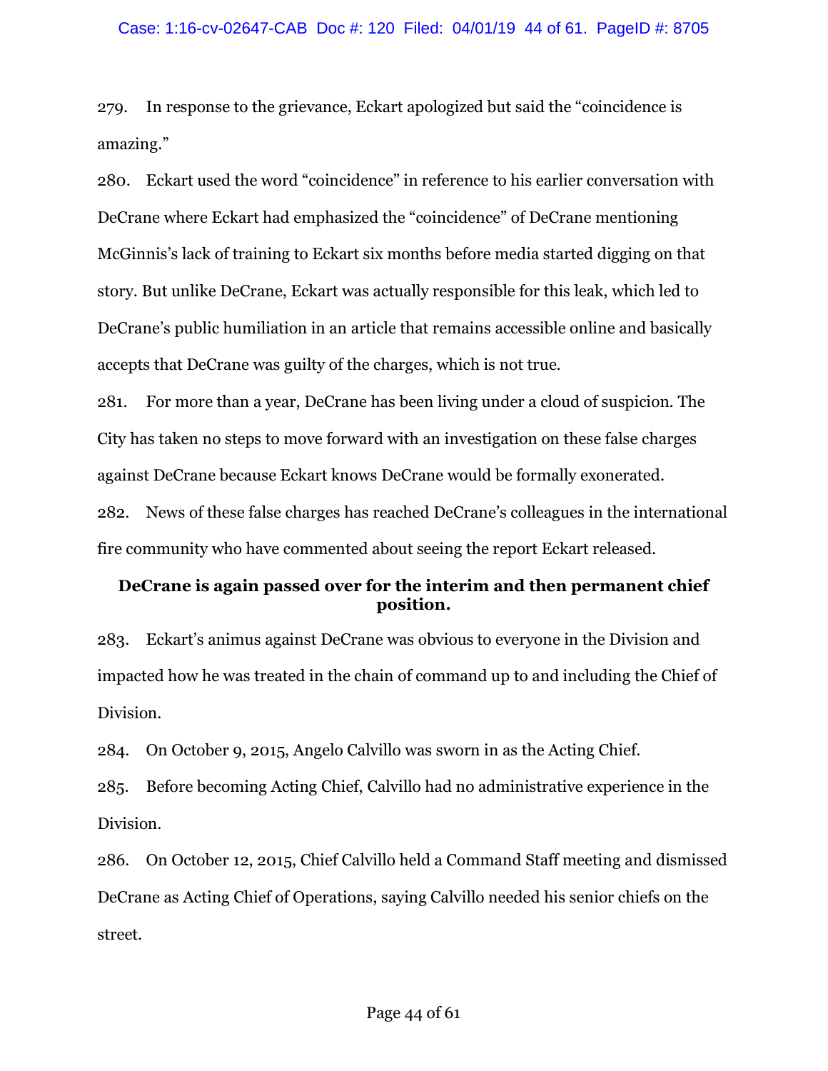279. In response to the grievance, Eckart apologized but said the "coincidence is amazing."

280. Eckart used the word "coincidence" in reference to his earlier conversation with DeCrane where Eckart had emphasized the "coincidence" of DeCrane mentioning McGinnis's lack of training to Eckart six months before media started digging on that story. But unlike DeCrane, Eckart was actually responsible for this leak, which led to DeCrane's public humiliation in an article that remains accessible online and basically accepts that DeCrane was guilty of the charges, which is not true.

281. For more than a year, DeCrane has been living under a cloud of suspicion. The City has taken no steps to move forward with an investigation on these false charges against DeCrane because Eckart knows DeCrane would be formally exonerated.

282. News of these false charges has reached DeCrane's colleagues in the international fire community who have commented about seeing the report Eckart released.

**DeCrane is again passed over for the interim and then permanent chief position.**

283. Eckart's animus against DeCrane was obvious to everyone in the Division and impacted how he was treated in the chain of command up to and including the Chief of Division.

284. On October 9, 2015, Angelo Calvillo was sworn in as the Acting Chief.

285. Before becoming Acting Chief, Calvillo had no administrative experience in the Division.

286. On October 12, 2015, Chief Calvillo held a Command Staff meeting and dismissed DeCrane as Acting Chief of Operations, saying Calvillo needed his senior chiefs on the street.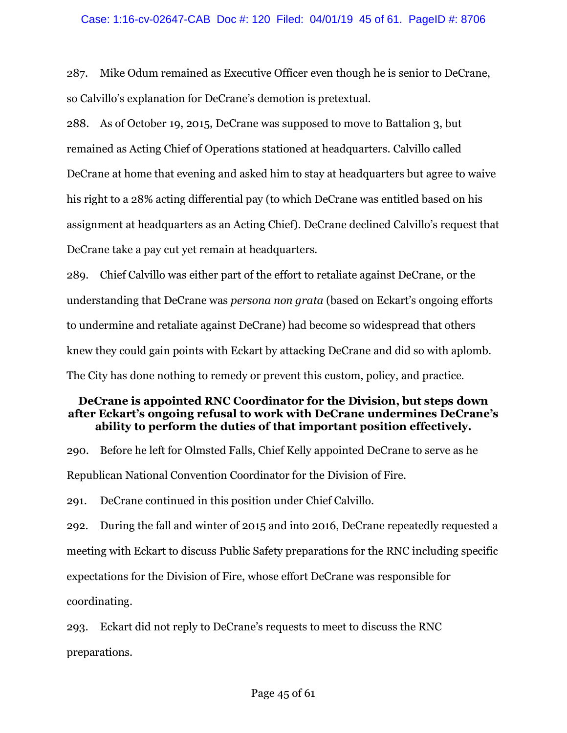287. Mike Odum remained as Executive Officer even though he is senior to DeCrane, so Calvillo's explanation for DeCrane's demotion is pretextual.

288. As of October 19, 2015, DeCrane was supposed to move to Battalion 3, but remained as Acting Chief of Operations stationed at headquarters. Calvillo called DeCrane at home that evening and asked him to stay at headquarters but agree to waive his right to a 28% acting differential pay (to which DeCrane was entitled based on his assignment at headquarters as an Acting Chief). DeCrane declined Calvillo's request that DeCrane take a pay cut yet remain at headquarters.

289. Chief Calvillo was either part of the effort to retaliate against DeCrane, or the understanding that DeCrane was *persona non grata* (based on Eckart's ongoing efforts to undermine and retaliate against DeCrane) had become so widespread that others knew they could gain points with Eckart by attacking DeCrane and did so with aplomb. The City has done nothing to remedy or prevent this custom, policy, and practice.

### DeCrane is appointed RNC Coordinator for the Division, but steps down after Eckart's ongoing refusal to work with DeCrane undermines DeCrane's ability to perform the duties of that important position effectively.

290. Before he left for Olmsted Falls, Chief Kelly appointed DeCrane to serve as he Republican National Convention Coordinator for the Division of Fire.

291. DeCrane continued in this position under Chief Calvillo.

292. During the fall and winter of 2015 and into 2016, DeCrane repeatedly requested a meeting with Eckart to discuss Public Safety preparations for the RNC including specific expectations for the Division of Fire, whose effort DeCrane was responsible for coordinating.

293. Eckart did not reply to DeCrane's requests to meet to discuss the RNC preparations.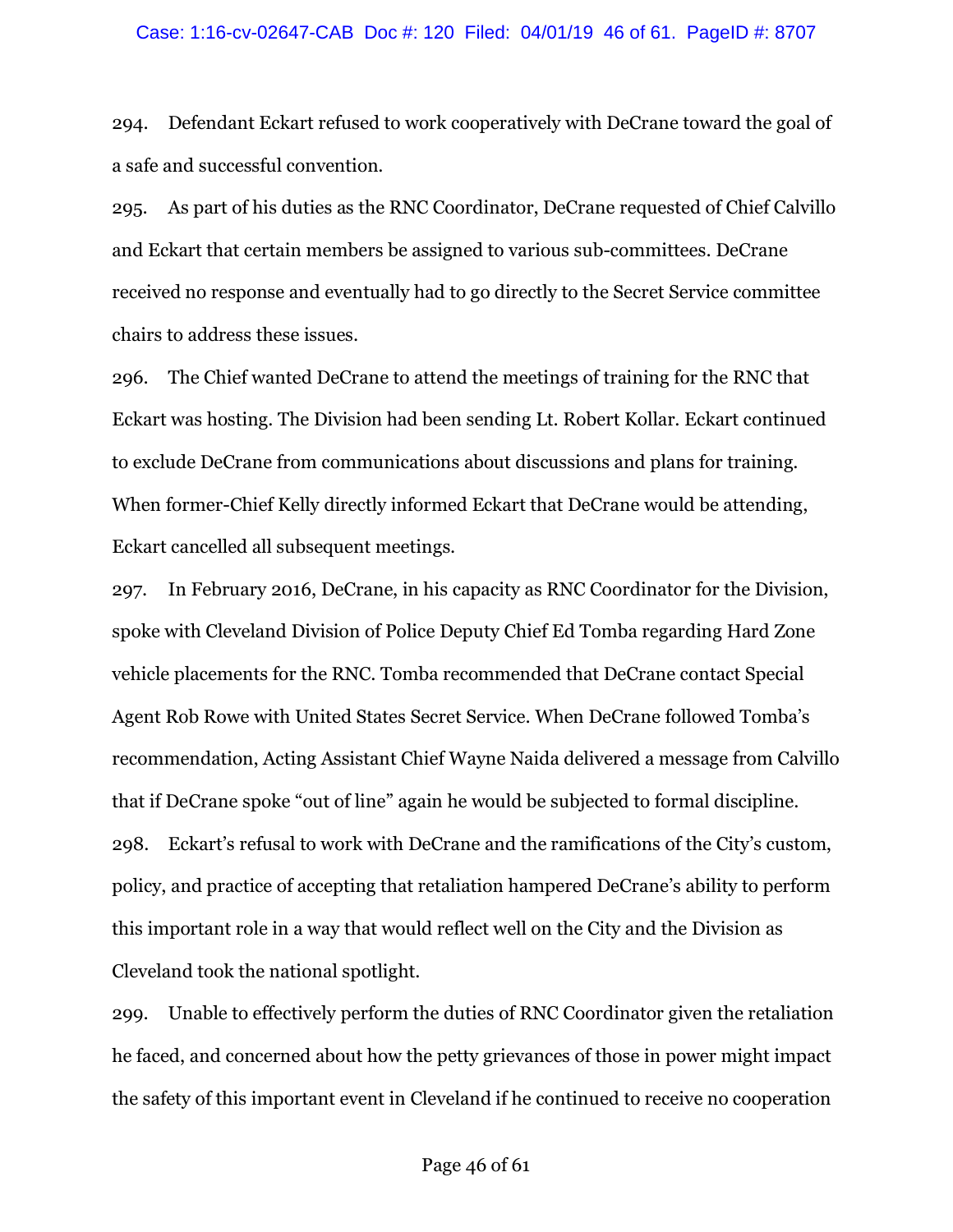294. Defendant Eckart refused to work cooperatively with DeCrane toward the goal of a safe and successful convention.

295. As part of his duties as the RNC Coordinator, DeCrane requested of Chief Calvillo and Eckart that certain members be assigned to various sub-committees. DeCrane received no response and eventually had to go directly to the Secret Service committee chairs to address these issues.

296. The Chief wanted DeCrane to attend the meetings of training for the RNC that Eckart was hosting. The Division had been sending Lt. Robert Kollar. Eckart continued to exclude DeCrane from communications about discussions and plans for training. When former-Chief Kelly directly informed Eckart that DeCrane would be attending, Eckart cancelled all subsequent meetings.

297. In February 2016, DeCrane, in his capacity as RNC Coordinator for the Division, spoke with Cleveland Division of Police Deputy Chief Ed Tomba regarding Hard Zone vehicle placements for the RNC. Tomba recommended that DeCrane contact Special Agent Rob Rowe with United States Secret Service. When DeCrane followed Tomba's recommendation, Acting Assistant Chief Wayne Naida delivered a message from Calvillo that if DeCrane spoke "out of line" again he would be subjected to formal discipline.

298. Eckart's refusal to work with DeCrane and the ramifications of the City's custom, policy, and practice of accepting that retaliation hampered DeCrane's ability to perform this important role in a way that would reflect well on the City and the Division as Cleveland took the national spotlight.

299. Unable to effectively perform the duties of RNC Coordinator given the retaliation he faced, and concerned about how the petty grievances of those in power might impact the safety of this important event in Cleveland if he continued to receive no cooperation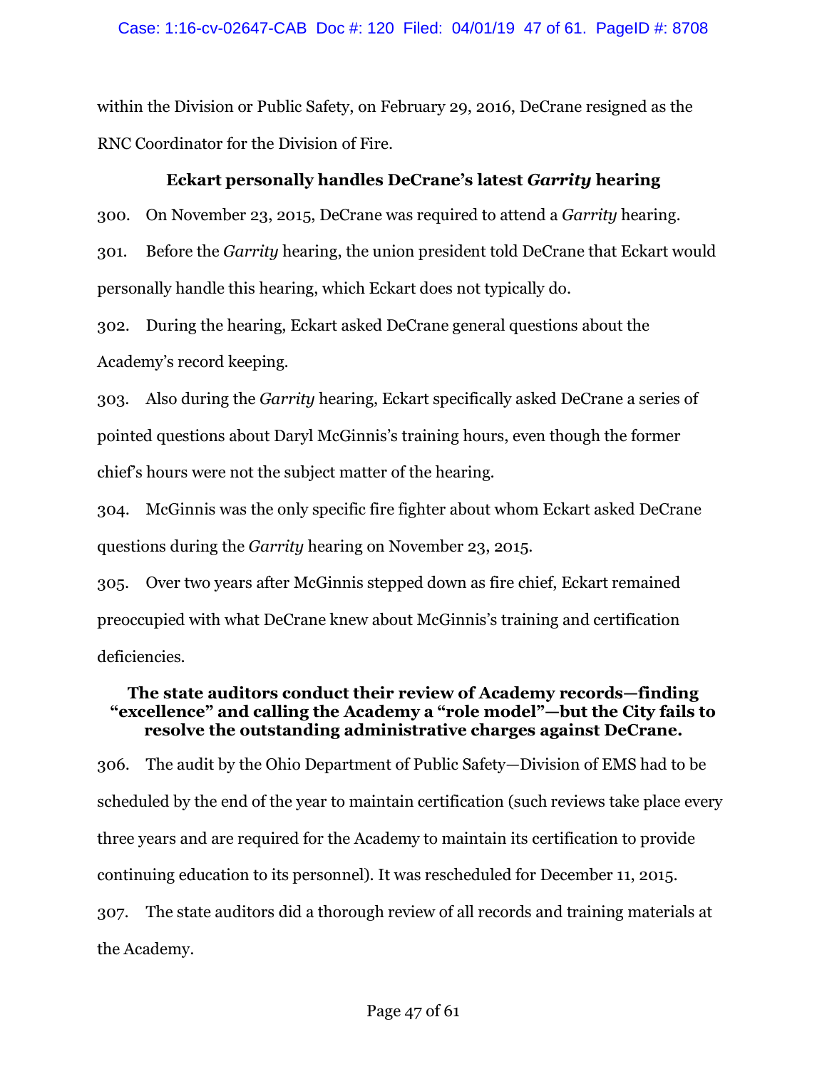within the Division or Public Safety, on February 29, 2016, DeCrane resigned as the RNC Coordinator for the Division of Fire.

### Eckart personally handles DeCrane's latest *Garrity* hearing

300. On November 23, 2015, DeCrane was required to attend a *Garrity* hearing.

301. Before the *Garrity* hearing, the union president told DeCrane that Eckart would personally handle this hearing, which Eckart does not typically do.

302. During the hearing, Eckart asked DeCrane general questions about the Academy's record keeping.

303. Also during the *Garrity* hearing, Eckart specifically asked DeCrane a series of pointed questions about Daryl McGinnis's training hours, even though the former chief's hours were not the subject matter of the hearing.

304. McGinnis was the only specific fire fighter about whom Eckart asked DeCrane questions during the *Garrity* hearing on November 23, 2015.

305. Over two years after McGinnis stepped down as fire chief, Eckart remained preoccupied with what DeCrane knew about McGinnis's training and certification deficiencies.

### The state auditors conduct their review of Academy records—finding "excellence" and calling the Academy a "role model"—but the City fails to resolve the outstanding administrative charges against DeCrane.

306. The audit by the Ohio Department of Public Safety—Division of EMS had to be scheduled by the end of the year to maintain certification (such reviews take place every three years and are required for the Academy to maintain its certification to provide continuing education to its personnel). It was rescheduled for December 11, 2015.

307. The state auditors did a thorough review of all records and training materials at the Academy.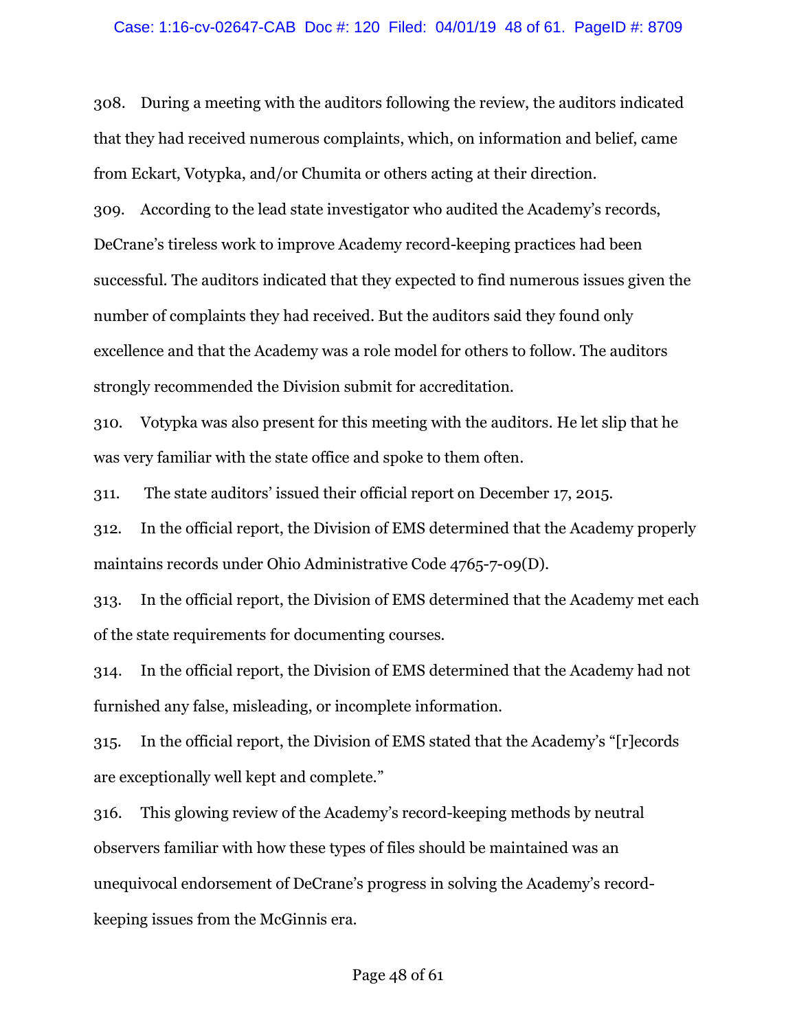308. During a meeting with the auditors following the review, the auditors indicated that they had received numerous complaints, which, on information and belief, came from Eckart, Votypka, and/or Chumita or others acting at their direction.

309. According to the lead state investigator who audited the Academy's records, DeCrane's tireless work to improve Academy record-keeping practices had been successful. The auditors indicated that they expected to find numerous issues given the number of complaints they had received. But the auditors said they found only excellence and that the Academy was a role model for others to follow. The auditors strongly recommended the Division submit for accreditation.

310. Votypka was also present for this meeting with the auditors. He let slip that he was very familiar with the state office and spoke to them often.

311. The state auditors' issued their official report on December 17, 2015.

312. In the official report, the Division of EMS determined that the Academy properly maintains records under Ohio Administrative Code 4765-7-09(D).

313. In the official report, the Division of EMS determined that the Academy met each of the state requirements for documenting courses.

314. In the official report, the Division of EMS determined that the Academy had not furnished any false, misleading, or incomplete information.

315. In the official report, the Division of EMS stated that the Academy's "[r]ecords are exceptionally well kept and complete."

316. This glowing review of the Academy's record-keeping methods by neutral observers familiar with how these types of files should be maintained was an unequivocal endorsement of DeCrane's progress in solving the Academy's record-keeping issues from the McGinnis era.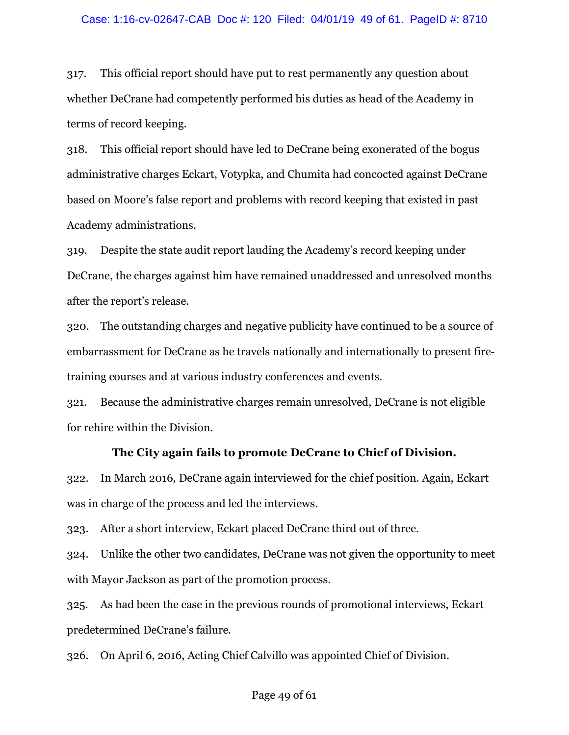317. This official report should have put to rest permanently any question about whether DeCrane had competently performed his duties as head of the Academy in terms of record keeping.

318. This official report should have led to DeCrane being exonerated of the bogus administrative charges Eckart, Votypka, and Chumita had concocted against DeCrane based on Moore's false report and problems with record keeping that existed in past Academy administrations.

319. Despite the state audit report lauding the Academy's record keeping under DeCrane, the charges against him have remained unaddressed and unresolved months after the report's release.

320. The outstanding charges and negative publicity have continued to be a source of embarrassment for DeCrane as he travels nationally and internationally to present fire-training courses and at various industry conferences and events.

321. Because the administrative charges remain unresolved, DeCrane is not eligible for rehire within the Division.

**The City again fails to promote DeCrane to Chief of Division.**

322. In March 2016, DeCrane again interviewed for the chief position. Again, Eckart was in charge of the process and led the interviews.

323. After a short interview, Eckart placed DeCrane third out of three.

324. Unlike the other two candidates, DeCrane was not given the opportunity to meet with Mayor Jackson as part of the promotion process.

325. As had been the case in the previous rounds of promotional interviews, Eckart predetermined DeCrane's failure.

326. On April 6, 2016, Acting Chief Calvillo was appointed Chief of Division.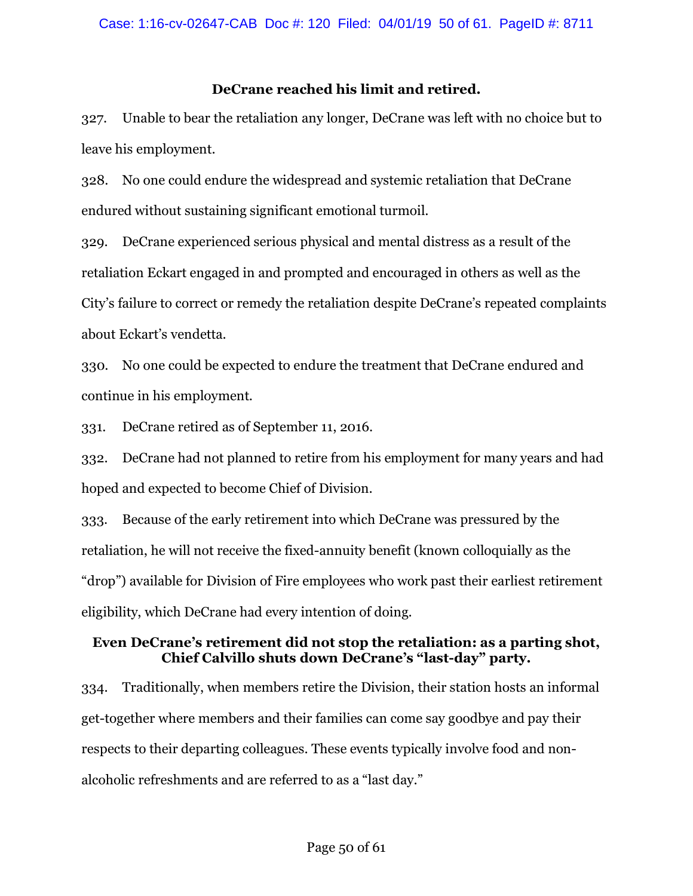**DeCrane reached his limit and retired.**

327. Unable to bear the retaliation any longer, DeCrane was left with no choice but to leave his employment.

328. No one could endure the widespread and systemic retaliation that DeCrane endured without sustaining significant emotional turmoil.

329. DeCrane experienced serious physical and mental distress as a result of the retaliation Eckart engaged in and prompted and encouraged in others as well as the City's failure to correct or remedy the retaliation despite DeCrane's repeated complaints about Eckart's vendetta.

330. No one could be expected to endure the treatment that DeCrane endured and continue in his employment.

331. DeCrane retired as of September 11, 2016.

332. DeCrane had not planned to retire from his employment for many years and had hoped and expected to become Chief of Division.

333. Because of the early retirement into which DeCrane was pressured by the retaliation, he will not receive the fixed-annuity benefit (known colloquially as the "drop") available for Division of Fire employees who work past their earliest retirement eligibility, which DeCrane had every intention of doing.

**Even DeCrane's retirement did not stop the retaliation: as a parting shot, Chief Calvillo shuts down DeCrane's "last-day" party.**

334. Traditionally, when members retire the Division, their station hosts an informal get-together where members and their families can come say goodbye and pay their respects to their departing colleagues. These events typically involve food and non-alcoholic refreshments and are referred to as a "last day."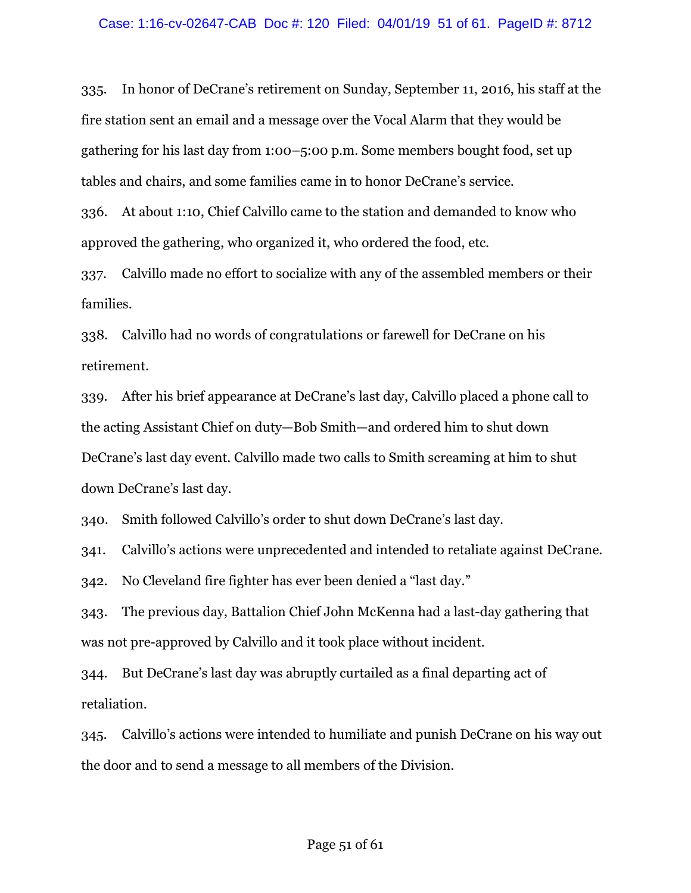335. In honor of DeCrane's retirement on Sunday, September 11, 2016, his staff at the fire station sent an email and a message over the Vocal Alarm that they would be gathering for his last day from 1:00–5:00 p.m. Some members bought food, set up tables and chairs, and some families came in to honor DeCrane's service.

336. At about 1:10, Chief Calvillo came to the station and demanded to know who approved the gathering, who organized it, who ordered the food, etc.

337. Calvillo made no effort to socialize with any of the assembled members or their families.

338. Calvillo had no words of congratulations or farewell for DeCrane on his retirement.

339. After his brief appearance at DeCrane's last day, Calvillo placed a phone call to the acting Assistant Chief on duty—Bob Smith—and ordered him to shut down DeCrane's last day event. Calvillo made two calls to Smith screaming at him to shut down DeCrane's last day.

340. Smith followed Calvillo's order to shut down DeCrane's last day.

341. Calvillo's actions were unprecedented and intended to retaliate against DeCrane.

342. No Cleveland fire fighter has ever been denied a "last day."

343. The previous day, Battalion Chief John McKenna had a last-day gathering that was not pre-approved by Calvillo and it took place without incident.

344. But DeCrane's last day was abruptly curtailed as a final departing act of retaliation.

345. Calvillo's actions were intended to humiliate and punish DeCrane on his way out the door and to send a message to all members of the Division.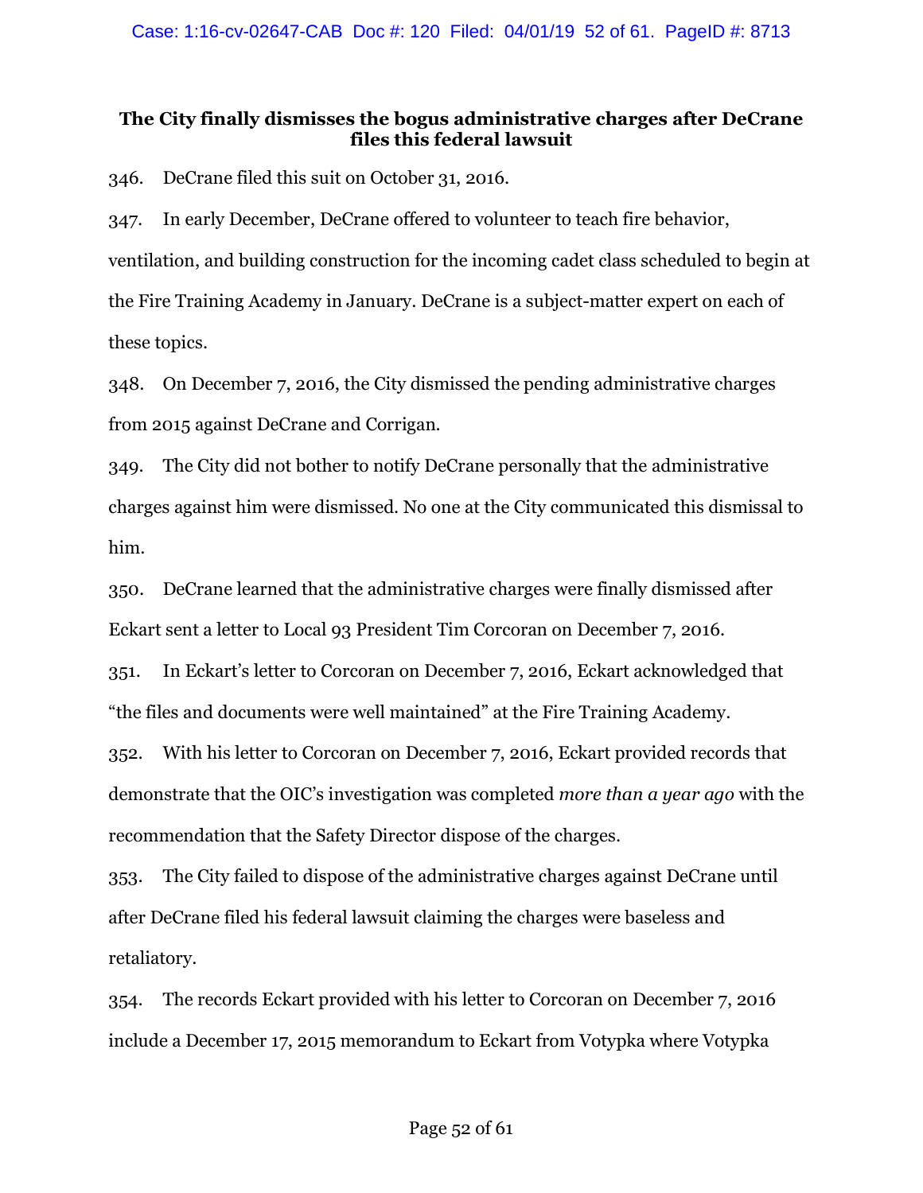### The City finally dismisses the bogus administrative charges after DeCrane files this federal lawsuit

346. DeCrane filed this suit on October 31, 2016.

347. In early December, DeCrane offered to volunteer to teach fire behavior, ventilation, and building construction for the incoming cadet class scheduled to begin at the Fire Training Academy in January. DeCrane is a subject-matter expert on each of these topics.

348. On December 7, 2016, the City dismissed the pending administrative charges from 2015 against DeCrane and Corrigan.

349. The City did not bother to notify DeCrane personally that the administrative charges against him were dismissed. No one at the City communicated this dismissal to him.

350. DeCrane learned that the administrative charges were finally dismissed after Eckart sent a letter to Local 93 President Tim Corcoran on December 7, 2016.

351. In Eckart's letter to Corcoran on December 7, 2016, Eckart acknowledged that "the files and documents were well maintained" at the Fire Training Academy.

352. With his letter to Corcoran on December 7, 2016, Eckart provided records that demonstrate that the OIC's investigation was completed *more than a year ago* with the recommendation that the Safety Director dispose of the charges.

353. The City failed to dispose of the administrative charges against DeCrane until after DeCrane filed his federal lawsuit claiming the charges were baseless and retaliatory.

354. The records Eckart provided with his letter to Corcoran on December 7, 2016 include a December 17, 2015 memorandum to Eckart from Votypka where Votypka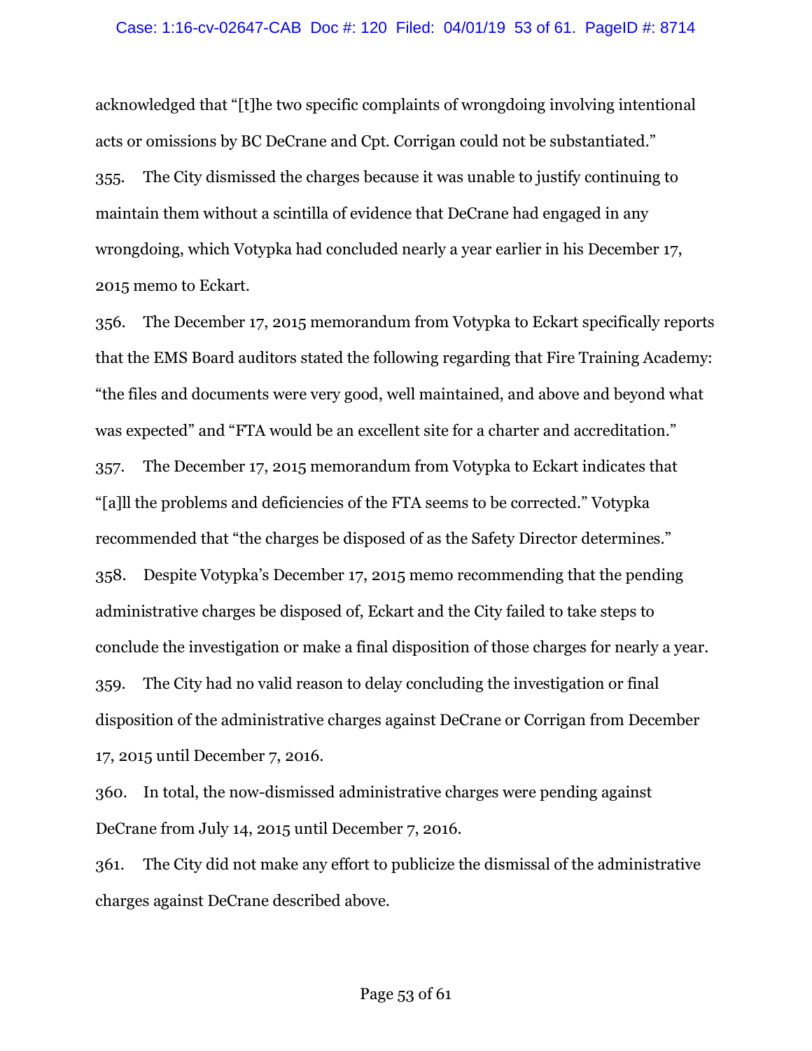acknowledged that "[t]he two specific complaints of wrongdoing involving intentional acts or omissions by BC DeCrane and Cpt. Corrigan could not be substantiated."

355. The City dismissed the charges because it was unable to justify continuing to maintain them without a scintilla of evidence that DeCrane had engaged in any wrongdoing, which Votypka had concluded nearly a year earlier in his December 17, 2015 memo to Eckart.

356. The December 17, 2015 memorandum from Votypka to Eckart specifically reports that the EMS Board auditors stated the following regarding that Fire Training Academy: "the files and documents were very good, well maintained, and above and beyond what was expected" and "FTA would be an excellent site for a charter and accreditation."

357. The December 17, 2015 memorandum from Votypka to Eckart indicates that "[a]ll the problems and deficiencies of the FTA seems to be corrected." Votypka recommended that "the charges be disposed of as the Safety Director determines."

358. Despite Votypka's December 17, 2015 memo recommending that the pending administrative charges be disposed of, Eckart and the City failed to take steps to conclude the investigation or make a final disposition of those charges for nearly a year.

359. The City had no valid reason to delay concluding the investigation or final disposition of the administrative charges against DeCrane or Corrigan from December 17, 2015 until December 7, 2016.

360. In total, the now-dismissed administrative charges were pending against DeCrane from July 14, 2015 until December 7, 2016.

361. The City did not make any effort to publicize the dismissal of the administrative charges against DeCrane described above.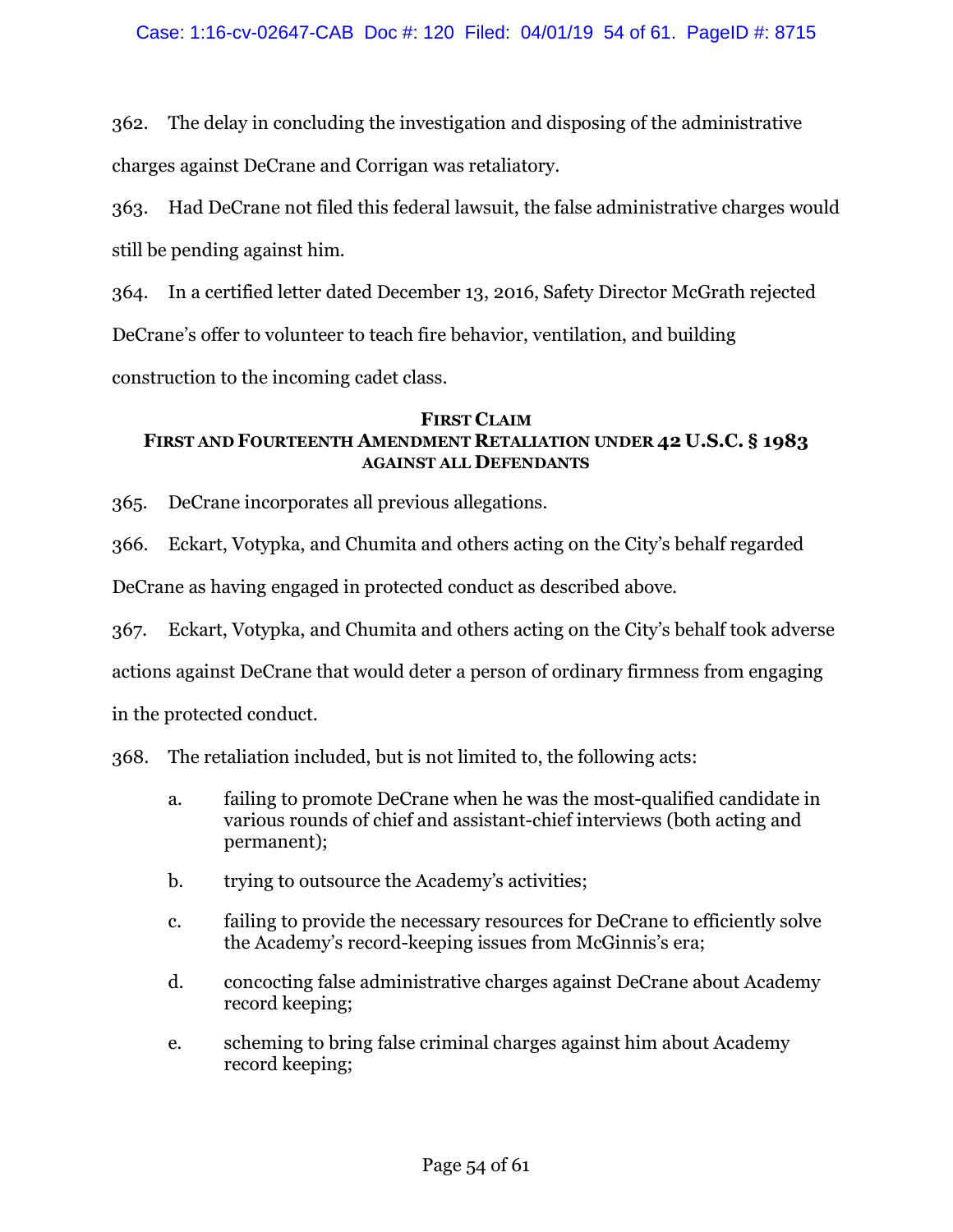362. The delay in concluding the investigation and disposing of the administrative charges against DeCrane and Corrigan was retaliatory.

363. Had DeCrane not filed this federal lawsuit, the false administrative charges would still be pending against him.

364. In a certified letter dated December 13, 2016, Safety Director McGrath rejected DeCrane's offer to volunteer to teach fire behavior, ventilation, and building construction to the incoming cadet class.

## FIRST CLAIM
## FIRST AND FOURTEENTH AMENDMENT RETALIATION UNDER 42 U.S.C. § 1983 AGAINST ALL DEFENDANTS

365. DeCrane incorporates all previous allegations.

366. Eckart, Votypka, and Chumita and others acting on the City's behalf regarded DeCrane as having engaged in protected conduct as described above.

367. Eckart, Votypka, and Chumita and others acting on the City's behalf took adverse actions against DeCrane that would deter a person of ordinary firmness from engaging in the protected conduct.

368. The retaliation included, but is not limited to, the following acts:

  a. failing to promote DeCrane when he was the most-qualified candidate in various rounds of chief and assistant-chief interviews (both acting and permanent);

  b. trying to outsource the Academy's activities;

  c. failing to provide the necessary resources for DeCrane to efficiently solve the Academy's record-keeping issues from McGinnis's era;

  d. concocting false administrative charges against DeCrane about Academy record keeping;

  e. scheming to bring false criminal charges against him about Academy record keeping;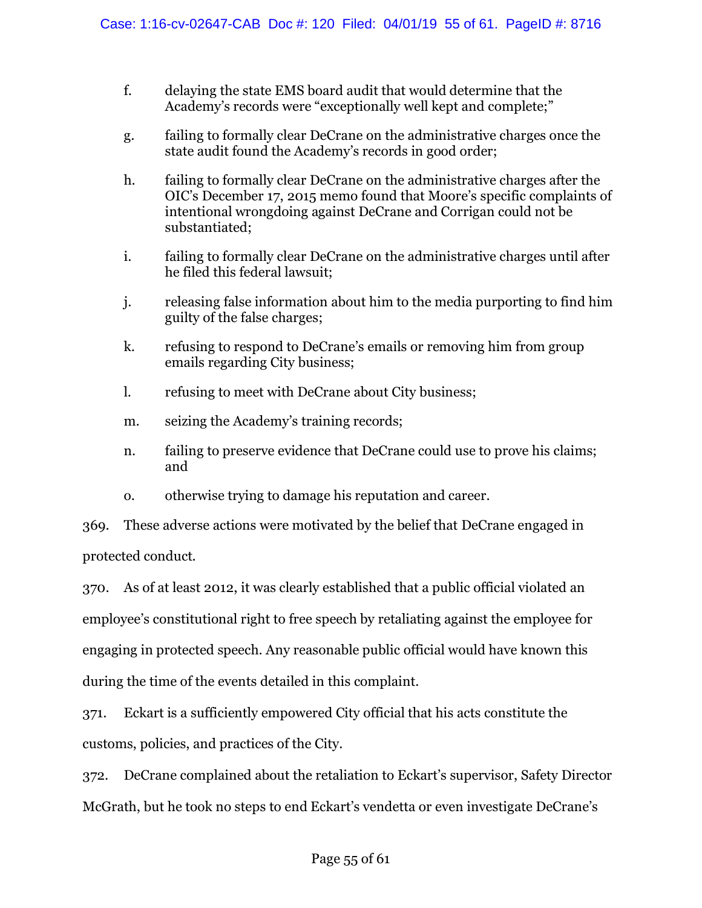f. delaying the state EMS board audit that would determine that the Academy's records were "exceptionally well kept and complete;"

g. failing to formally clear DeCrane on the administrative charges once the state audit found the Academy's records in good order;

h. failing to formally clear DeCrane on the administrative charges after the OIC's December 17, 2015 memo found that Moore's specific complaints of intentional wrongdoing against DeCrane and Corrigan could not be substantiated;

i. failing to formally clear DeCrane on the administrative charges until after he filed this federal lawsuit;

j. releasing false information about him to the media purporting to find him guilty of the false charges;

k. refusing to respond to DeCrane's emails or removing him from group emails regarding City business;

l. refusing to meet with DeCrane about City business;

m. seizing the Academy's training records;

n. failing to preserve evidence that DeCrane could use to prove his claims; and

o. otherwise trying to damage his reputation and career.

369. These adverse actions were motivated by the belief that DeCrane engaged in protected conduct.

370. As of at least 2012, it was clearly established that a public official violated an employee's constitutional right to free speech by retaliating against the employee for engaging in protected speech. Any reasonable public official would have known this during the time of the events detailed in this complaint.

371. Eckart is a sufficiently empowered City official that his acts constitute the customs, policies, and practices of the City.

372. DeCrane complained about the retaliation to Eckart's supervisor, Safety Director McGrath, but he took no steps to end Eckart's vendetta or even investigate DeCrane's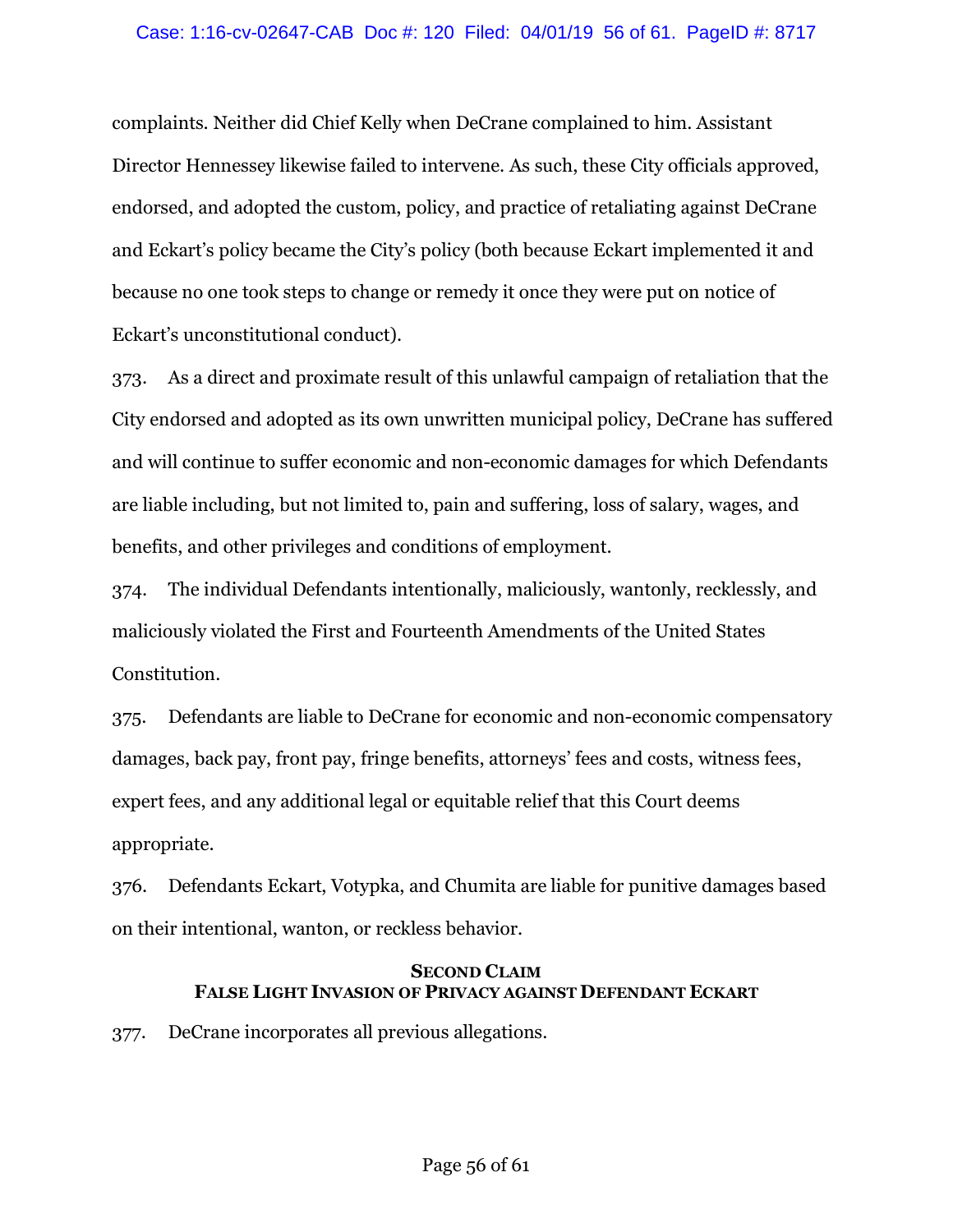complaints. Neither did Chief Kelly when DeCrane complained to him. Assistant Director Hennessey likewise failed to intervene. As such, these City officials approved, endorsed, and adopted the custom, policy, and practice of retaliating against DeCrane and Eckart's policy became the City's policy (both because Eckart implemented it and because no one took steps to change or remedy it once they were put on notice of Eckart's unconstitutional conduct).

373. As a direct and proximate result of this unlawful campaign of retaliation that the City endorsed and adopted as its own unwritten municipal policy, DeCrane has suffered and will continue to suffer economic and non-economic damages for which Defendants are liable including, but not limited to, pain and suffering, loss of salary, wages, and benefits, and other privileges and conditions of employment.

374. The individual Defendants intentionally, maliciously, wantonly, recklessly, and maliciously violated the First and Fourteenth Amendments of the United States Constitution.

375. Defendants are liable to DeCrane for economic and non-economic compensatory damages, back pay, front pay, fringe benefits, attorneys' fees and costs, witness fees, expert fees, and any additional legal or equitable relief that this Court deems appropriate.

376. Defendants Eckart, Votypka, and Chumita are liable for punitive damages based on their intentional, wanton, or reckless behavior.

## SECOND CLAIM
## FALSE LIGHT INVASION OF PRIVACY AGAINST DEFENDANT ECKART

377. DeCrane incorporates all previous allegations.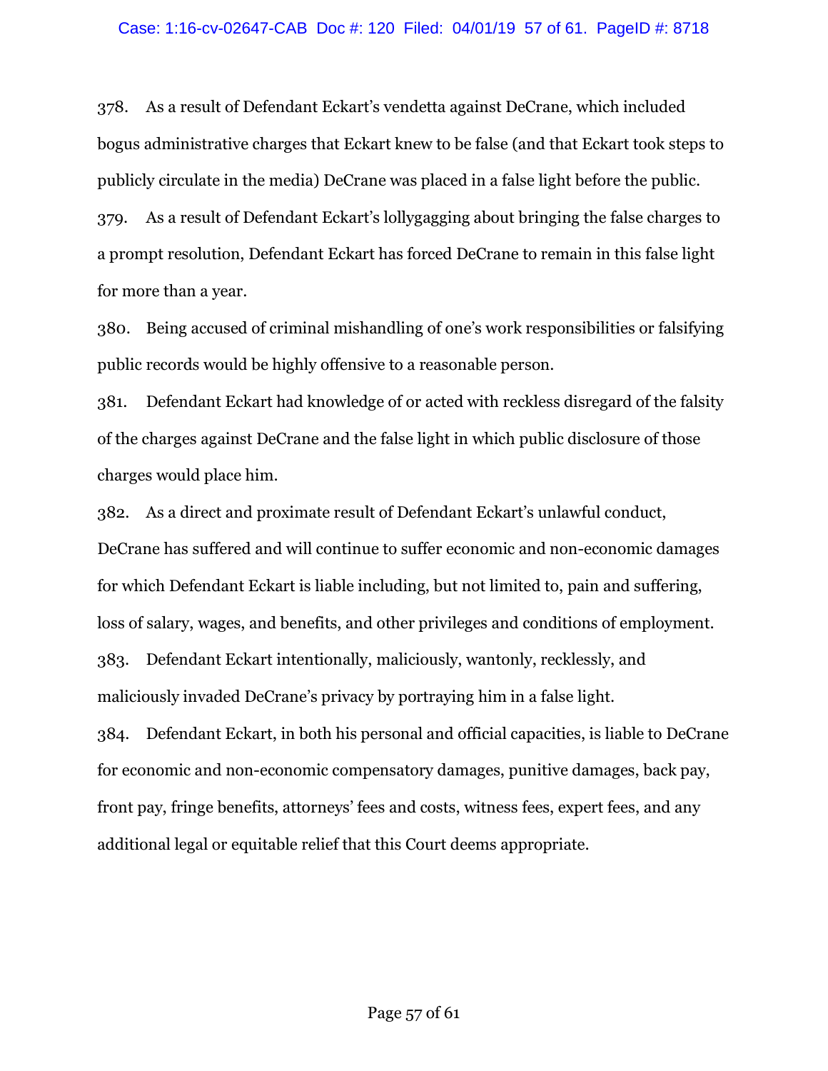378. As a result of Defendant Eckart's vendetta against DeCrane, which included bogus administrative charges that Eckart knew to be false (and that Eckart took steps to publicly circulate in the media) DeCrane was placed in a false light before the public.

379. As a result of Defendant Eckart's lollygagging about bringing the false charges to a prompt resolution, Defendant Eckart has forced DeCrane to remain in this false light for more than a year.

380. Being accused of criminal mishandling of one's work responsibilities or falsifying public records would be highly offensive to a reasonable person.

381. Defendant Eckart had knowledge of or acted with reckless disregard of the falsity of the charges against DeCrane and the false light in which public disclosure of those charges would place him.

382. As a direct and proximate result of Defendant Eckart's unlawful conduct, DeCrane has suffered and will continue to suffer economic and non-economic damages for which Defendant Eckart is liable including, but not limited to, pain and suffering, loss of salary, wages, and benefits, and other privileges and conditions of employment.

383. Defendant Eckart intentionally, maliciously, wantonly, recklessly, and maliciously invaded DeCrane's privacy by portraying him in a false light.

384. Defendant Eckart, in both his personal and official capacities, is liable to DeCrane for economic and non-economic compensatory damages, punitive damages, back pay, front pay, fringe benefits, attorneys' fees and costs, witness fees, expert fees, and any additional legal or equitable relief that this Court deems appropriate.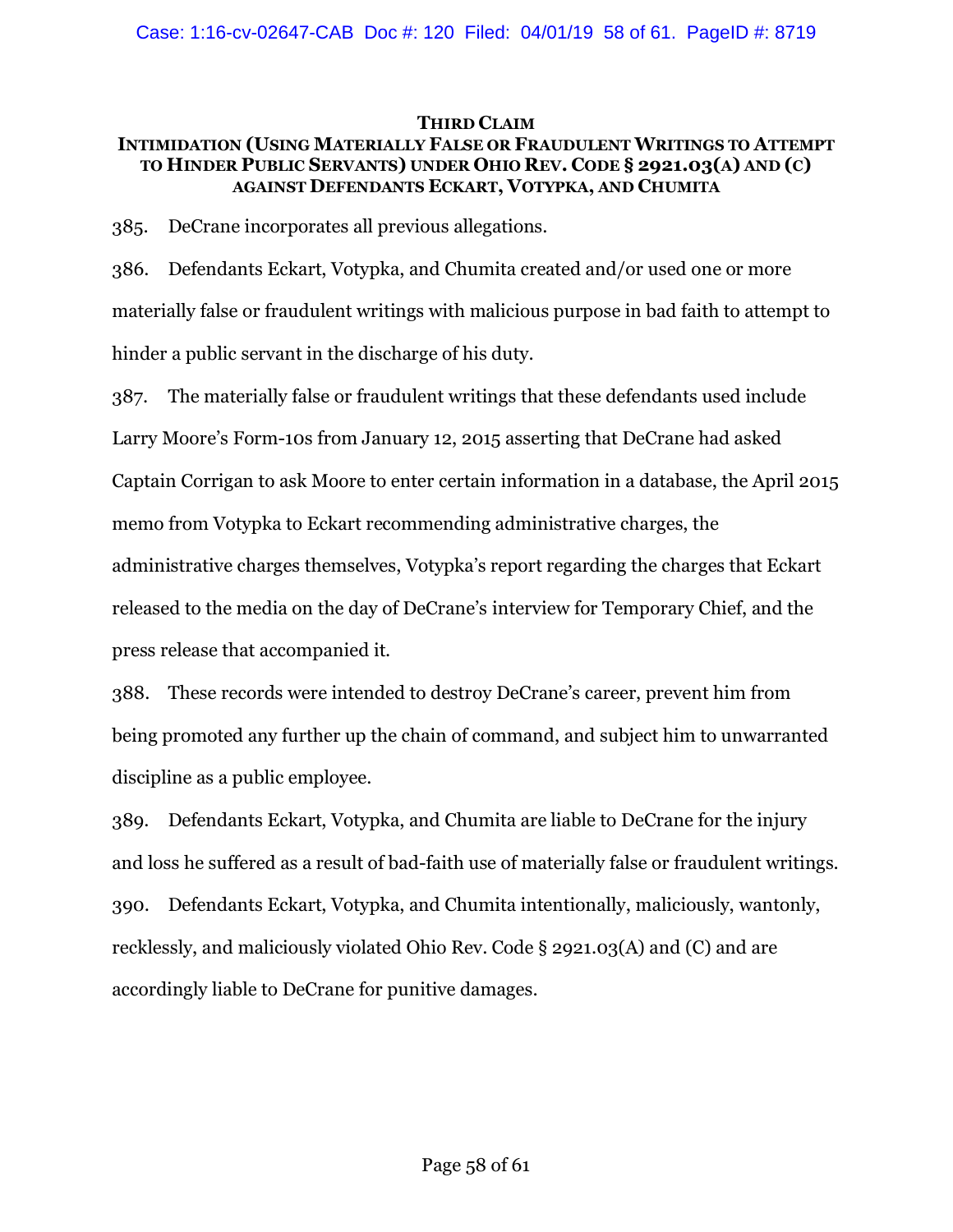## THIRD CLAIM

### INTIMIDATION (USING MATERIALLY FALSE OR FRAUDULENT WRITINGS TO ATTEMPT TO HINDER PUBLIC SERVANTS) UNDER OHIO REV. CODE § 2921.03(A) AND (C) AGAINST DEFENDANTS ECKART, VOTYPKA, AND CHUMITA

385. DeCrane incorporates all previous allegations.

386. Defendants Eckart, Votypka, and Chumita created and/or used one or more materially false or fraudulent writings with malicious purpose in bad faith to attempt to hinder a public servant in the discharge of his duty.

387. The materially false or fraudulent writings that these defendants used include Larry Moore's Form-10s from January 12, 2015 asserting that DeCrane had asked Captain Corrigan to ask Moore to enter certain information in a database, the April 2015 memo from Votypka to Eckart recommending administrative charges, the administrative charges themselves, Votypka's report regarding the charges that Eckart released to the media on the day of DeCrane's interview for Temporary Chief, and the press release that accompanied it.

388. These records were intended to destroy DeCrane's career, prevent him from being promoted any further up the chain of command, and subject him to unwarranted discipline as a public employee.

389. Defendants Eckart, Votypka, and Chumita are liable to DeCrane for the injury and loss he suffered as a result of bad-faith use of materially false or fraudulent writings.

390. Defendants Eckart, Votypka, and Chumita intentionally, maliciously, wantonly, recklessly, and maliciously violated Ohio Rev. Code § 2921.03(A) and (C) and are accordingly liable to DeCrane for punitive damages.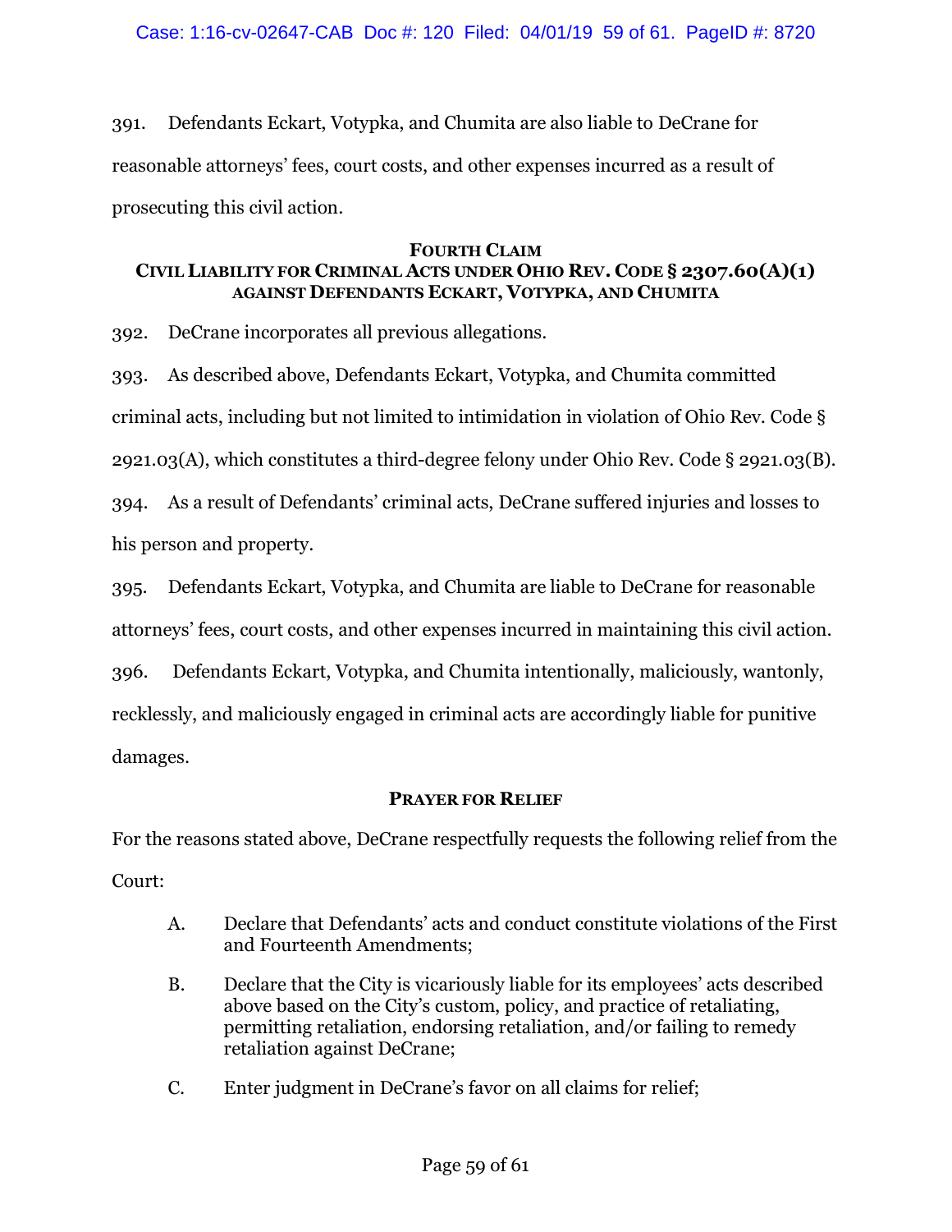391. Defendants Eckart, Votypka, and Chumita are also liable to DeCrane for reasonable attorneys' fees, court costs, and other expenses incurred as a result of prosecuting this civil action.

### FOURTH CLAIM
### CIVIL LIABILITY FOR CRIMINAL ACTS UNDER OHIO REV. CODE § 2307.60(A)(1) AGAINST DEFENDANTS ECKART, VOTYPKA, AND CHUMITA

392. DeCrane incorporates all previous allegations.

393. As described above, Defendants Eckart, Votypka, and Chumita committed criminal acts, including but not limited to intimidation in violation of Ohio Rev. Code § 2921.03(A), which constitutes a third-degree felony under Ohio Rev. Code § 2921.03(B).

394. As a result of Defendants' criminal acts, DeCrane suffered injuries and losses to his person and property.

395. Defendants Eckart, Votypka, and Chumita are liable to DeCrane for reasonable attorneys' fees, court costs, and other expenses incurred in maintaining this civil action.

396. Defendants Eckart, Votypka, and Chumita intentionally, maliciously, wantonly, recklessly, and maliciously engaged in criminal acts are accordingly liable for punitive damages.

### PRAYER FOR RELIEF

For the reasons stated above, DeCrane respectfully requests the following relief from the Court:

A. Declare that Defendants' acts and conduct constitute violations of the First and Fourteenth Amendments;

B. Declare that the City is vicariously liable for its employees' acts described above based on the City's custom, policy, and practice of retaliating, permitting retaliation, endorsing retaliation, and/or failing to remedy retaliation against DeCrane;

C. Enter judgment in DeCrane's favor on all claims for relief;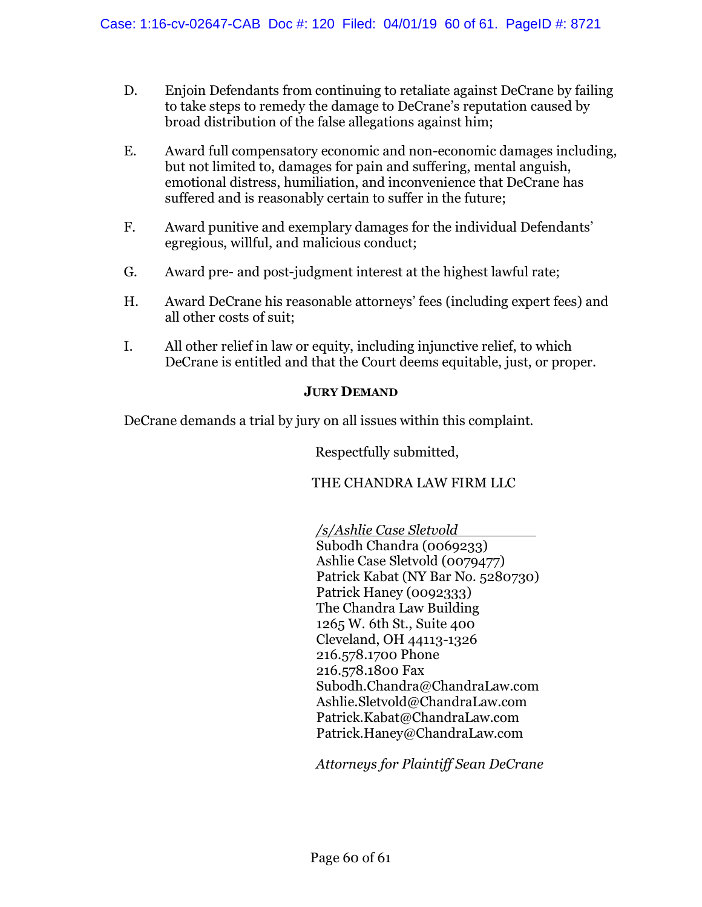D. Enjoin Defendants from continuing to retaliate against DeCrane by failing to take steps to remedy the damage to DeCrane's reputation caused by broad distribution of the false allegations against him;

E. Award full compensatory economic and non-economic damages including, but not limited to, damages for pain and suffering, mental anguish, emotional distress, humiliation, and inconvenience that DeCrane has suffered and is reasonably certain to suffer in the future;

F. Award punitive and exemplary damages for the individual Defendants' egregious, willful, and malicious conduct;

G. Award pre- and post-judgment interest at the highest lawful rate;

H. Award DeCrane his reasonable attorneys' fees (including expert fees) and all other costs of suit;

I. All other relief in law or equity, including injunctive relief, to which DeCrane is entitled and that the Court deems equitable, just, or proper.

**JURY DEMAND**

DeCrane demands a trial by jury on all issues within this complaint.

Respectfully submitted,

THE CHANDRA LAW FIRM LLC

*/s/Ashlie Case Sletvold*
Subodh Chandra (0069233)
Ashlie Case Sletvold (0079477)
Patrick Kabat (NY Bar No. 5280730)
Patrick Haney (0092333)
The Chandra Law Building
1265 W. 6th St., Suite 400
Cleveland, OH 44113-1326
216.578.1700 Phone
216.578.1800 Fax
Subodh.Chandra@ChandraLaw.com
Ashlie.Sletvold@ChandraLaw.com
Patrick.Kabat@ChandraLaw.com
Patrick.Haney@ChandraLaw.com

*Attorneys for Plaintiff Sean DeCrane*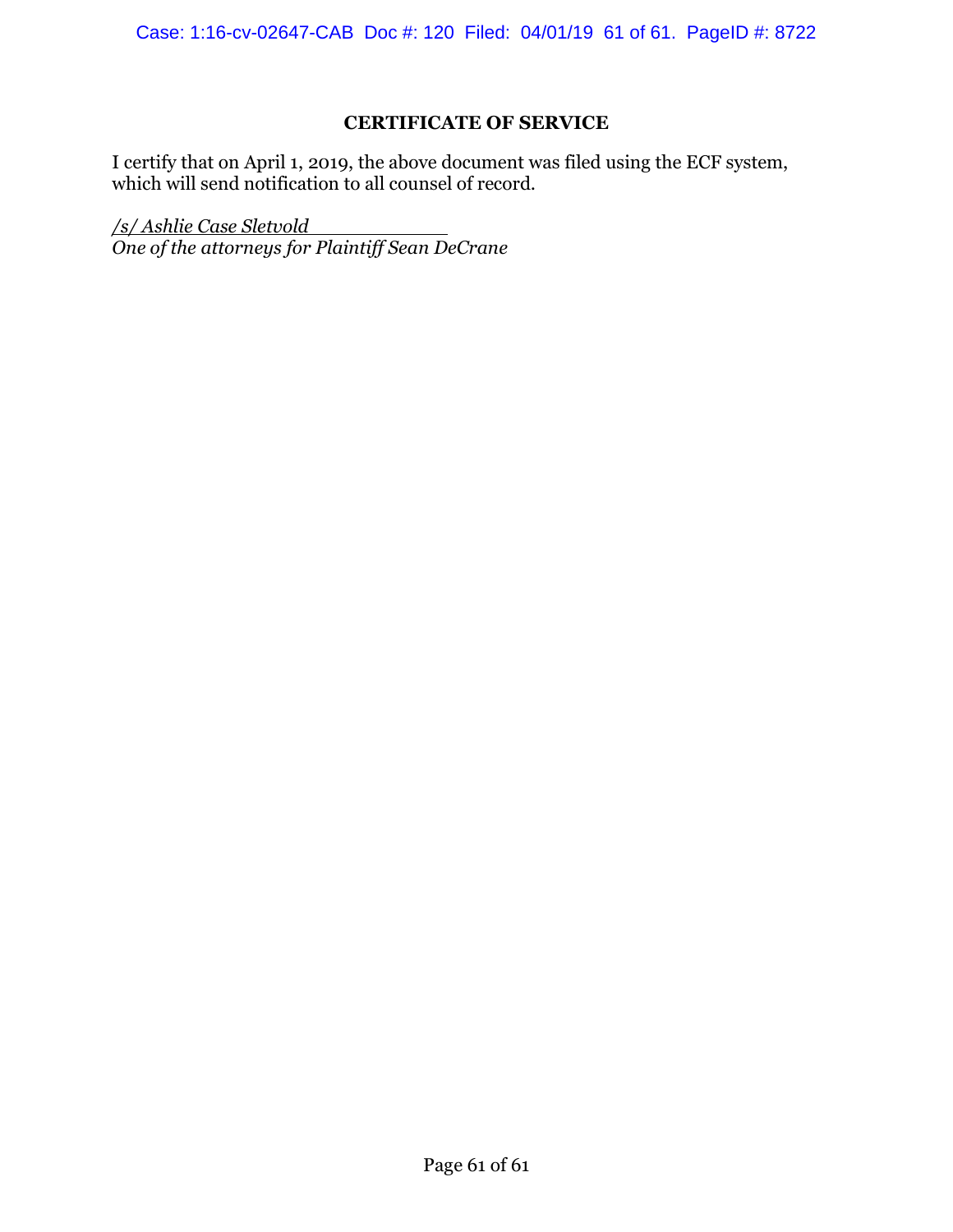## CERTIFICATE OF SERVICE

I certify that on April 1, 2019, the above document was filed using the ECF system, which will send notification to all counsel of record.

*/s/ Ashlie Case Sletvold*
*One of the attorneys for Plaintiff Sean DeCrane*